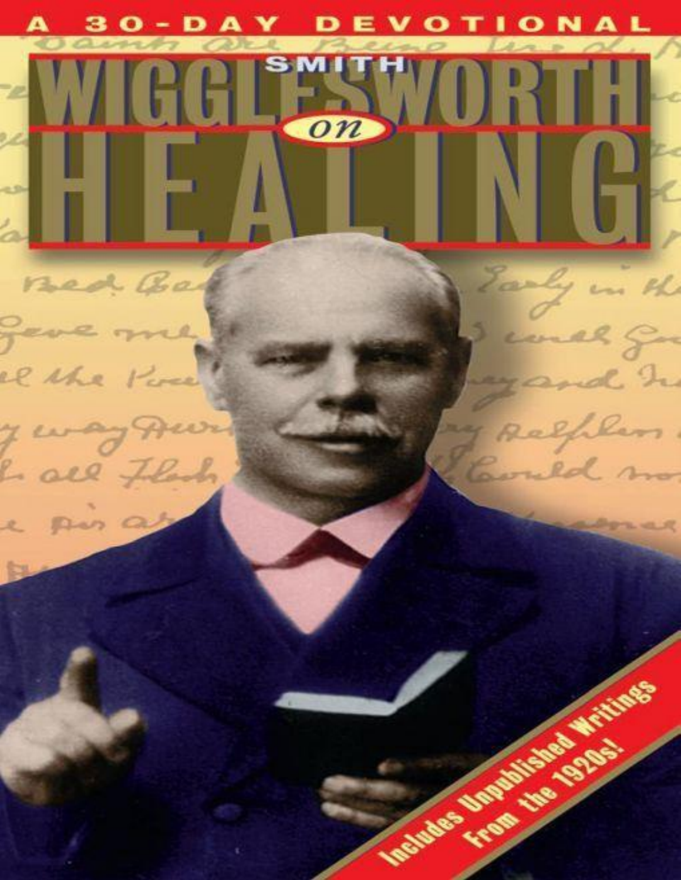A 30-DAY DEVOTIONAL

# SMITH WIGGLESWORTH on HEALING

Includes Unpublished Writings From the 1920s!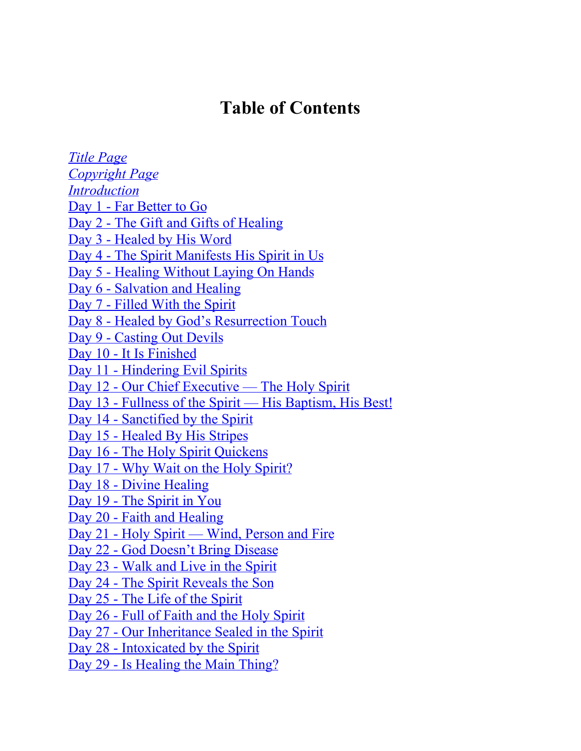# Table of Contents

*Title Page*
*Copyright Page*
*Introduction*
Day 1 - Far Better to Go
Day 2 - The Gift and Gifts of Healing
Day 3 - Healed by His Word
Day 4 - The Spirit Manifests His Spirit in Us
Day 5 - Healing Without Laying On Hands
Day 6 - Salvation and Healing
Day 7 - Filled With the Spirit
Day 8 - Healed by God's Resurrection Touch
Day 9 - Casting Out Devils
Day 10 - It Is Finished
Day 11 - Hindering Evil Spirits
Day 12 - Our Chief Executive — The Holy Spirit
Day 13 - Fullness of the Spirit — His Baptism, His Best!
Day 14 - Sanctified by the Spirit
Day 15 - Healed By His Stripes
Day 16 - The Holy Spirit Quickens
Day 17 - Why Wait on the Holy Spirit?
Day 18 - Divine Healing
Day 19 - The Spirit in You
Day 20 - Faith and Healing
Day 21 - Holy Spirit — Wind, Person and Fire
Day 22 - God Doesn't Bring Disease
Day 23 - Walk and Live in the Spirit
Day 24 - The Spirit Reveals the Son
Day 25 - The Life of the Spirit
Day 26 - Full of Faith and the Holy Spirit
Day 27 - Our Inheritance Sealed in the Spirit
Day 28 - Intoxicated by the Spirit
Day 29 - Is Healing the Main Thing?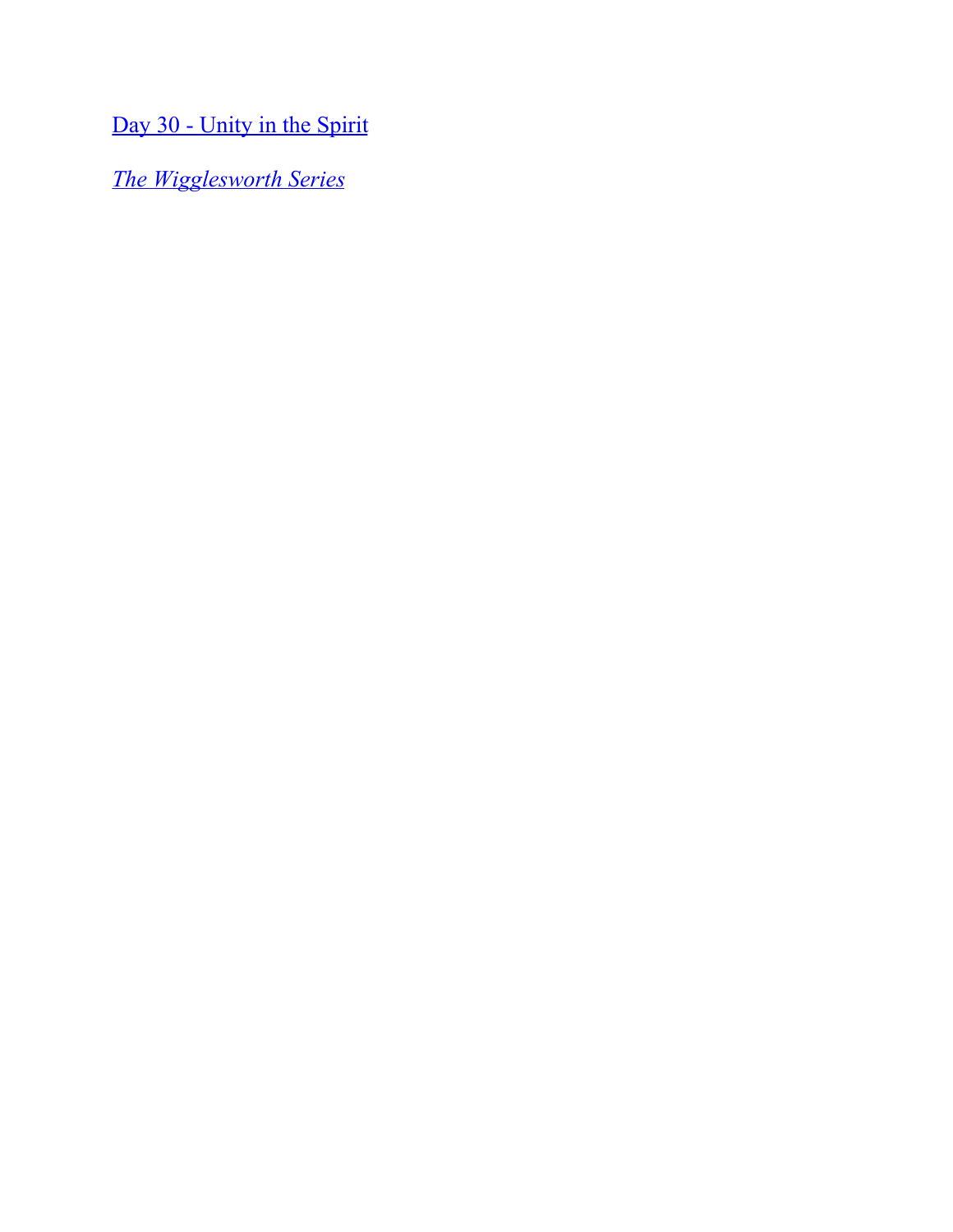Day 30 - Unity in the Spirit

*The Wigglesworth Series*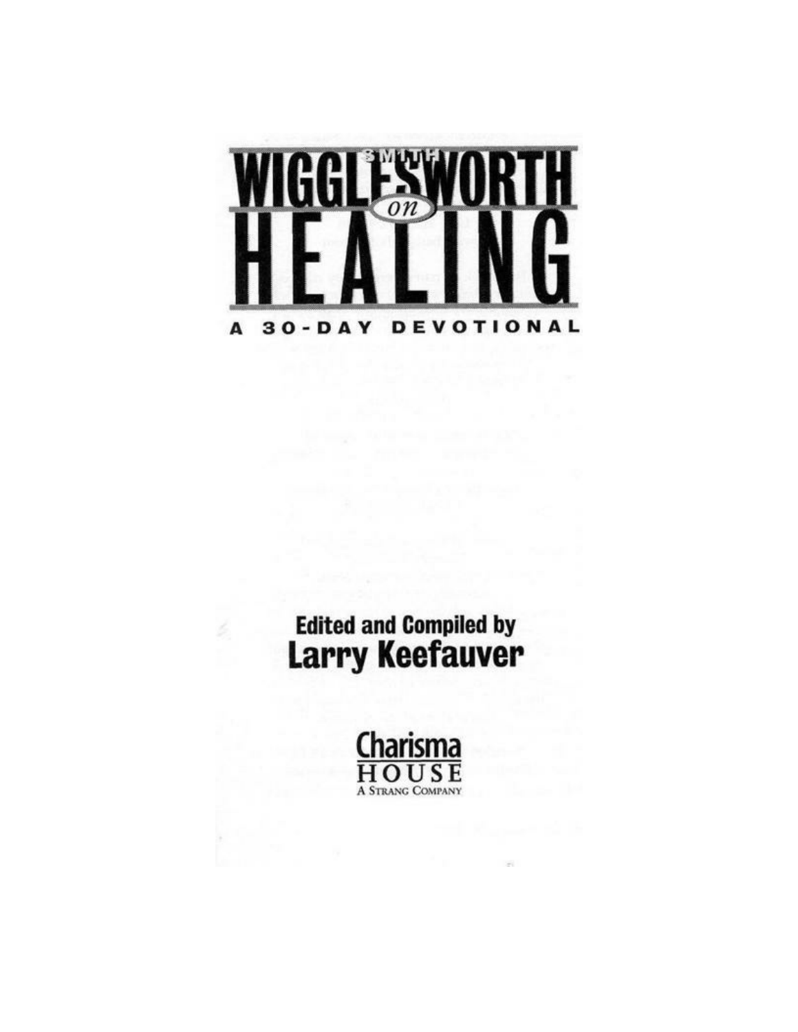# SMITH WIGGLESWORTH *on* HEALING

## A 30-DAY DEVOTIONAL

**Edited and Compiled by**
**Larry Keefauver**

Charisma
HOUSE
A STRANG COMPANY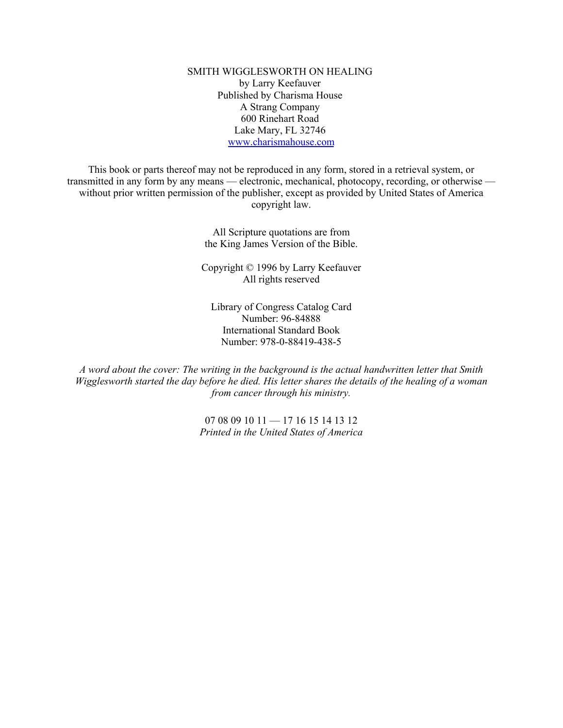SMITH WIGGLESWORTH ON HEALING
by Larry Keefauver
Published by Charisma House
A Strang Company
600 Rinehart Road
Lake Mary, FL 32746
www.charismahouse.com

This book or parts thereof may not be reproduced in any form, stored in a retrieval system, or transmitted in any form by any means — electronic, mechanical, photocopy, recording, or otherwise — without prior written permission of the publisher, except as provided by United States of America copyright law.

All Scripture quotations are from
the King James Version of the Bible.

Copyright © 1996 by Larry Keefauver
All rights reserved

Library of Congress Catalog Card
Number: 96-84888
International Standard Book
Number: 978-0-88419-438-5

*A word about the cover: The writing in the background is the actual handwritten letter that Smith Wigglesworth started the day before he died. His letter shares the details of the healing of a woman from cancer through his ministry.*

07 08 09 10 11 — 17 16 15 14 13 12
*Printed in the United States of America*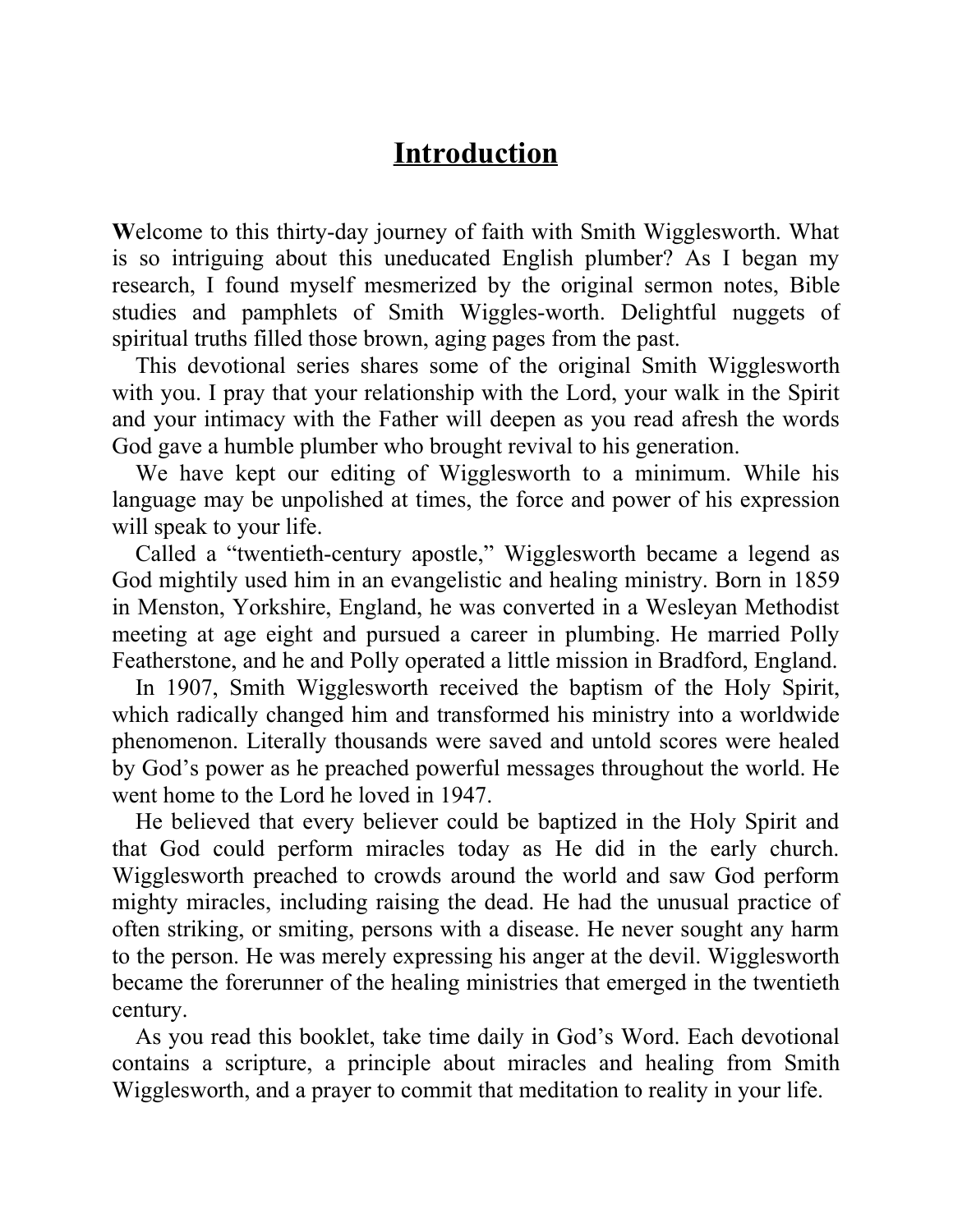# Introduction

**W**elcome to this thirty-day journey of faith with Smith Wigglesworth. What is so intriguing about this uneducated English plumber? As I began my research, I found myself mesmerized by the original sermon notes, Bible studies and pamphlets of Smith Wiggles-worth. Delightful nuggets of spiritual truths filled those brown, aging pages from the past.

This devotional series shares some of the original Smith Wigglesworth with you. I pray that your relationship with the Lord, your walk in the Spirit and your intimacy with the Father will deepen as you read afresh the words God gave a humble plumber who brought revival to his generation.

We have kept our editing of Wigglesworth to a minimum. While his language may be unpolished at times, the force and power of his expression will speak to your life.

Called a "twentieth-century apostle," Wigglesworth became a legend as God mightily used him in an evangelistic and healing ministry. Born in 1859 in Menston, Yorkshire, England, he was converted in a Wesleyan Methodist meeting at age eight and pursued a career in plumbing. He married Polly Featherstone, and he and Polly operated a little mission in Bradford, England.

In 1907, Smith Wigglesworth received the baptism of the Holy Spirit, which radically changed him and transformed his ministry into a worldwide phenomenon. Literally thousands were saved and untold scores were healed by God's power as he preached powerful messages throughout the world. He went home to the Lord he loved in 1947.

He believed that every believer could be baptized in the Holy Spirit and that God could perform miracles today as He did in the early church. Wigglesworth preached to crowds around the world and saw God perform mighty miracles, including raising the dead. He had the unusual practice of often striking, or smiting, persons with a disease. He never sought any harm to the person. He was merely expressing his anger at the devil. Wigglesworth became the forerunner of the healing ministries that emerged in the twentieth century.

As you read this booklet, take time daily in God's Word. Each devotional contains a scripture, a principle about miracles and healing from Smith Wigglesworth, and a prayer to commit that meditation to reality in your life.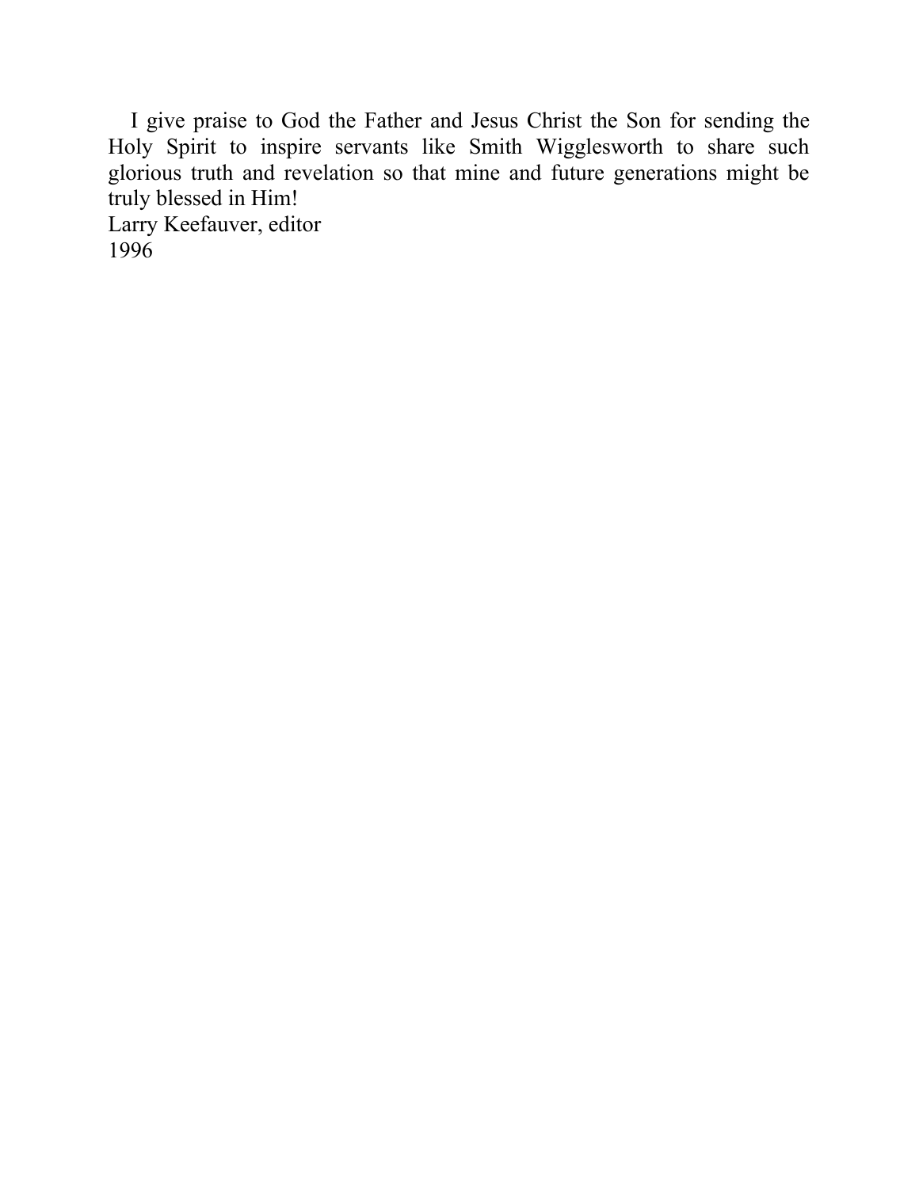I give praise to God the Father and Jesus Christ the Son for sending the Holy Spirit to inspire servants like Smith Wigglesworth to share such glorious truth and revelation so that mine and future generations might be truly blessed in Him!

Larry Keefauver, editor
1996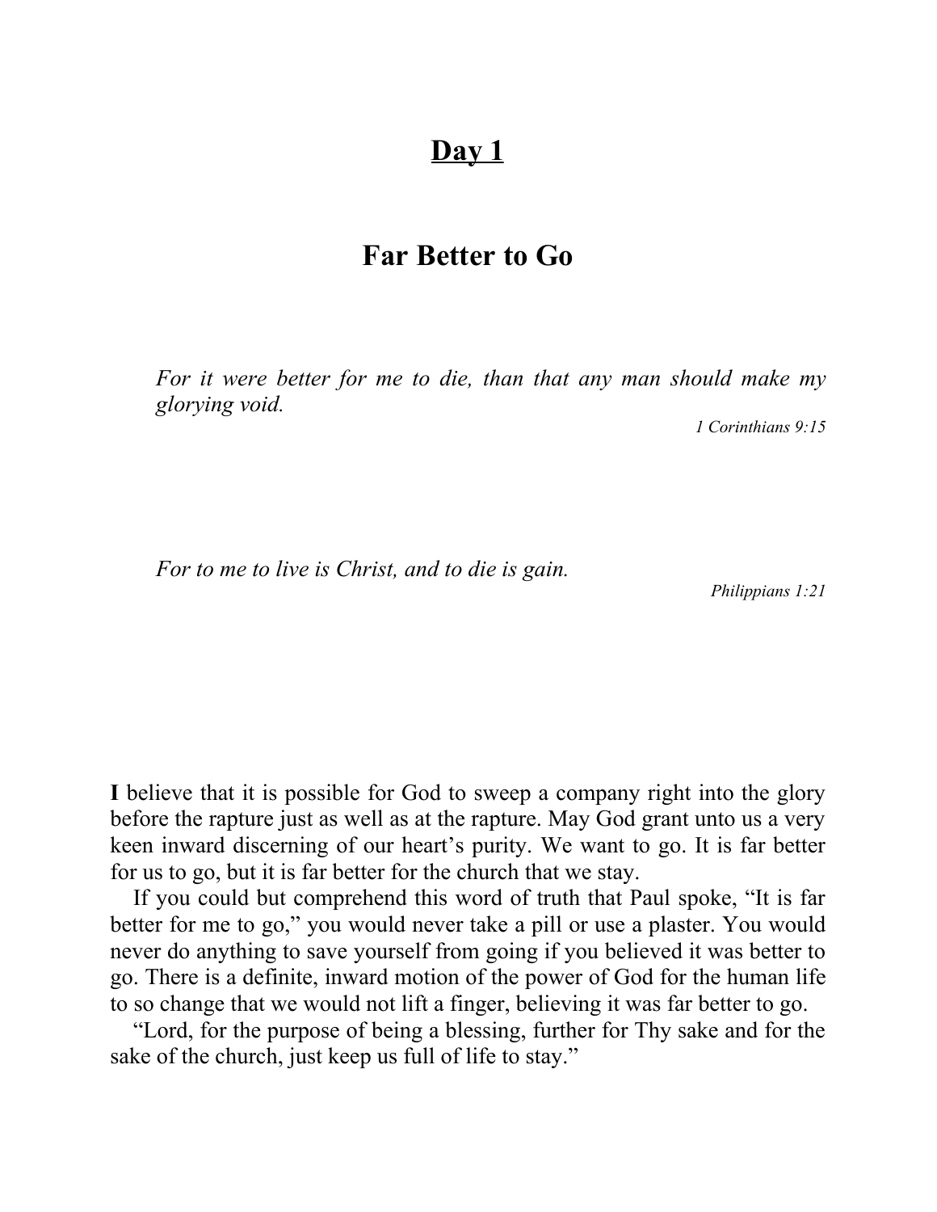# Day 1

## Far Better to Go

> *For it were better for me to die, than that any man should make my glorying void.*
>
> *1 Corinthians 9:15*

> *For to me to live is Christ, and to die is gain.*
>
> *Philippians 1:21*

**I** believe that it is possible for God to sweep a company right into the glory before the rapture just as well as at the rapture. May God grant unto us a very keen inward discerning of our heart's purity. We want to go. It is far better for us to go, but it is far better for the church that we stay.

If you could but comprehend this word of truth that Paul spoke, "It is far better for me to go," you would never take a pill or use a plaster. You would never do anything to save yourself from going if you believed it was better to go. There is a definite, inward motion of the power of God for the human life to so change that we would not lift a finger, believing it was far better to go.

"Lord, for the purpose of being a blessing, further for Thy sake and for the sake of the church, just keep us full of life to stay."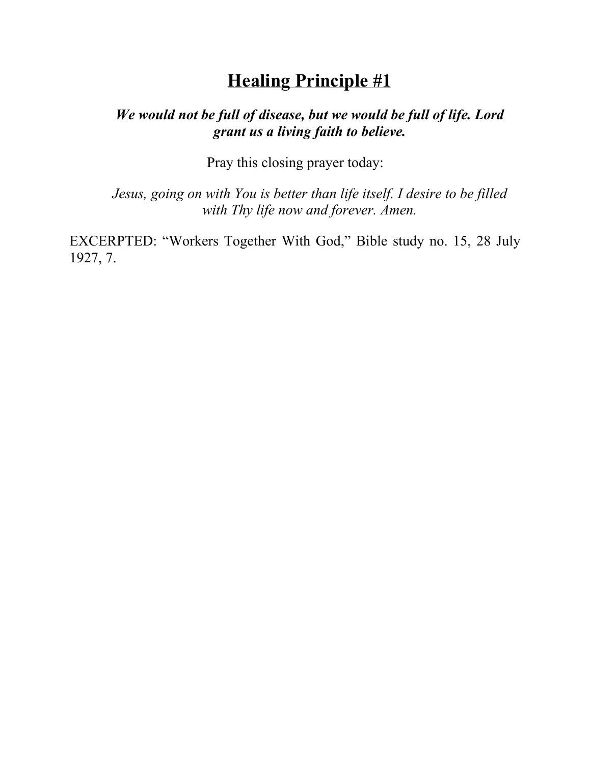# Healing Principle #1

***We would not be full of disease, but we would be full of life. Lord grant us a living faith to believe.***

Pray this closing prayer today:

*Jesus, going on with You is better than life itself. I desire to be filled with Thy life now and forever. Amen.*

EXCERPTED: "Workers Together With God," Bible study no. 15, 28 July 1927, 7.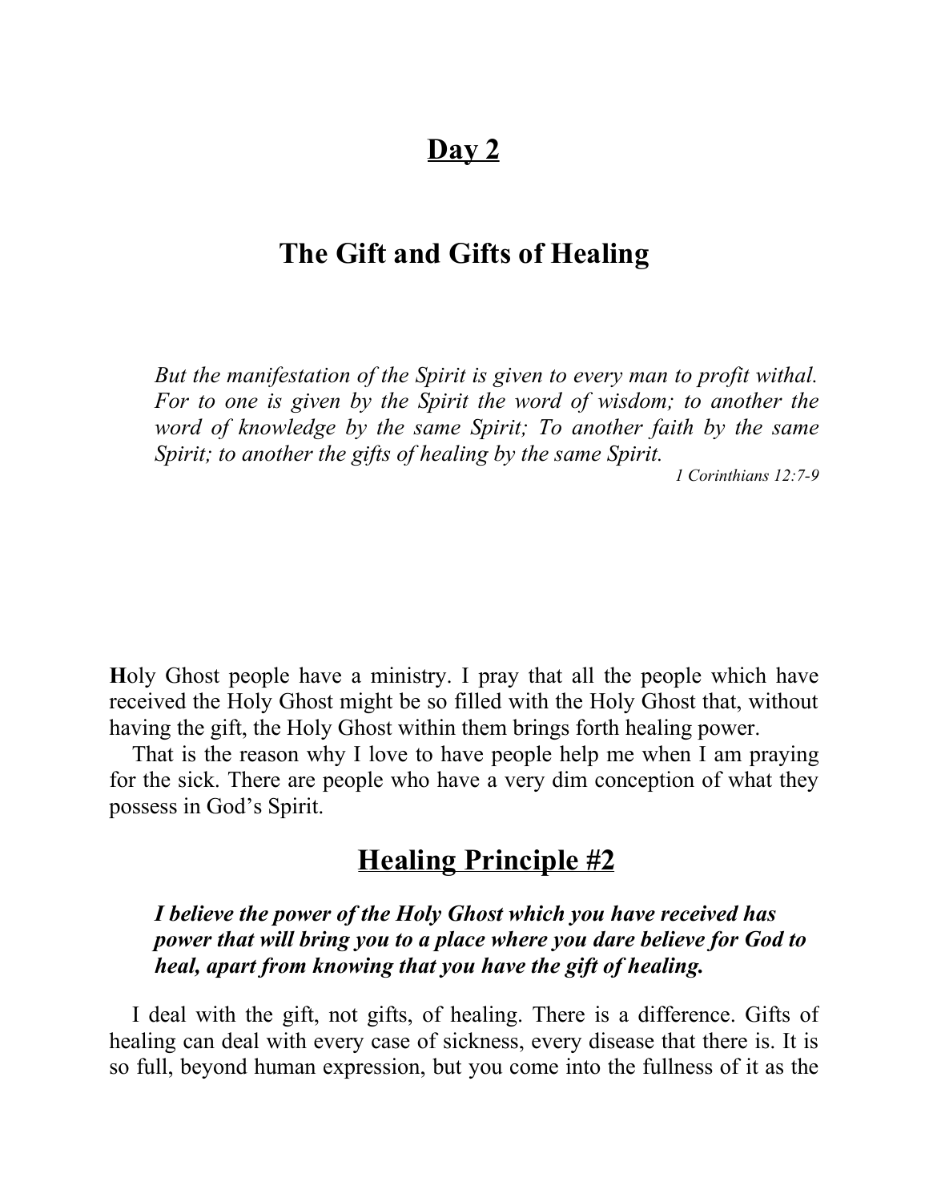# Day 2

## The Gift and Gifts of Healing

> *But the manifestation of the Spirit is given to every man to profit withal. For to one is given by the Spirit the word of wisdom; to another the word of knowledge by the same Spirit; To another faith by the same Spirit; to another the gifts of healing by the same Spirit.*
>
> *1 Corinthians 12:7-9*

**H**oly Ghost people have a ministry. I pray that all the people which have received the Holy Ghost might be so filled with the Holy Ghost that, without having the gift, the Holy Ghost within them brings forth healing power.

That is the reason why I love to have people help me when I am praying for the sick. There are people who have a very dim conception of what they possess in God's Spirit.

## Healing Principle #2

> ***I believe the power of the Holy Ghost which you have received has power that will bring you to a place where you dare believe for God to heal, apart from knowing that you have the gift of healing.***

I deal with the gift, not gifts, of healing. There is a difference. Gifts of healing can deal with every case of sickness, every disease that there is. It is so full, beyond human expression, but you come into the fullness of it as the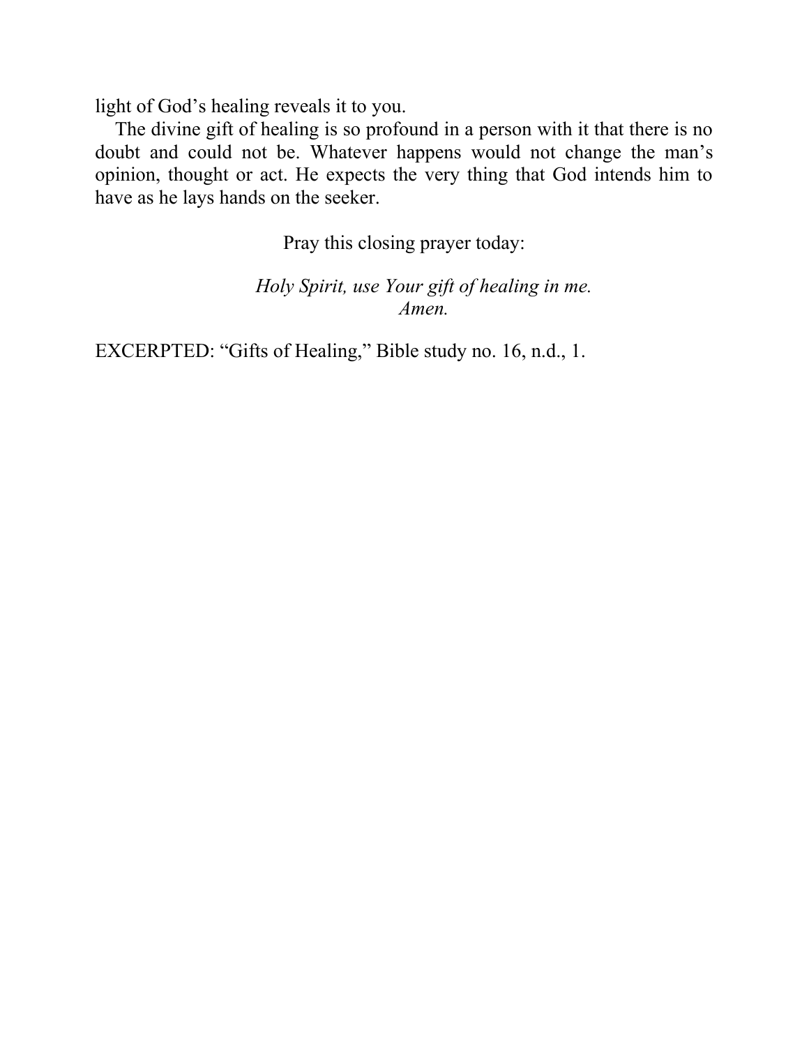light of God's healing reveals it to you.

The divine gift of healing is so profound in a person with it that there is no doubt and could not be. Whatever happens would not change the man's opinion, thought or act. He expects the very thing that God intends him to have as he lays hands on the seeker.

Pray this closing prayer today:

*Holy Spirit, use Your gift of healing in me.*
*Amen.*

EXCERPTED: "Gifts of Healing," Bible study no. 16, n.d., 1.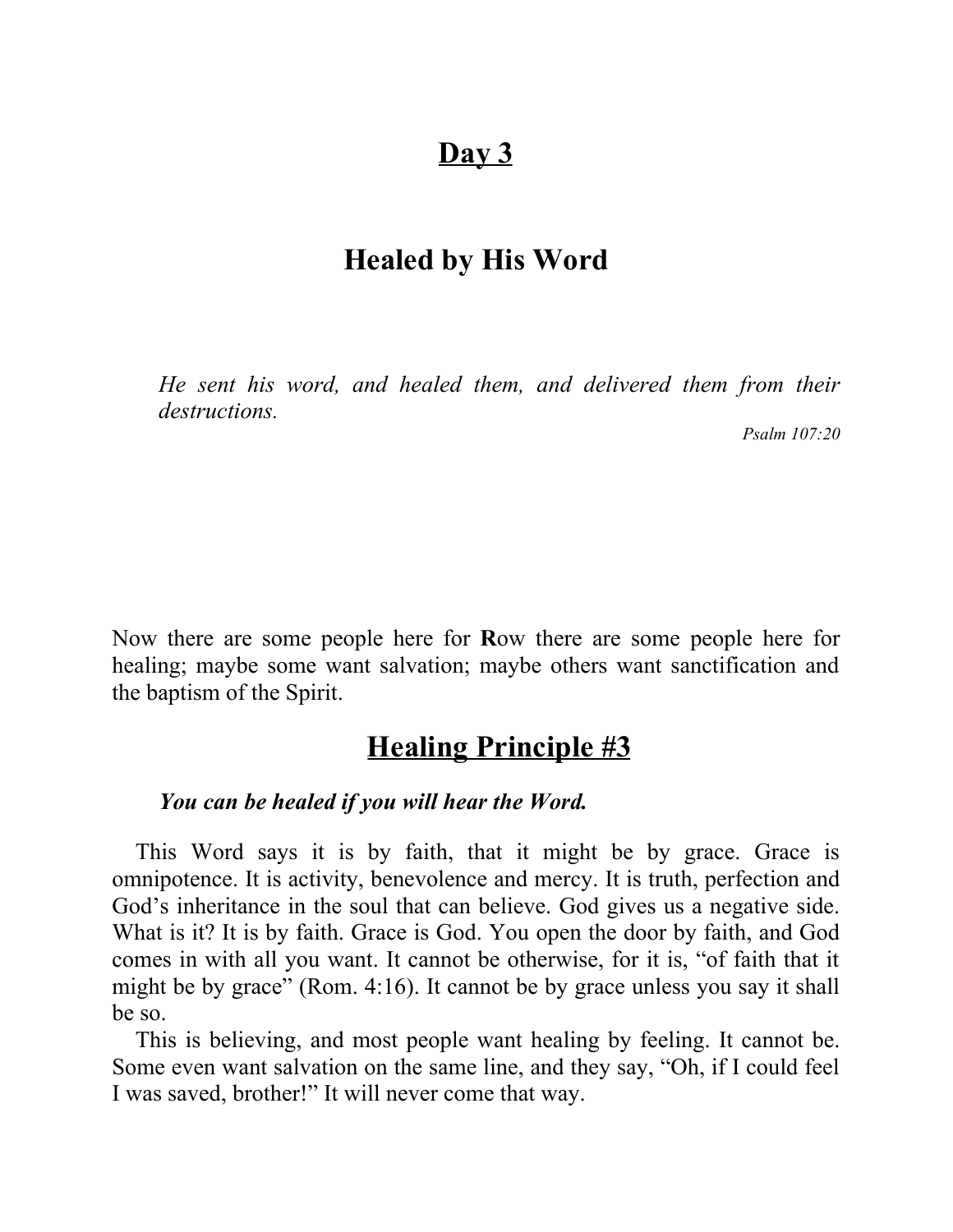# Day 3

## Healed by His Word

> *He sent his word, and healed them, and delivered them from their destructions.*
>
> *Psalm 107:20*

Now there are some people here for **R**ow there are some people here for healing; maybe some want salvation; maybe others want sanctification and the baptism of the Spirit.

## Healing Principle #3

***You can be healed if you will hear the Word.***

This Word says it is by faith, that it might be by grace. Grace is omnipotence. It is activity, benevolence and mercy. It is truth, perfection and God's inheritance in the soul that can believe. God gives us a negative side. What is it? It is by faith. Grace is God. You open the door by faith, and God comes in with all you want. It cannot be otherwise, for it is, "of faith that it might be by grace" (Rom. 4:16). It cannot be by grace unless you say it shall be so.

This is believing, and most people want healing by feeling. It cannot be. Some even want salvation on the same line, and they say, "Oh, if I could feel I was saved, brother!" It will never come that way.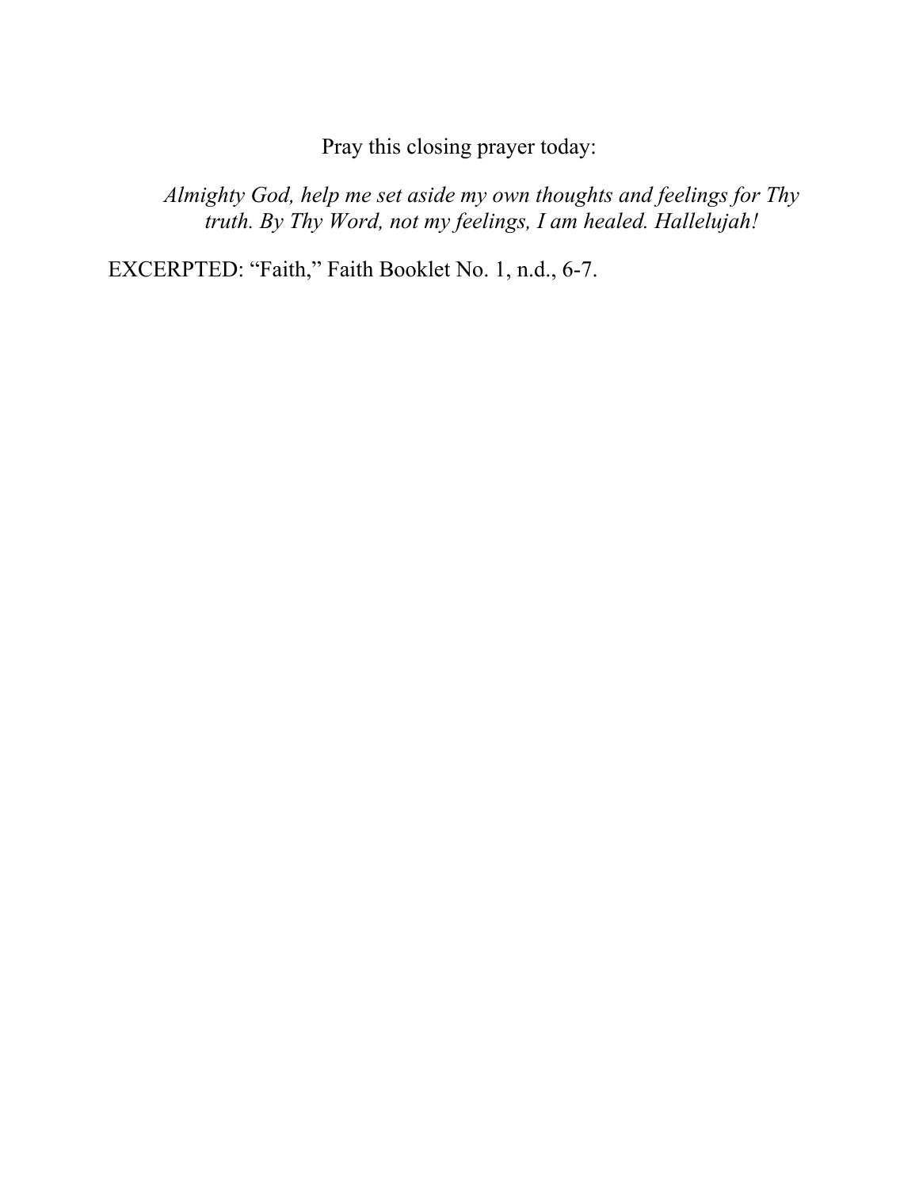Pray this closing prayer today:

> *Almighty God, help me set aside my own thoughts and feelings for Thy truth. By Thy Word, not my feelings, I am healed. Hallelujah!*

EXCERPTED: "Faith," Faith Booklet No. 1, n.d., 6-7.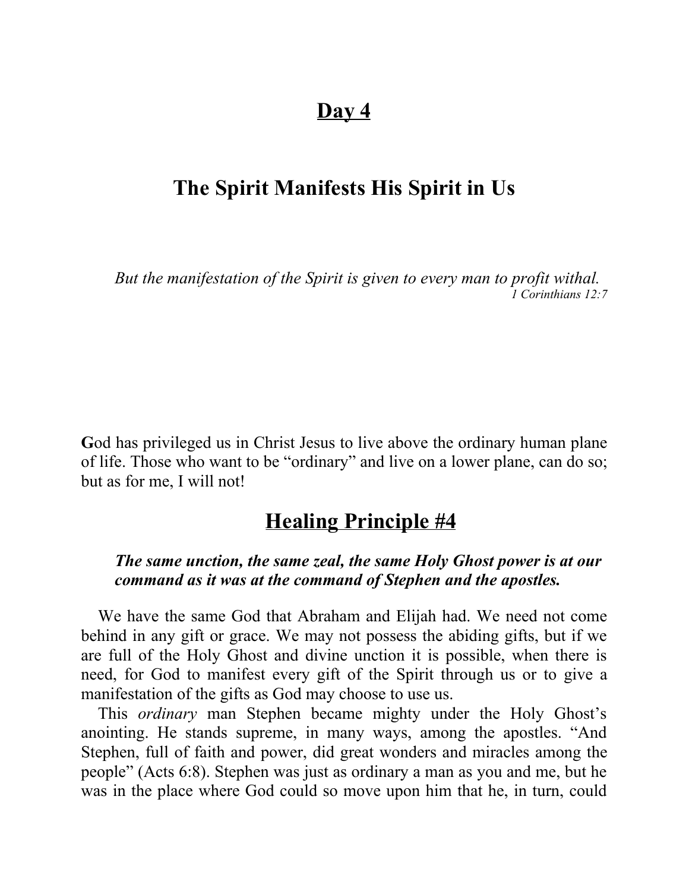# Day 4

# The Spirit Manifests His Spirit in Us

*But the manifestation of the Spirit is given to every man to profit withal.*
*1 Corinthians 12:7*

**G**od has privileged us in Christ Jesus to live above the ordinary human plane of life. Those who want to be "ordinary" and live on a lower plane, can do so; but as for me, I will not!

## Healing Principle #4

***The same unction, the same zeal, the same Holy Ghost power is at our command as it was at the command of Stephen and the apostles.***

We have the same God that Abraham and Elijah had. We need not come behind in any gift or grace. We may not possess the abiding gifts, but if we are full of the Holy Ghost and divine unction it is possible, when there is need, for God to manifest every gift of the Spirit through us or to give a manifestation of the gifts as God may choose to use us.

This *ordinary* man Stephen became mighty under the Holy Ghost's anointing. He stands supreme, in many ways, among the apostles. "And Stephen, full of faith and power, did great wonders and miracles among the people" (Acts 6:8). Stephen was just as ordinary a man as you and me, but he was in the place where God could so move upon him that he, in turn, could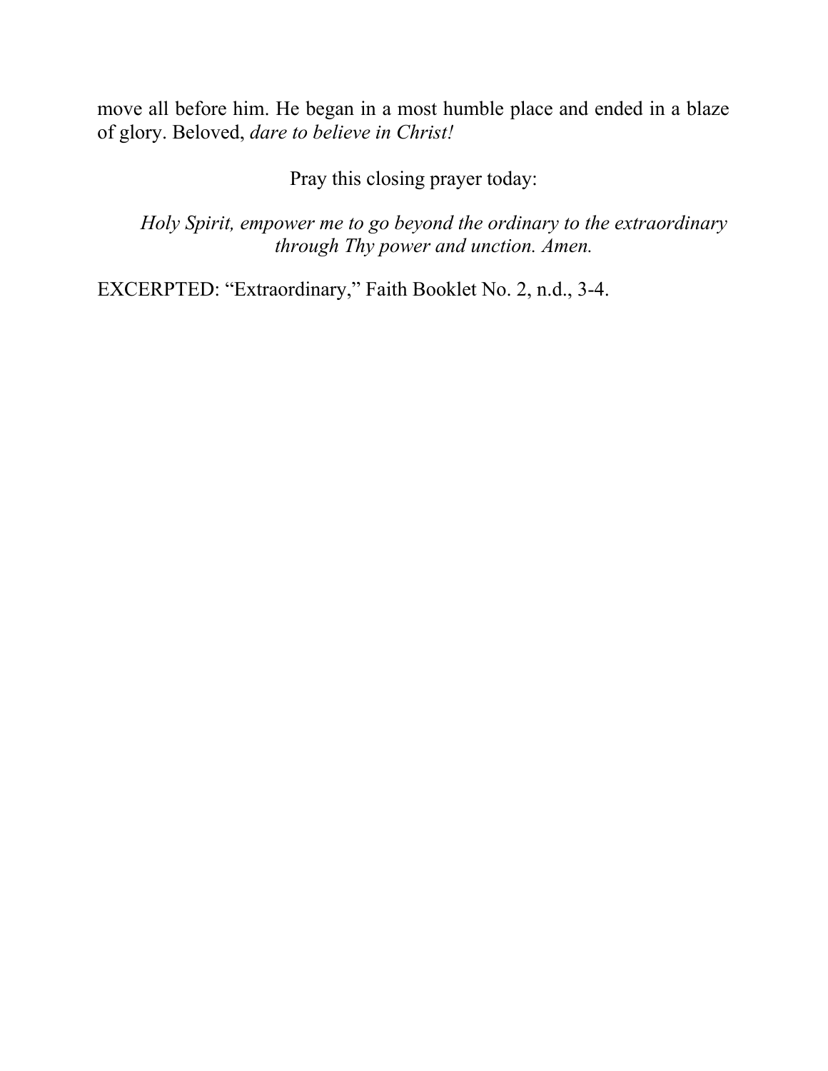move all before him. He began in a most humble place and ended in a blaze of glory. Beloved, *dare to believe in Christ!*

Pray this closing prayer today:

*Holy Spirit, empower me to go beyond the ordinary to the extraordinary through Thy power and unction. Amen.*

EXCERPTED: "Extraordinary," Faith Booklet No. 2, n.d., 3-4.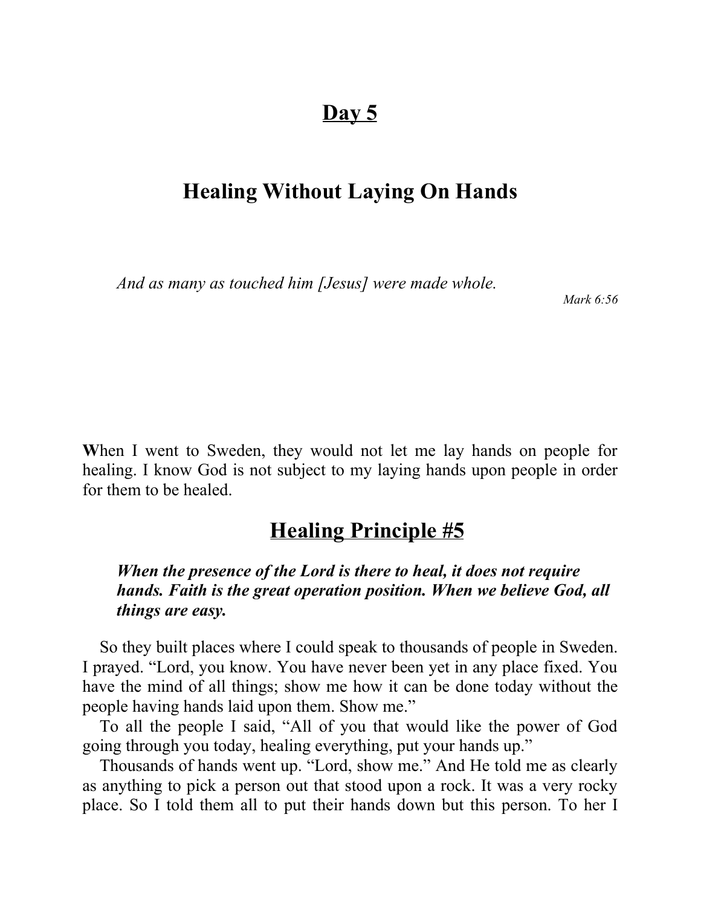# Day 5

## Healing Without Laying On Hands

*And as many as touched him [Jesus] were made whole.*

*Mark 6:56*

**W**hen I went to Sweden, they would not let me lay hands on people for healing. I know God is not subject to my laying hands upon people in order for them to be healed.

## Healing Principle #5

> ***When the presence of the Lord is there to heal, it does not require hands. Faith is the great operation position. When we believe God, all things are easy.***

So they built places where I could speak to thousands of people in Sweden. I prayed. "Lord, you know. You have never been yet in any place fixed. You have the mind of all things; show me how it can be done today without the people having hands laid upon them. Show me."

To all the people I said, "All of you that would like the power of God going through you today, healing everything, put your hands up."

Thousands of hands went up. "Lord, show me." And He told me as clearly as anything to pick a person out that stood upon a rock. It was a very rocky place. So I told them all to put their hands down but this person. To her I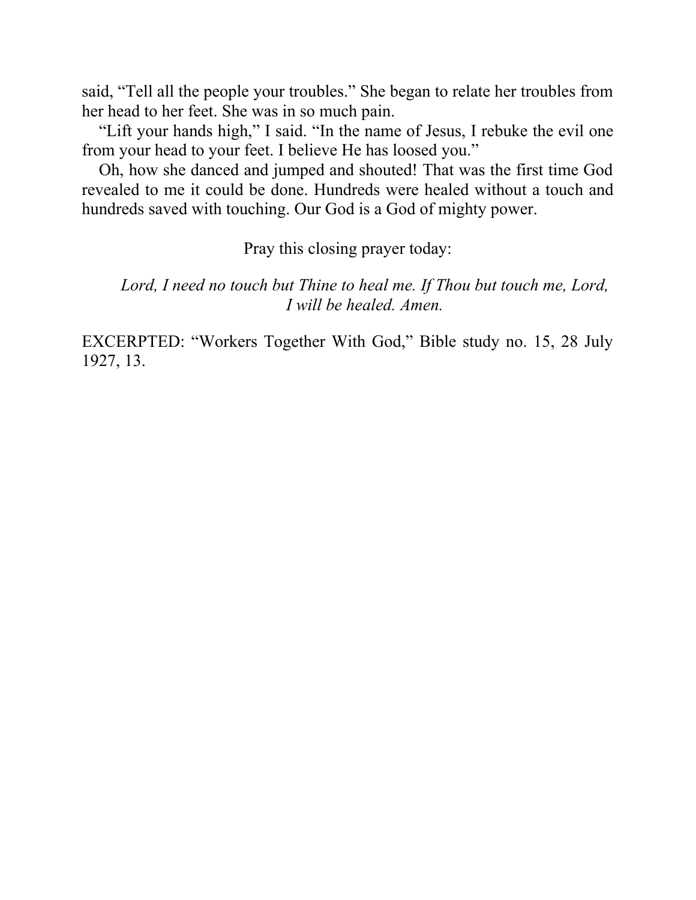said, "Tell all the people your troubles." She began to relate her troubles from her head to her feet. She was in so much pain.

"Lift your hands high," I said. "In the name of Jesus, I rebuke the evil one from your head to your feet. I believe He has loosed you."

Oh, how she danced and jumped and shouted! That was the first time God revealed to me it could be done. Hundreds were healed without a touch and hundreds saved with touching. Our God is a God of mighty power.

Pray this closing prayer today:

*Lord, I need no touch but Thine to heal me. If Thou but touch me, Lord, I will be healed. Amen.*

EXCERPTED: "Workers Together With God," Bible study no. 15, 28 July 1927, 13.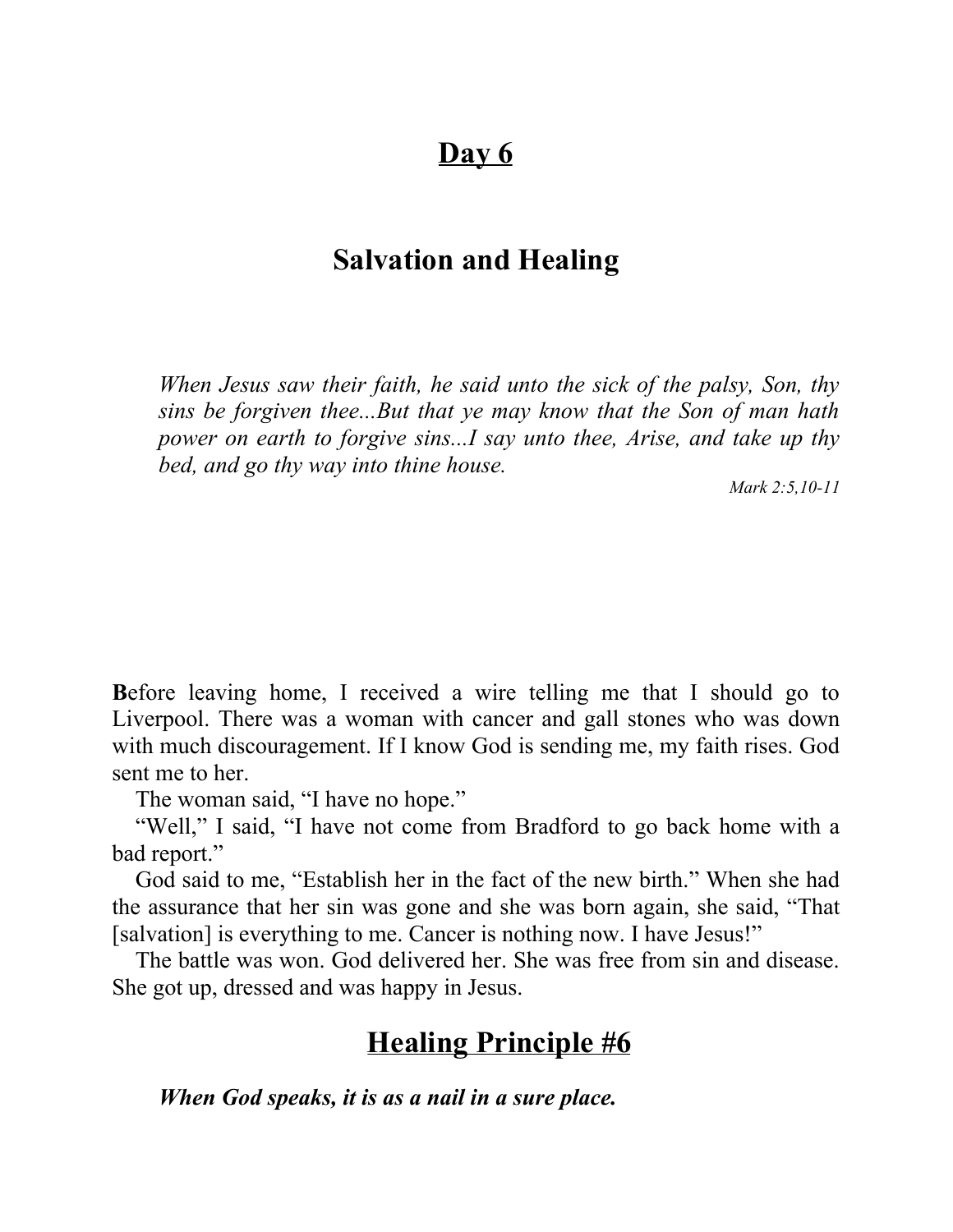# Day 6

# Salvation and Healing

> *When Jesus saw their faith, he said unto the sick of the palsy, Son, thy sins be forgiven thee...But that ye may know that the Son of man hath power on earth to forgive sins...I say unto thee, Arise, and take up thy bed, and go thy way into thine house.*
>
> *Mark 2:5,10-11*

**B**efore leaving home, I received a wire telling me that I should go to Liverpool. There was a woman with cancer and gall stones who was down with much discouragement. If I know God is sending me, my faith rises. God sent me to her.

The woman said, "I have no hope."

"Well," I said, "I have not come from Bradford to go back home with a bad report."

God said to me, "Establish her in the fact of the new birth." When she had the assurance that her sin was gone and she was born again, she said, "That [salvation] is everything to me. Cancer is nothing now. I have Jesus!"

The battle was won. God delivered her. She was free from sin and disease. She got up, dressed and was happy in Jesus.

## Healing Principle #6

***When God speaks, it is as a nail in a sure place.***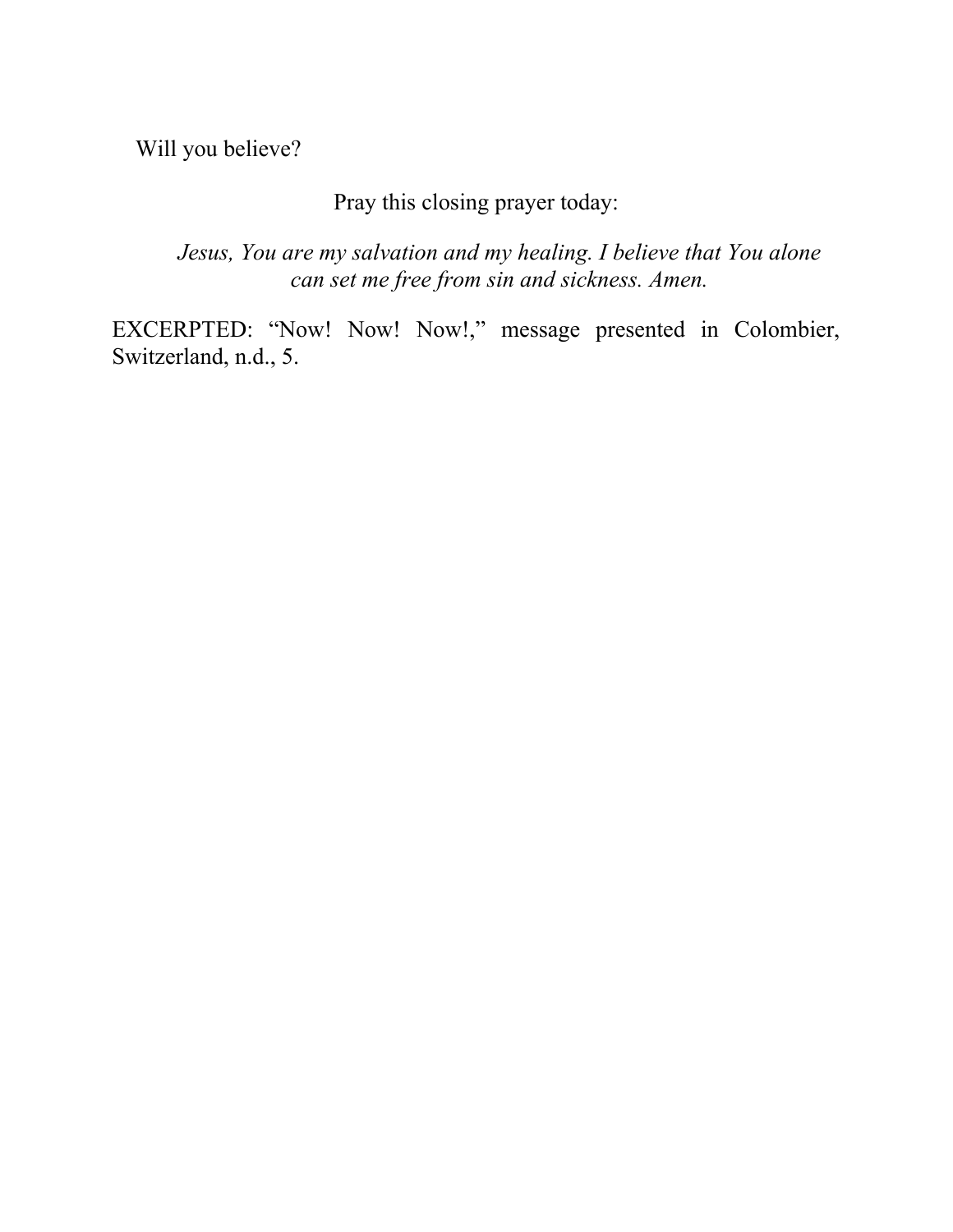Will you believe?

Pray this closing prayer today:

*Jesus, You are my salvation and my healing. I believe that You alone can set me free from sin and sickness. Amen.*

EXCERPTED: "Now! Now! Now!," message presented in Colombier, Switzerland, n.d., 5.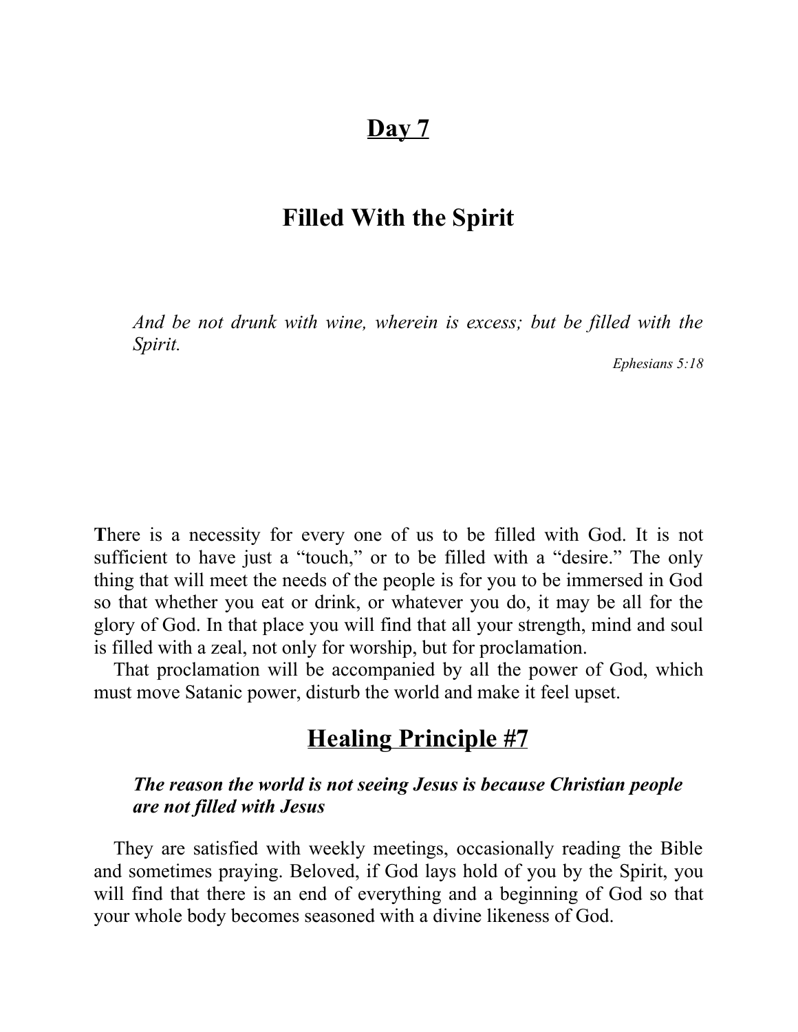# Day 7

## Filled With the Spirit

> *And be not drunk with wine, wherein is excess; but be filled with the Spirit.*
>
> *Ephesians 5:18*

**T**here is a necessity for every one of us to be filled with God. It is not sufficient to have just a "touch," or to be filled with a "desire." The only thing that will meet the needs of the people is for you to be immersed in God so that whether you eat or drink, or whatever you do, it may be all for the glory of God. In that place you will find that all your strength, mind and soul is filled with a zeal, not only for worship, but for proclamation.

That proclamation will be accompanied by all the power of God, which must move Satanic power, disturb the world and make it feel upset.

## Healing Principle #7

> ***The reason the world is not seeing Jesus is because Christian people are not filled with Jesus***

They are satisfied with weekly meetings, occasionally reading the Bible and sometimes praying. Beloved, if God lays hold of you by the Spirit, you will find that there is an end of everything and a beginning of God so that your whole body becomes seasoned with a divine likeness of God.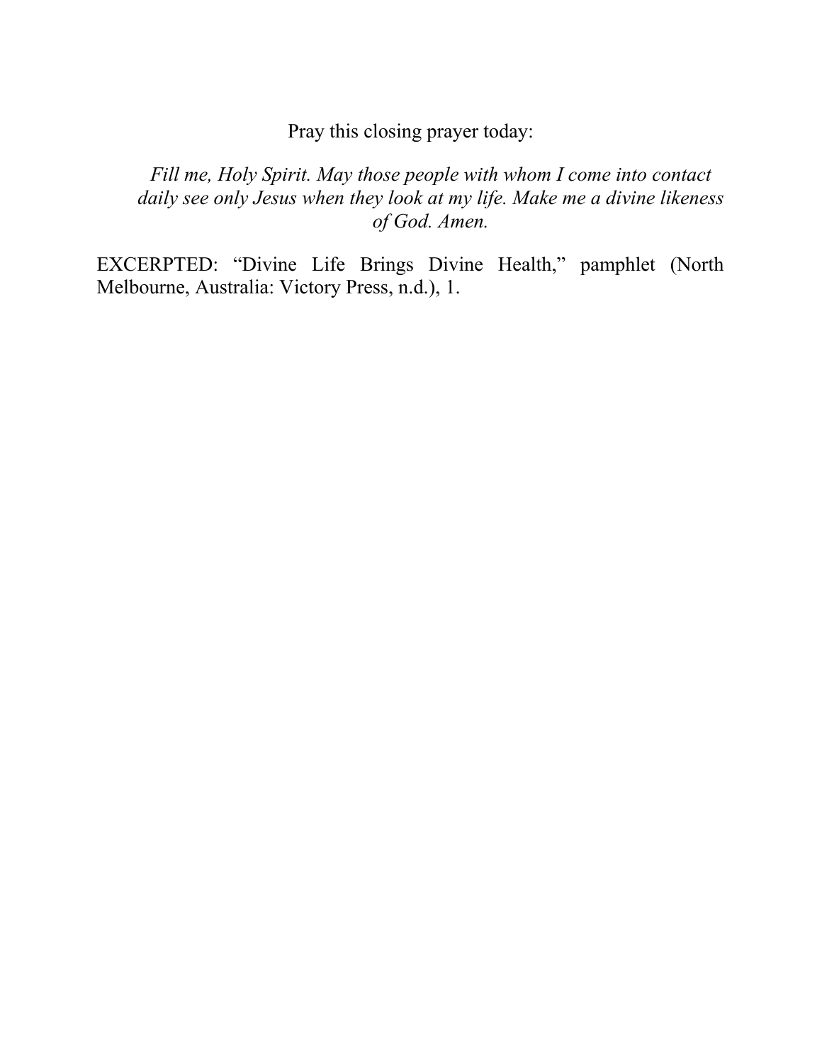Pray this closing prayer today:

> *Fill me, Holy Spirit. May those people with whom I come into contact daily see only Jesus when they look at my life. Make me a divine likeness of God. Amen.*

EXCERPTED: "Divine Life Brings Divine Health," pamphlet (North Melbourne, Australia: Victory Press, n.d.), 1.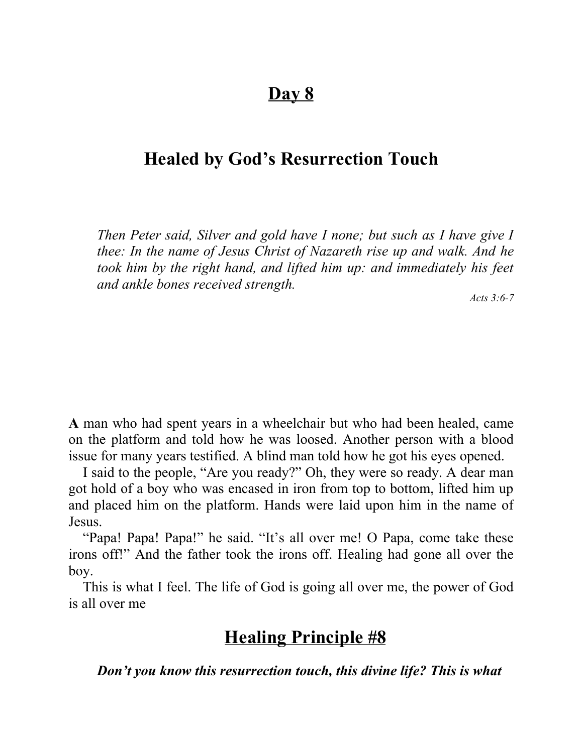## Day 8

# Healed by God's Resurrection Touch

*Then Peter said, Silver and gold have I none; but such as I have give I thee: In the name of Jesus Christ of Nazareth rise up and walk. And he took him by the right hand, and lifted him up: and immediately his feet and ankle bones received strength.*

*Acts 3:6-7*

**A** man who had spent years in a wheelchair but who had been healed, came on the platform and told how he was loosed. Another person with a blood issue for many years testified. A blind man told how he got his eyes opened.

I said to the people, "Are you ready?" Oh, they were so ready. A dear man got hold of a boy who was encased in iron from top to bottom, lifted him up and placed him on the platform. Hands were laid upon him in the name of Jesus.

"Papa! Papa! Papa!" he said. "It's all over me! O Papa, come take these irons off!" And the father took the irons off. Healing had gone all over the boy.

This is what I feel. The life of God is going all over me, the power of God is all over me

## Healing Principle #8

***Don't you know this resurrection touch, this divine life? This is what***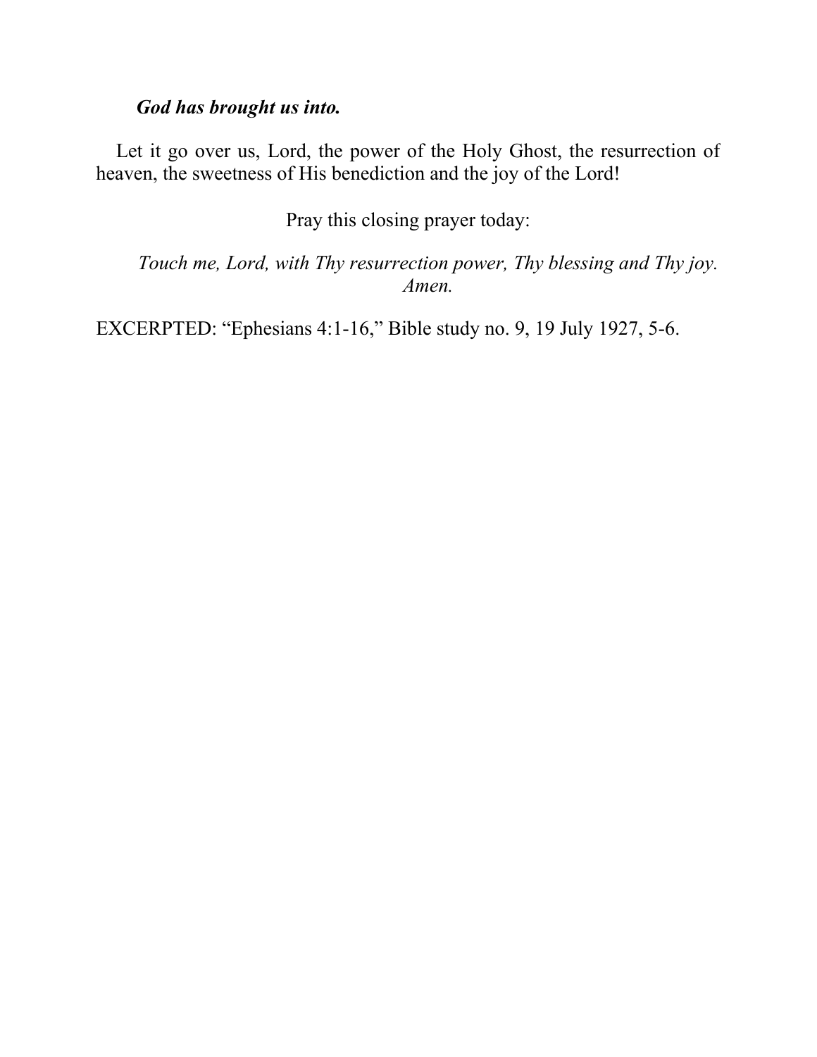***God has brought us into.***

Let it go over us, Lord, the power of the Holy Ghost, the resurrection of heaven, the sweetness of His benediction and the joy of the Lord!

Pray this closing prayer today:

*Touch me, Lord, with Thy resurrection power, Thy blessing and Thy joy. Amen.*

EXCERPTED: "Ephesians 4:1-16," Bible study no. 9, 19 July 1927, 5-6.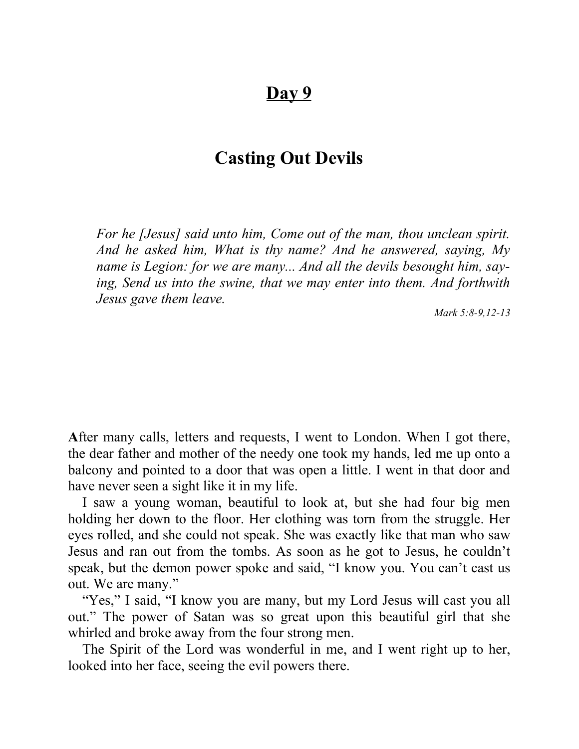# Day 9

## Casting Out Devils

> *For he [Jesus] said unto him, Come out of the man, thou unclean spirit. And he asked him, What is thy name? And he answered, saying, My name is Legion: for we are many... And all the devils besought him, saying, Send us into the swine, that we may enter into them. And forthwith Jesus gave them leave.*
>
> *Mark 5:8-9,12-13*

**A**fter many calls, letters and requests, I went to London. When I got there, the dear father and mother of the needy one took my hands, led me up onto a balcony and pointed to a door that was open a little. I went in that door and have never seen a sight like it in my life.

I saw a young woman, beautiful to look at, but she had four big men holding her down to the floor. Her clothing was torn from the struggle. Her eyes rolled, and she could not speak. She was exactly like that man who saw Jesus and ran out from the tombs. As soon as he got to Jesus, he couldn't speak, but the demon power spoke and said, "I know you. You can't cast us out. We are many."

"Yes," I said, "I know you are many, but my Lord Jesus will cast you all out." The power of Satan was so great upon this beautiful girl that she whirled and broke away from the four strong men.

The Spirit of the Lord was wonderful in me, and I went right up to her, looked into her face, seeing the evil powers there.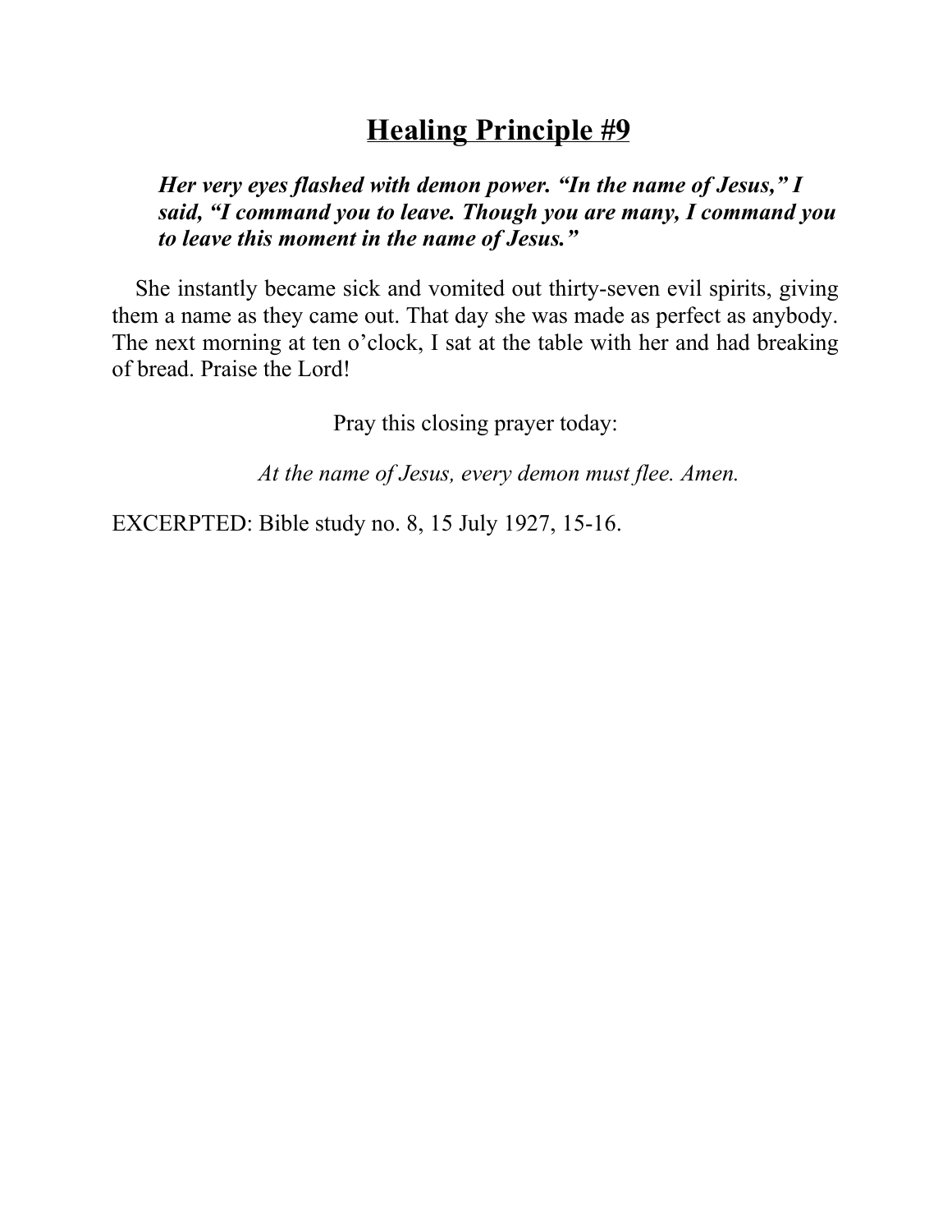## Healing Principle #9

***Her very eyes flashed with demon power. "In the name of Jesus," I said, "I command you to leave. Though you are many, I command you to leave this moment in the name of Jesus."***

She instantly became sick and vomited out thirty-seven evil spirits, giving them a name as they came out. That day she was made as perfect as anybody. The next morning at ten o'clock, I sat at the table with her and had breaking of bread. Praise the Lord!

Pray this closing prayer today:

*At the name of Jesus, every demon must flee. Amen.*

EXCERPTED: Bible study no. 8, 15 July 1927, 15-16.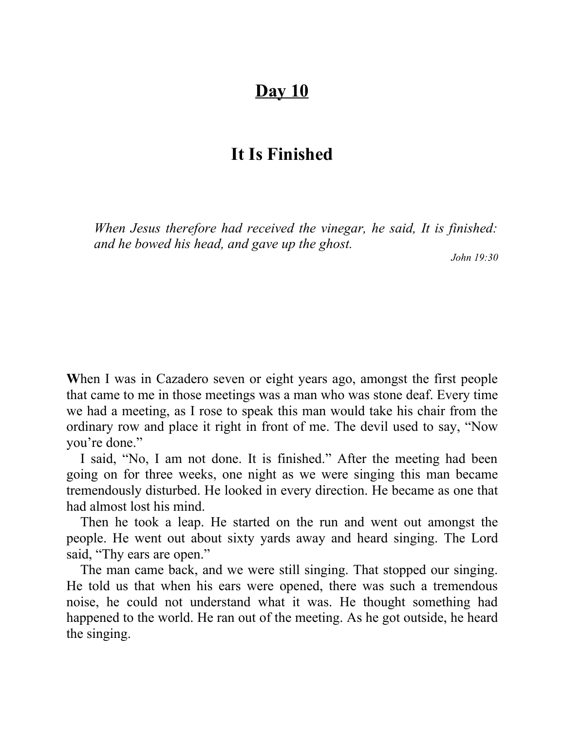# Day 10

## It Is Finished

> *When Jesus therefore had received the vinegar, he said, It is finished: and he bowed his head, and gave up the ghost.*
>
> *John 19:30*

**W**hen I was in Cazadero seven or eight years ago, amongst the first people that came to me in those meetings was a man who was stone deaf. Every time we had a meeting, as I rose to speak this man would take his chair from the ordinary row and place it right in front of me. The devil used to say, "Now you're done."

I said, "No, I am not done. It is finished." After the meeting had been going on for three weeks, one night as we were singing this man became tremendously disturbed. He looked in every direction. He became as one that had almost lost his mind.

Then he took a leap. He started on the run and went out amongst the people. He went out about sixty yards away and heard singing. The Lord said, "Thy ears are open."

The man came back, and we were still singing. That stopped our singing. He told us that when his ears were opened, there was such a tremendous noise, he could not understand what it was. He thought something had happened to the world. He ran out of the meeting. As he got outside, he heard the singing.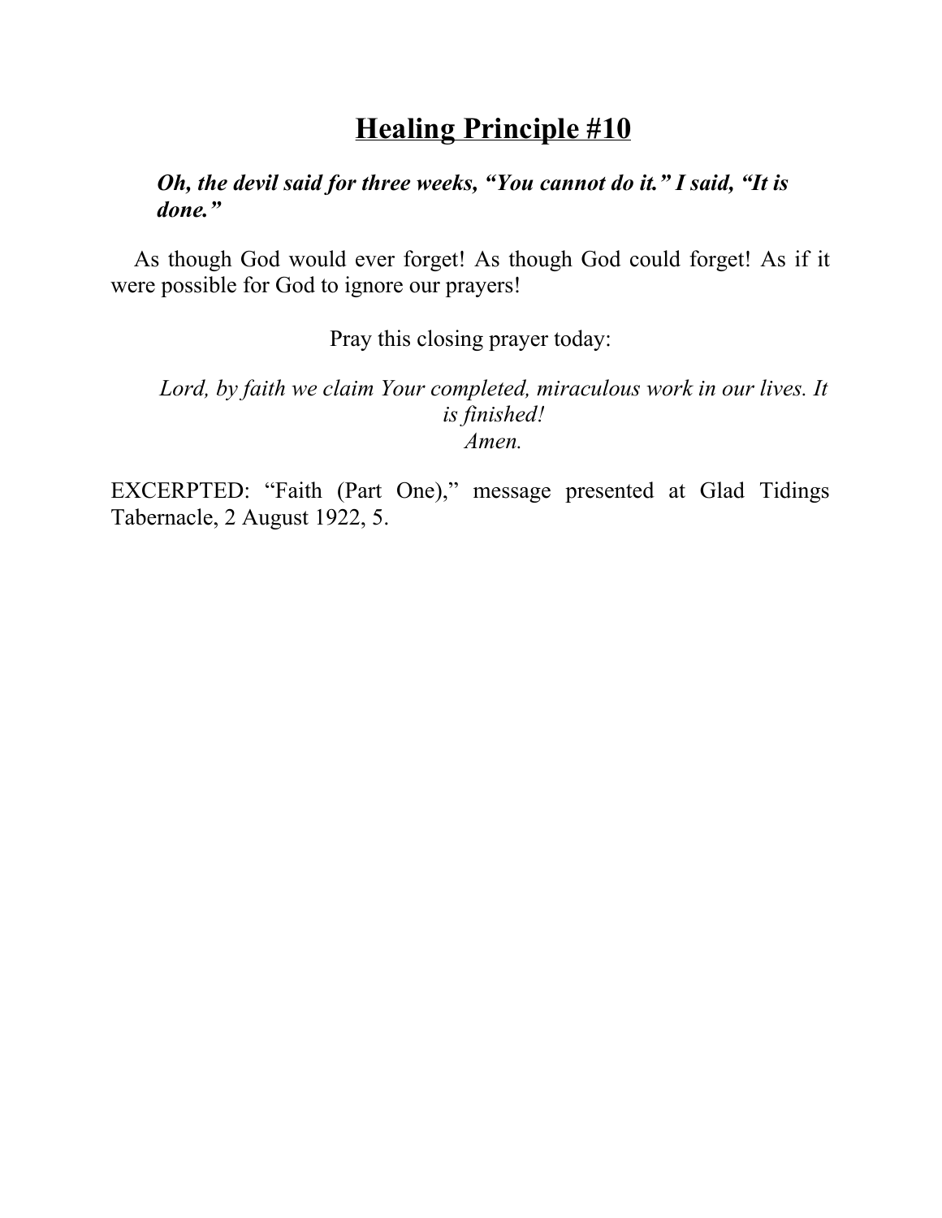# Healing Principle #10

> ***Oh, the devil said for three weeks, "You cannot do it." I said, "It is done."***

As though God would ever forget! As though God could forget! As if it were possible for God to ignore our prayers!

Pray this closing prayer today:

*Lord, by faith we claim Your completed, miraculous work in our lives. It is finished!*
*Amen.*

EXCERPTED: "Faith (Part One)," message presented at Glad Tidings Tabernacle, 2 August 1922, 5.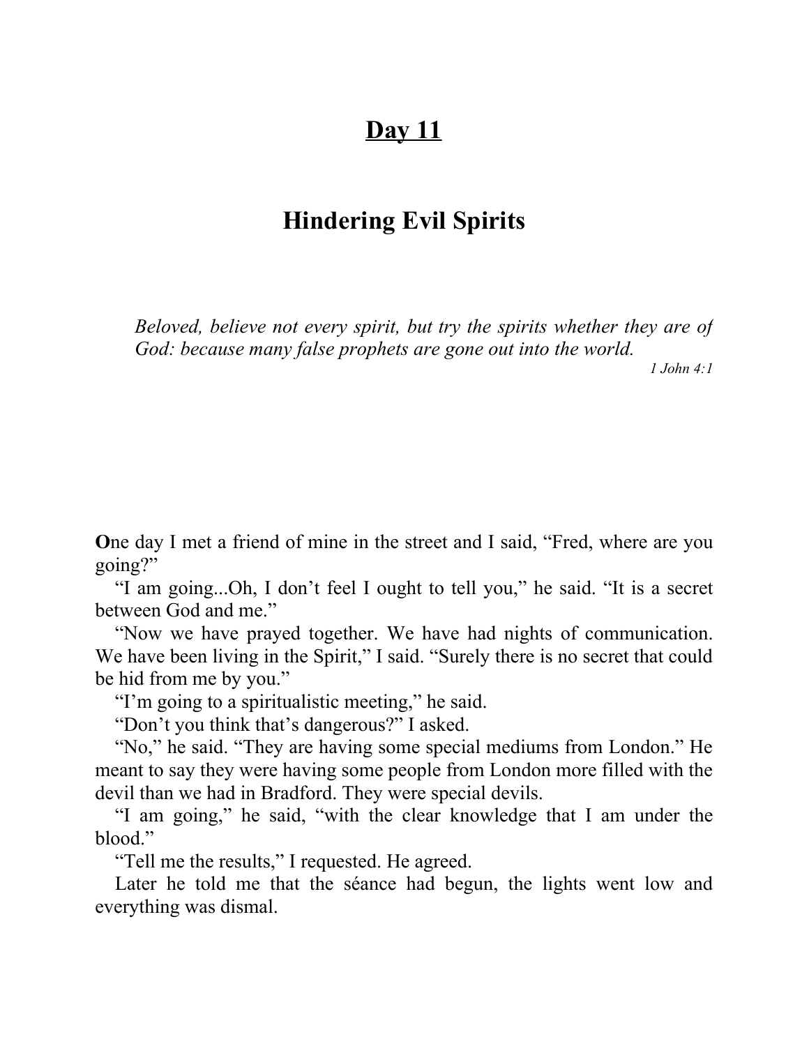# Day 11

## Hindering Evil Spirits

> *Beloved, believe not every spirit, but try the spirits whether they are of God: because many false prophets are gone out into the world.*
>
> *1 John 4:1*

**O**ne day I met a friend of mine in the street and I said, "Fred, where are you going?"

"I am going...Oh, I don't feel I ought to tell you," he said. "It is a secret between God and me."

"Now we have prayed together. We have had nights of communication. We have been living in the Spirit," I said. "Surely there is no secret that could be hid from me by you."

"I'm going to a spiritualistic meeting," he said.

"Don't you think that's dangerous?" I asked.

"No," he said. "They are having some special mediums from London." He meant to say they were having some people from London more filled with the devil than we had in Bradford. They were special devils.

"I am going," he said, "with the clear knowledge that I am under the blood."

"Tell me the results," I requested. He agreed.

Later he told me that the séance had begun, the lights went low and everything was dismal.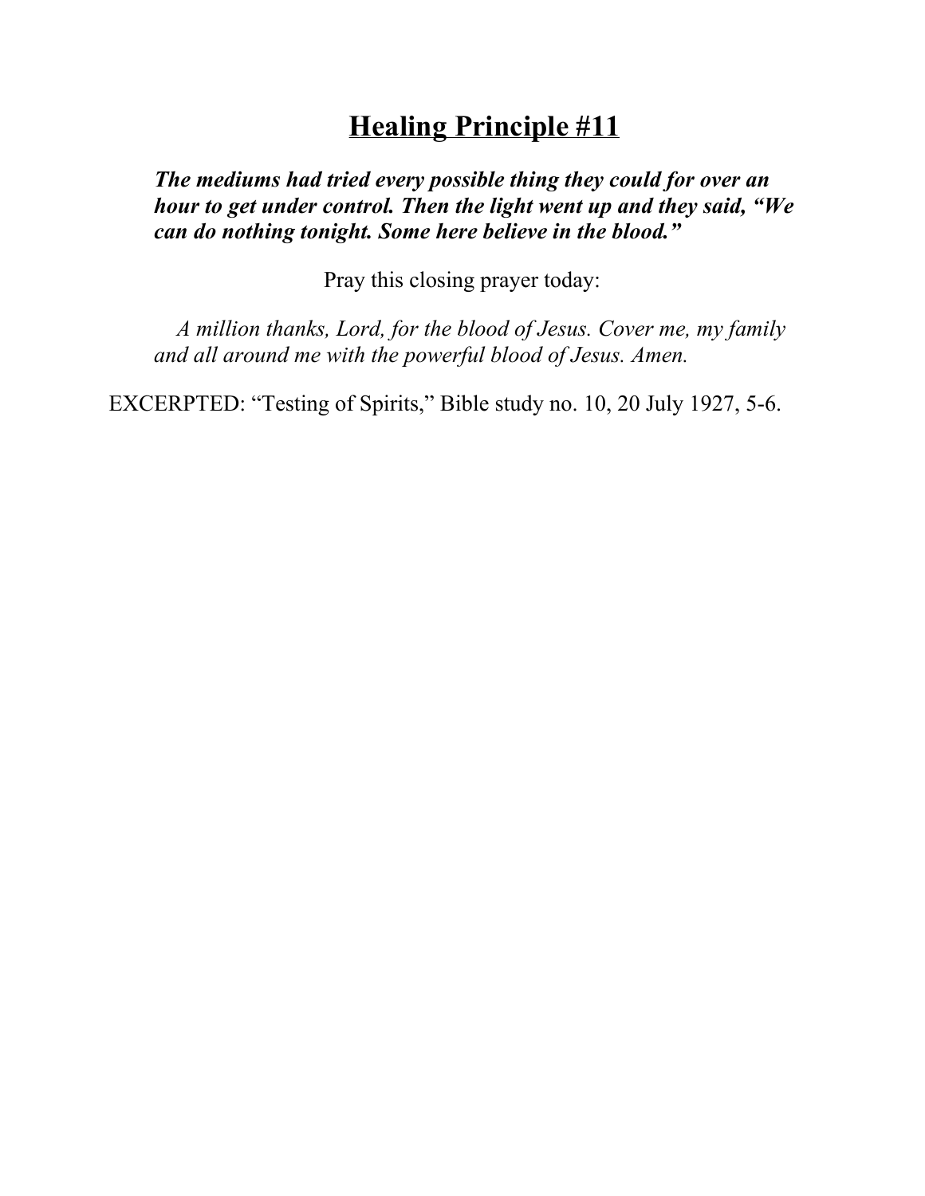# Healing Principle #11

***The mediums had tried every possible thing they could for over an hour to get under control. Then the light went up and they said, "We can do nothing tonight. Some here believe in the blood."***

Pray this closing prayer today:

*A million thanks, Lord, for the blood of Jesus. Cover me, my family and all around me with the powerful blood of Jesus. Amen.*

EXCERPTED: "Testing of Spirits," Bible study no. 10, 20 July 1927, 5-6.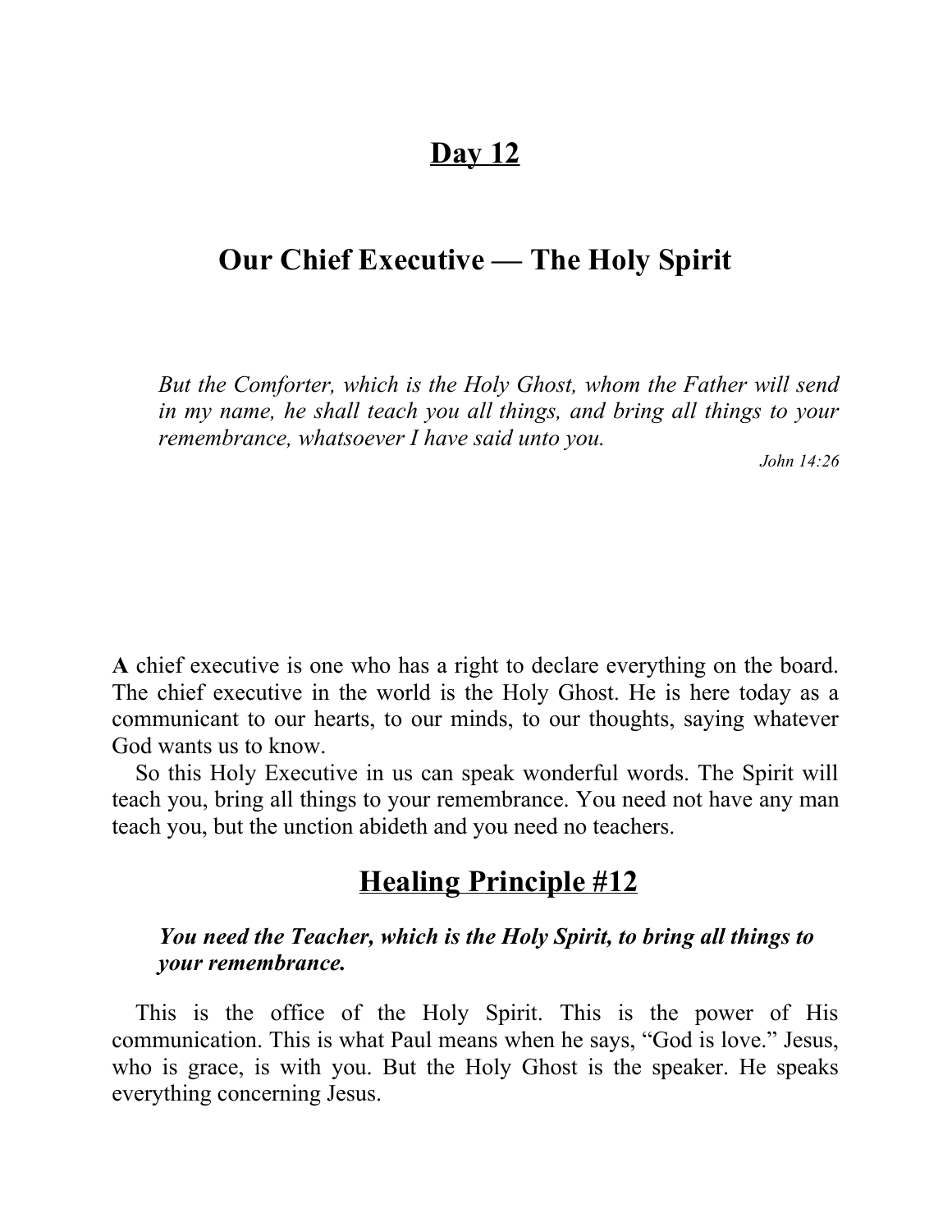# Day 12

## Our Chief Executive — The Holy Spirit

> *But the Comforter, which is the Holy Ghost, whom the Father will send in my name, he shall teach you all things, and bring all things to your remembrance, whatsoever I have said unto you.*
>
> *John 14:26*

**A** chief executive is one who has a right to declare everything on the board. The chief executive in the world is the Holy Ghost. He is here today as a communicant to our hearts, to our minds, to our thoughts, saying whatever God wants us to know.

So this Holy Executive in us can speak wonderful words. The Spirit will teach you, bring all things to your remembrance. You need not have any man teach you, but the unction abideth and you need no teachers.

## Healing Principle #12

> ***You need the Teacher, which is the Holy Spirit, to bring all things to your remembrance.***

This is the office of the Holy Spirit. This is the power of His communication. This is what Paul means when he says, "God is love." Jesus, who is grace, is with you. But the Holy Ghost is the speaker. He speaks everything concerning Jesus.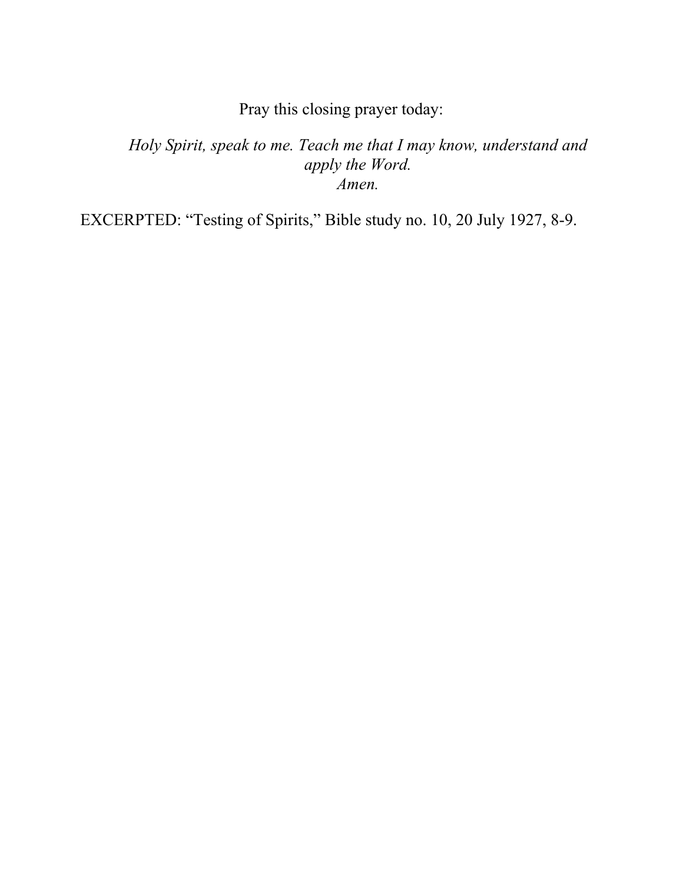Pray this closing prayer today:

*Holy Spirit, speak to me. Teach me that I may know, understand and apply the Word.*
*Amen.*

EXCERPTED: "Testing of Spirits," Bible study no. 10, 20 July 1927, 8-9.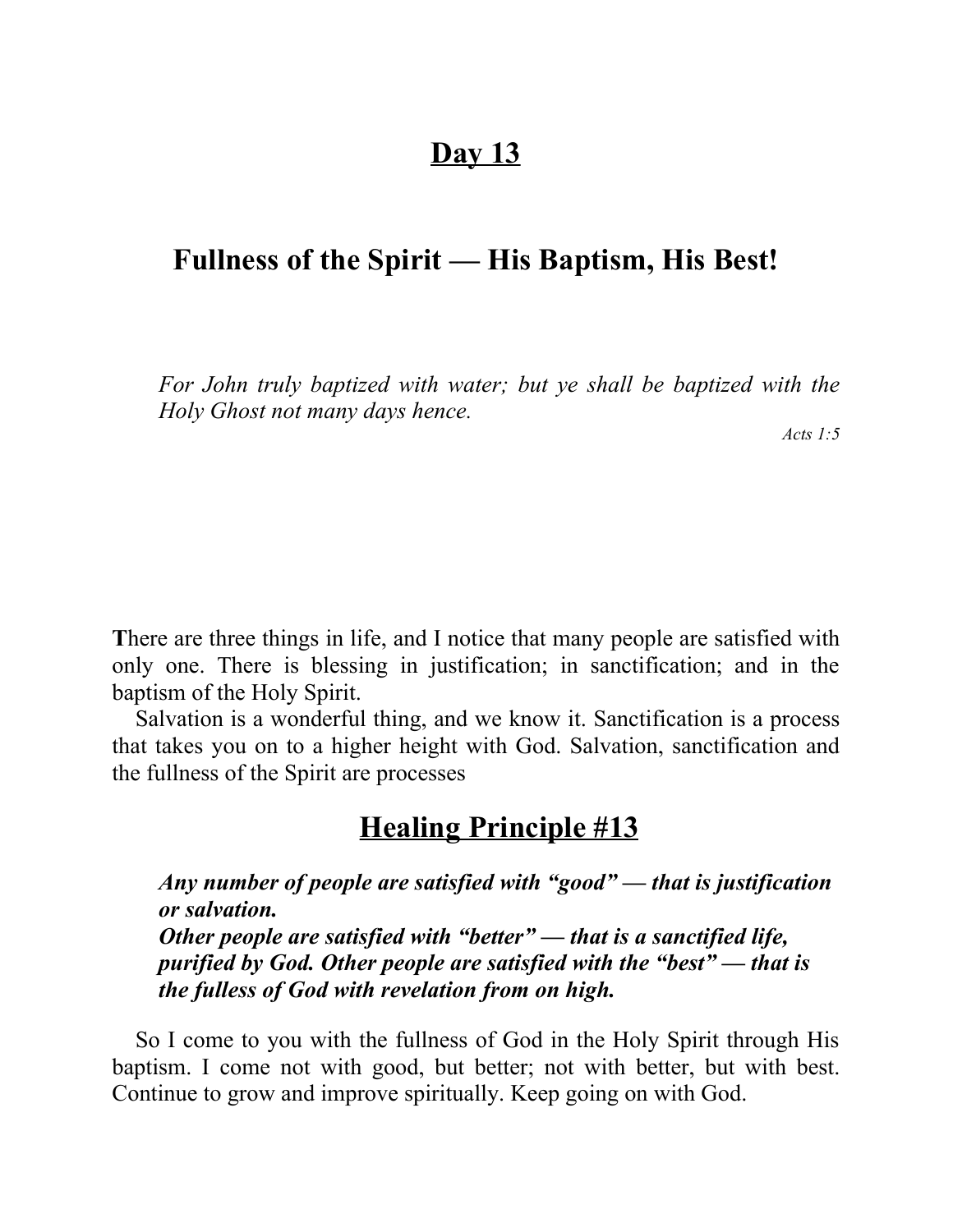# Day 13

## Fullness of the Spirit — His Baptism, His Best!

> *For John truly baptized with water; but ye shall be baptized with the Holy Ghost not many days hence.*
>
> *Acts 1:5*

**T**here are three things in life, and I notice that many people are satisfied with only one. There is blessing in justification; in sanctification; and in the baptism of the Holy Spirit.

Salvation is a wonderful thing, and we know it. Sanctification is a process that takes you on to a higher height with God. Salvation, sanctification and the fullness of the Spirit are processes

## Healing Principle #13

> ***Any number of people are satisfied with "good" — that is justification or salvation.***
> ***Other people are satisfied with "better" — that is a sanctified life, purified by God. Other people are satisfied with the "best" — that is the fulless of God with revelation from on high.***

So I come to you with the fullness of God in the Holy Spirit through His baptism. I come not with good, but better; not with better, but with best. Continue to grow and improve spiritually. Keep going on with God.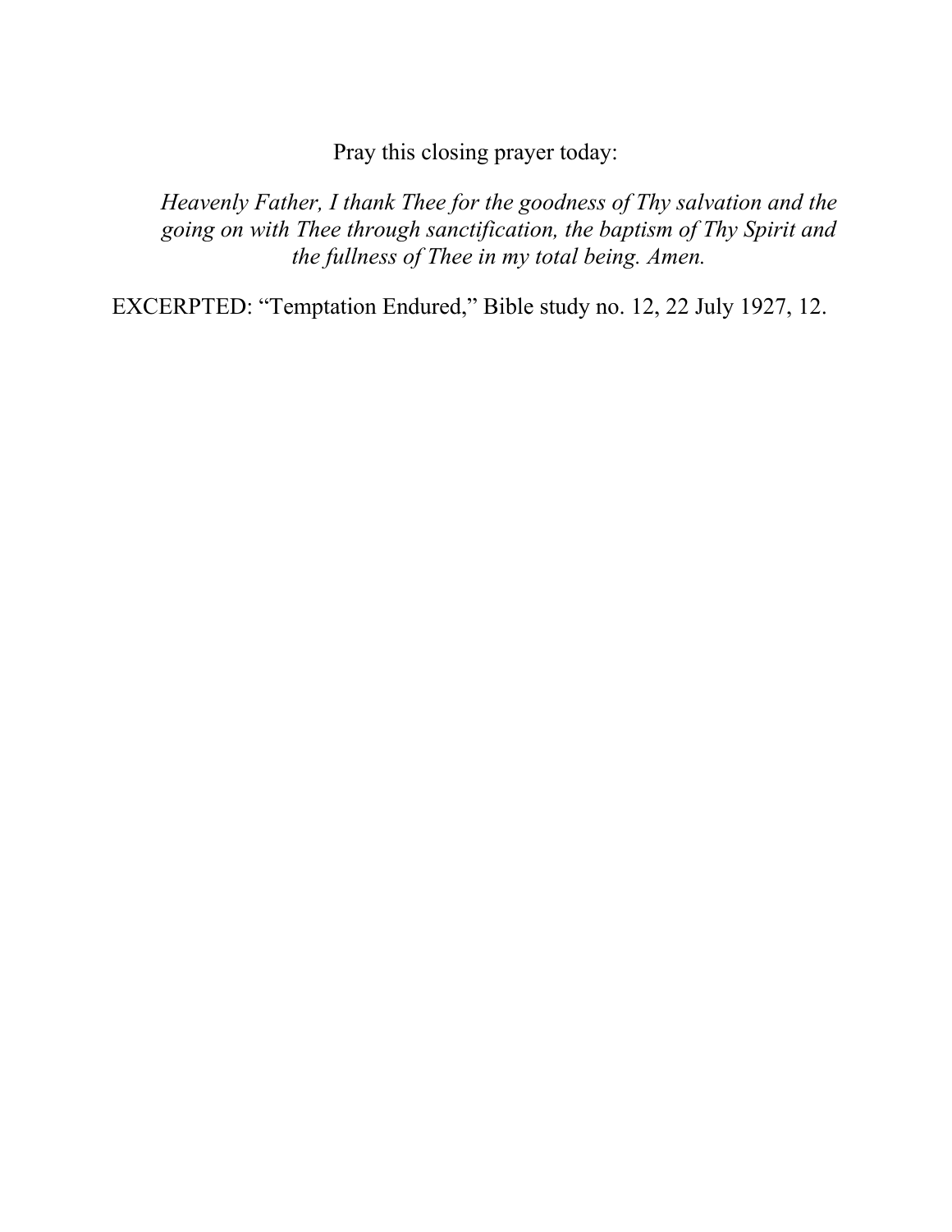Pray this closing prayer today:

> *Heavenly Father, I thank Thee for the goodness of Thy salvation and the going on with Thee through sanctification, the baptism of Thy Spirit and the fullness of Thee in my total being. Amen.*

EXCERPTED: “Temptation Endured,” Bible study no. 12, 22 July 1927, 12.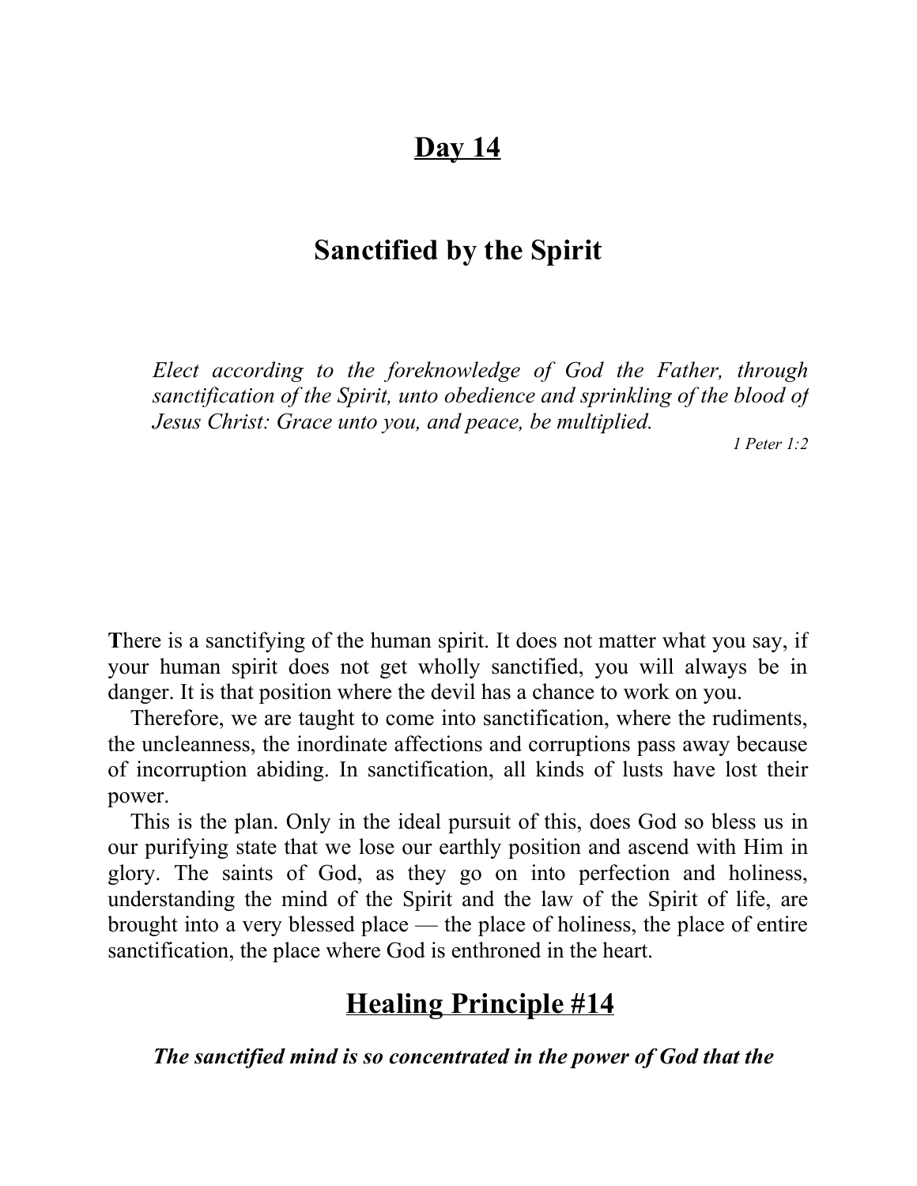# Day 14

## Sanctified by the Spirit

> *Elect according to the foreknowledge of God the Father, through sanctification of the Spirit, unto obedience and sprinkling of the blood of Jesus Christ: Grace unto you, and peace, be multiplied.*
>
> *1 Peter 1:2*

**T**here is a sanctifying of the human spirit. It does not matter what you say, if your human spirit does not get wholly sanctified, you will always be in danger. It is that position where the devil has a chance to work on you.

Therefore, we are taught to come into sanctification, where the rudiments, the uncleanness, the inordinate affections and corruptions pass away because of incorruption abiding. In sanctification, all kinds of lusts have lost their power.

This is the plan. Only in the ideal pursuit of this, does God so bless us in our purifying state that we lose our earthly position and ascend with Him in glory. The saints of God, as they go on into perfection and holiness, understanding the mind of the Spirit and the law of the Spirit of life, are brought into a very blessed place — the place of holiness, the place of entire sanctification, the place where God is enthroned in the heart.

## Healing Principle #14

***The sanctified mind is so concentrated in the power of God that the***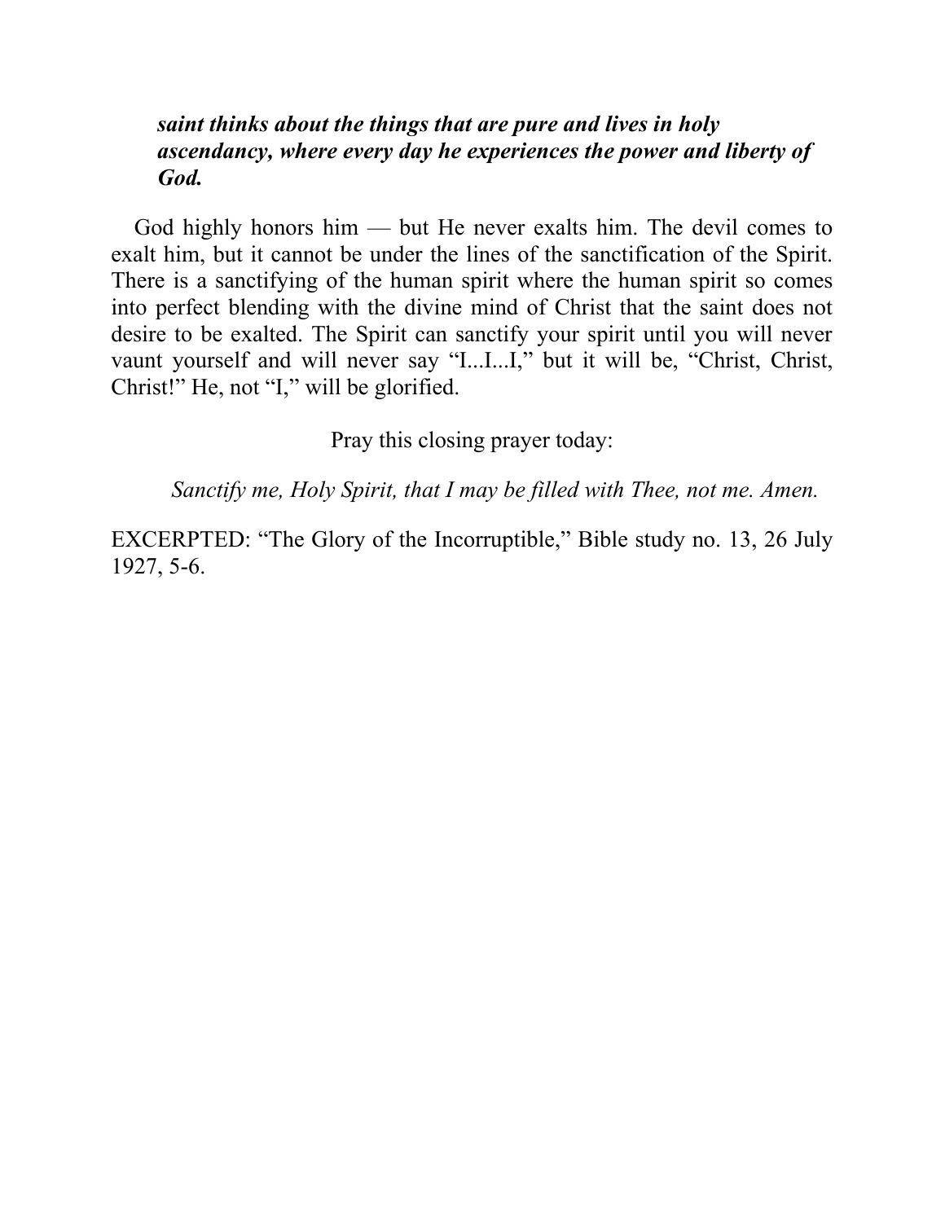***saint thinks about the things that are pure and lives in holy ascendancy, where every day he experiences the power and liberty of God.***

God highly honors him — but He never exalts him. The devil comes to exalt him, but it cannot be under the lines of the sanctification of the Spirit. There is a sanctifying of the human spirit where the human spirit so comes into perfect blending with the divine mind of Christ that the saint does not desire to be exalted. The Spirit can sanctify your spirit until you will never vaunt yourself and will never say "I...I...I," but it will be, "Christ, Christ, Christ!" He, not "I," will be glorified.

Pray this closing prayer today:

*Sanctify me, Holy Spirit, that I may be filled with Thee, not me. Amen.*

EXCERPTED: "The Glory of the Incorruptible," Bible study no. 13, 26 July 1927, 5-6.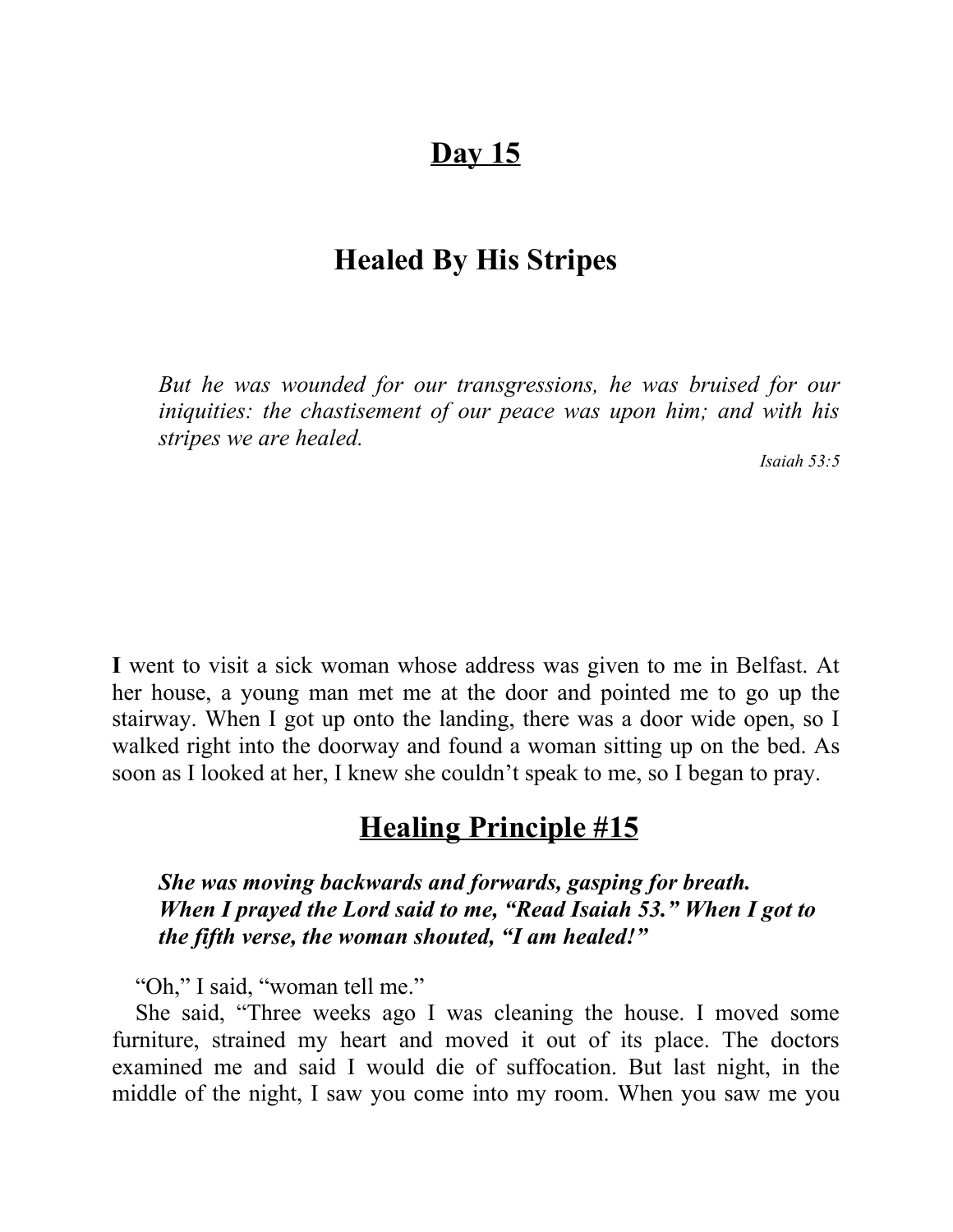# Day 15

# Healed By His Stripes

> *But he was wounded for our transgressions, he was bruised for our iniquities: the chastisement of our peace was upon him; and with his stripes we are healed.*
>
> *Isaiah 53:5*

**I** went to visit a sick woman whose address was given to me in Belfast. At her house, a young man met me at the door and pointed me to go up the stairway. When I got up onto the landing, there was a door wide open, so I walked right into the doorway and found a woman sitting up on the bed. As soon as I looked at her, I knew she couldn't speak to me, so I began to pray.

## Healing Principle #15

> ***She was moving backwards and forwards, gasping for breath. When I prayed the Lord said to me, "Read Isaiah 53." When I got to the fifth verse, the woman shouted, "I am healed!"***

"Oh," I said, "woman tell me."

She said, "Three weeks ago I was cleaning the house. I moved some furniture, strained my heart and moved it out of its place. The doctors examined me and said I would die of suffocation. But last night, in the middle of the night, I saw you come into my room. When you saw me you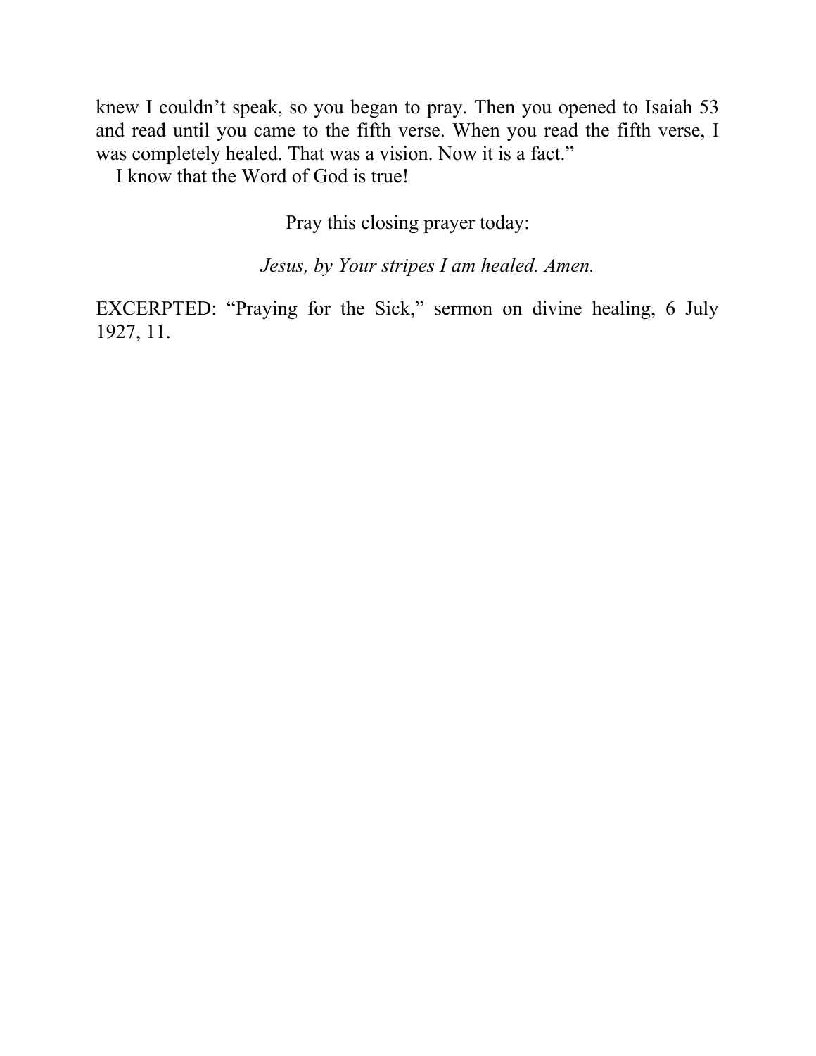knew I couldn't speak, so you began to pray. Then you opened to Isaiah 53 and read until you came to the fifth verse. When you read the fifth verse, I was completely healed. That was a vision. Now it is a fact."

I know that the Word of God is true!

Pray this closing prayer today:

*Jesus, by Your stripes I am healed. Amen.*

EXCERPTED: "Praying for the Sick," sermon on divine healing, 6 July 1927, 11.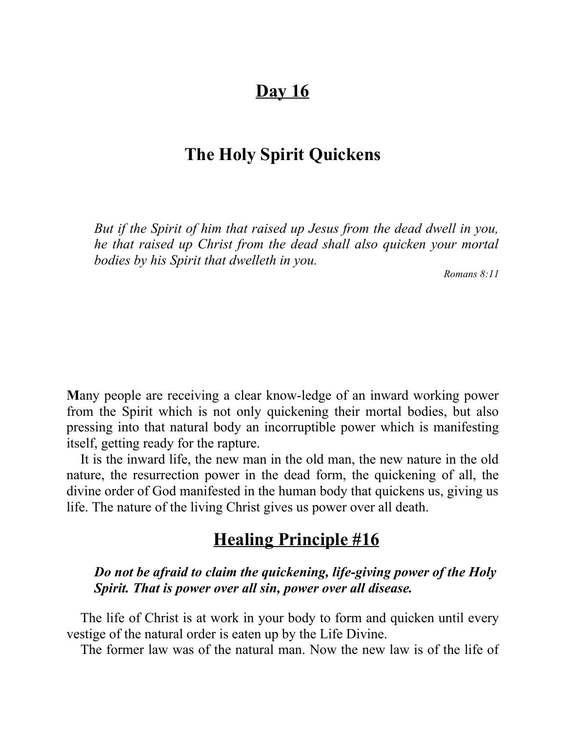# Day 16

## The Holy Spirit Quickens

> *But if the Spirit of him that raised up Jesus from the dead dwell in you, he that raised up Christ from the dead shall also quicken your mortal bodies by his Spirit that dwelleth in you.*
>
> *Romans 8:11*

**M**any people are receiving a clear know-ledge of an inward working power from the Spirit which is not only quickening their mortal bodies, but also pressing into that natural body an incorruptible power which is manifesting itself, getting ready for the rapture.

It is the inward life, the new man in the old man, the new nature in the old nature, the resurrection power in the dead form, the quickening of all, the divine order of God manifested in the human body that quickens us, giving us life. The nature of the living Christ gives us power over all death.

## Healing Principle #16

> ***Do not be afraid to claim the quickening, life-giving power of the Holy Spirit. That is power over all sin, power over all disease.***

The life of Christ is at work in your body to form and quicken until every vestige of the natural order is eaten up by the Life Divine.

The former law was of the natural man. Now the new law is of the life of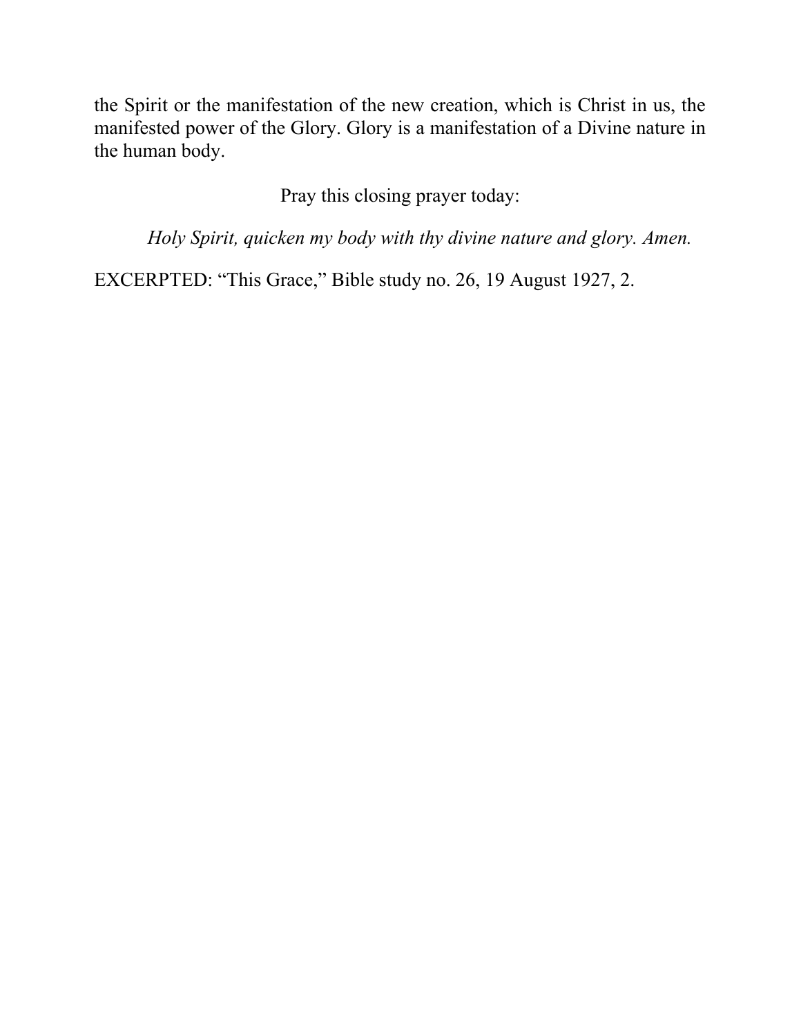the Spirit or the manifestation of the new creation, which is Christ in us, the manifested power of the Glory. Glory is a manifestation of a Divine nature in the human body.

Pray this closing prayer today:

*Holy Spirit, quicken my body with thy divine nature and glory. Amen.*

EXCERPTED: “This Grace,” Bible study no. 26, 19 August 1927, 2.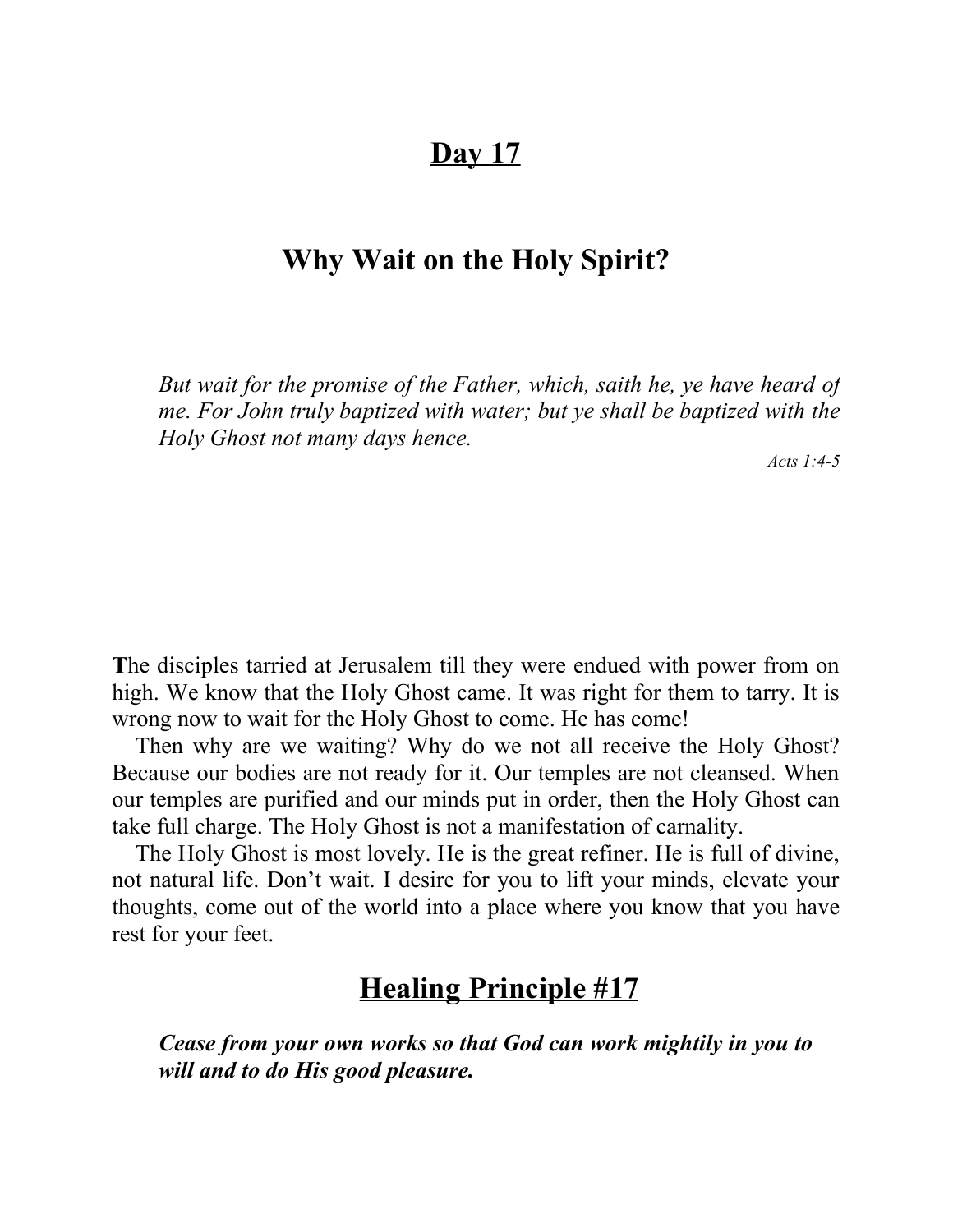# Day 17

## Why Wait on the Holy Spirit?

> *But wait for the promise of the Father, which, saith he, ye have heard of me. For John truly baptized with water; but ye shall be baptized with the Holy Ghost not many days hence.*
>
> *Acts 1:4-5*

**T**he disciples tarried at Jerusalem till they were endued with power from on high. We know that the Holy Ghost came. It was right for them to tarry. It is wrong now to wait for the Holy Ghost to come. He has come!

Then why are we waiting? Why do we not all receive the Holy Ghost? Because our bodies are not ready for it. Our temples are not cleansed. When our temples are purified and our minds put in order, then the Holy Ghost can take full charge. The Holy Ghost is not a manifestation of carnality.

The Holy Ghost is most lovely. He is the great refiner. He is full of divine, not natural life. Don't wait. I desire for you to lift your minds, elevate your thoughts, come out of the world into a place where you know that you have rest for your feet.

## Healing Principle #17

***Cease from your own works so that God can work mightily in you to will and to do His good pleasure.***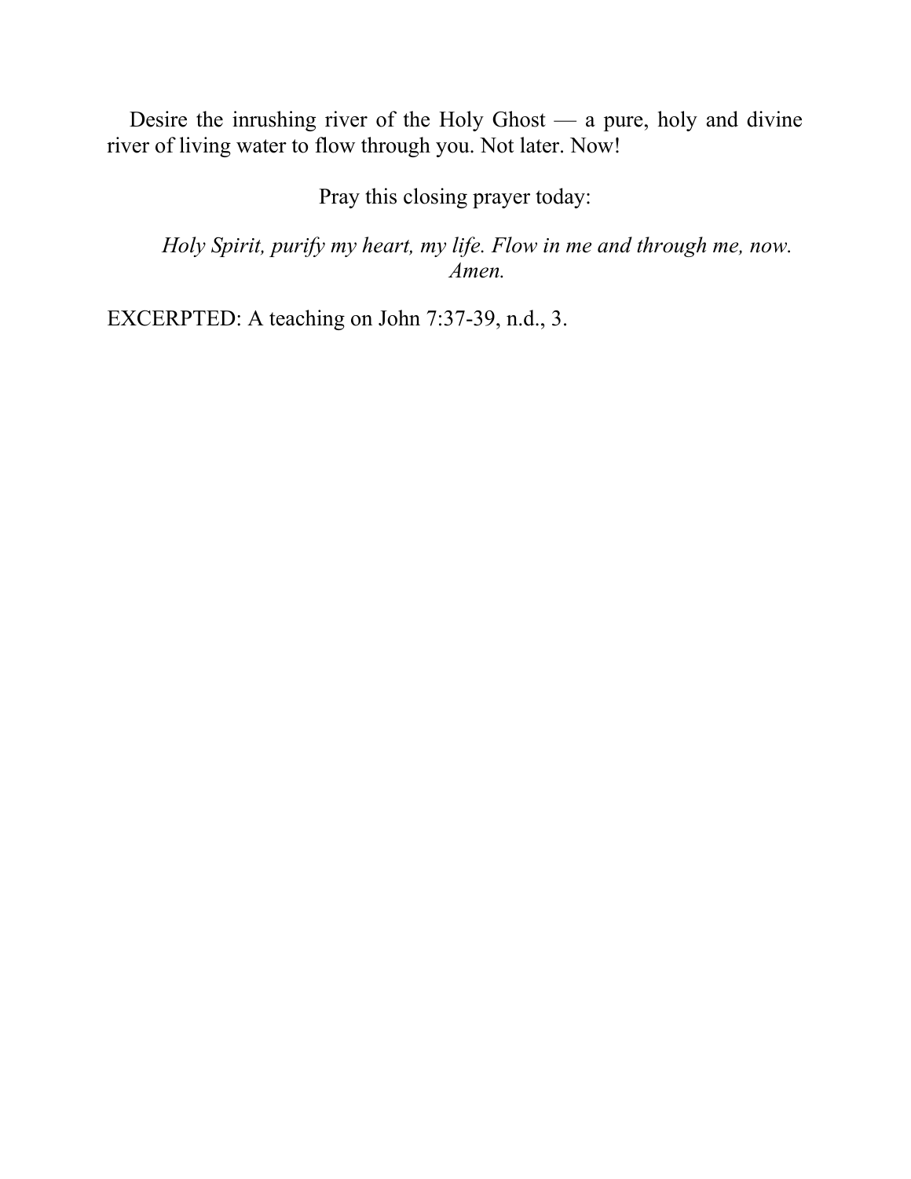Desire the inrushing river of the Holy Ghost — a pure, holy and divine river of living water to flow through you. Not later. Now!

Pray this closing prayer today:

*Holy Spirit, purify my heart, my life. Flow in me and through me, now. Amen.*

EXCERPTED: A teaching on John 7:37-39, n.d., 3.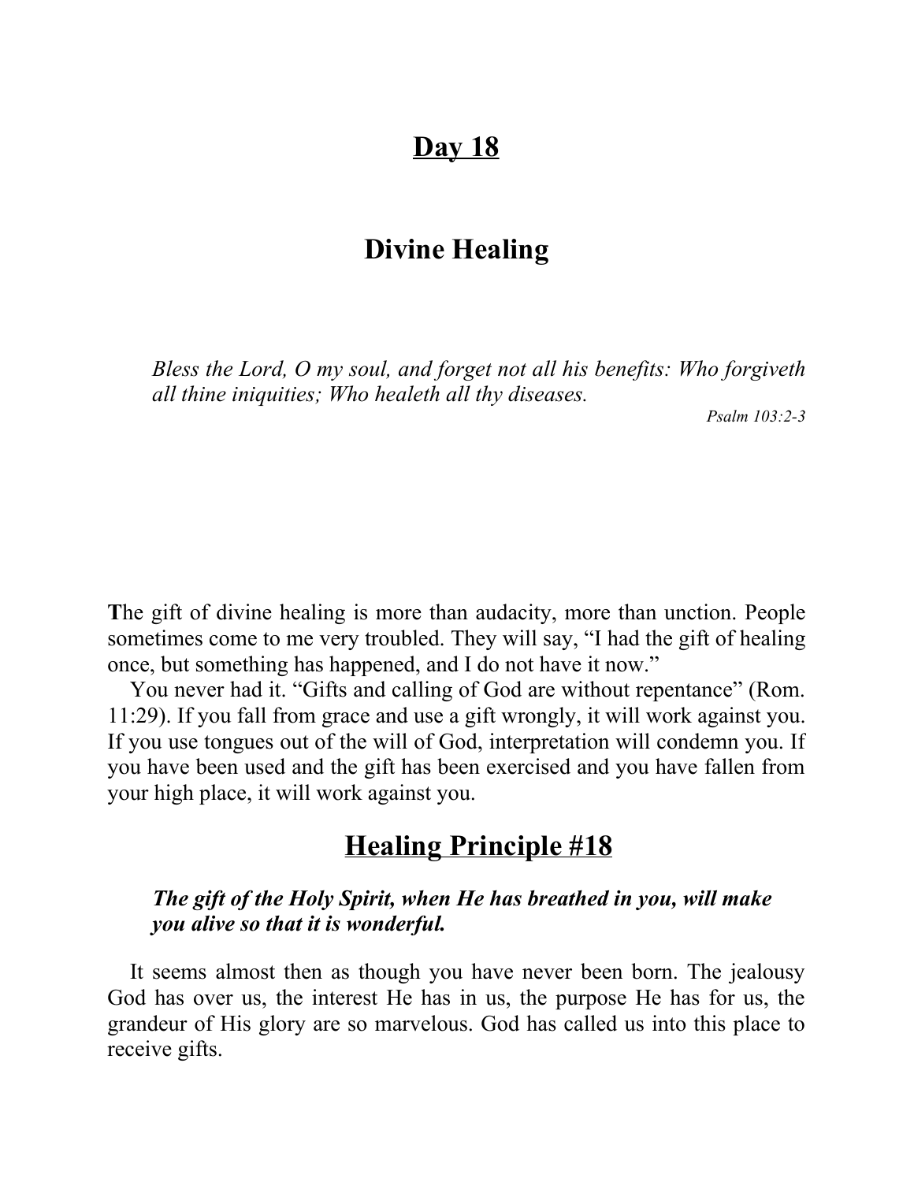# Day 18

## Divine Healing

> *Bless the Lord, O my soul, and forget not all his benefits: Who forgiveth all thine iniquities; Who healeth all thy diseases.*
>
> *Psalm 103:2-3*

The gift of divine healing is more than audacity, more than unction. People sometimes come to me very troubled. They will say, "I had the gift of healing once, but something has happened, and I do not have it now."

You never had it. "Gifts and calling of God are without repentance" (Rom. 11:29). If you fall from grace and use a gift wrongly, it will work against you. If you use tongues out of the will of God, interpretation will condemn you. If you have been used and the gift has been exercised and you have fallen from your high place, it will work against you.

## Healing Principle #18

> ***The gift of the Holy Spirit, when He has breathed in you, will make you alive so that it is wonderful.***

It seems almost then as though you have never been born. The jealousy God has over us, the interest He has in us, the purpose He has for us, the grandeur of His glory are so marvelous. God has called us into this place to receive gifts.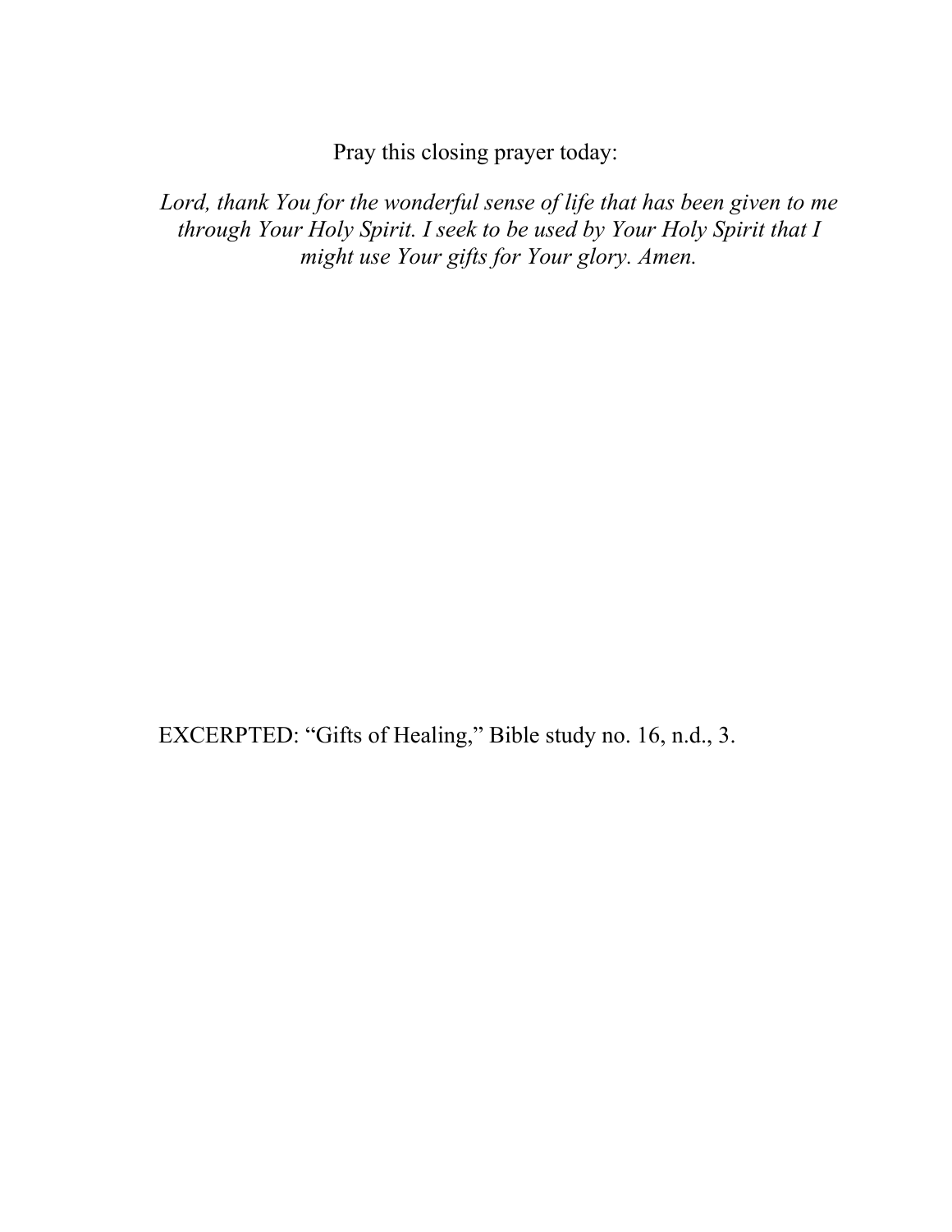Pray this closing prayer today:

*Lord, thank You for the wonderful sense of life that has been given to me through Your Holy Spirit. I seek to be used by Your Holy Spirit that I might use Your gifts for Your glory. Amen.*

EXCERPTED: “Gifts of Healing,” Bible study no. 16, n.d., 3.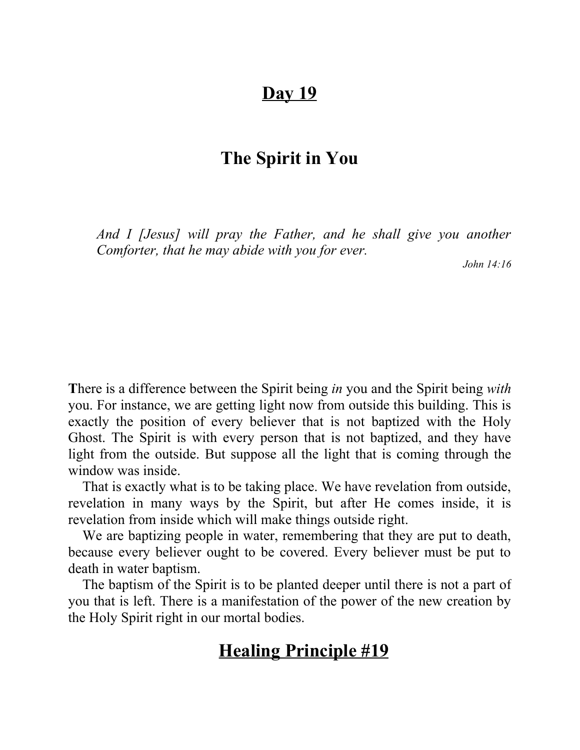# Day 19

# The Spirit in You

> *And I [Jesus] will pray the Father, and he shall give you another Comforter, that he may abide with you for ever.*
>
> *John 14:16*

**T**here is a difference between the Spirit being *in* you and the Spirit being *with* you. For instance, we are getting light now from outside this building. This is exactly the position of every believer that is not baptized with the Holy Ghost. The Spirit is with every person that is not baptized, and they have light from the outside. But suppose all the light that is coming through the window was inside.

That is exactly what is to be taking place. We have revelation from outside, revelation in many ways by the Spirit, but after He comes inside, it is revelation from inside which will make things outside right.

We are baptizing people in water, remembering that they are put to death, because every believer ought to be covered. Every believer must be put to death in water baptism.

The baptism of the Spirit is to be planted deeper until there is not a part of you that is left. There is a manifestation of the power of the new creation by the Holy Spirit right in our mortal bodies.

## Healing Principle #19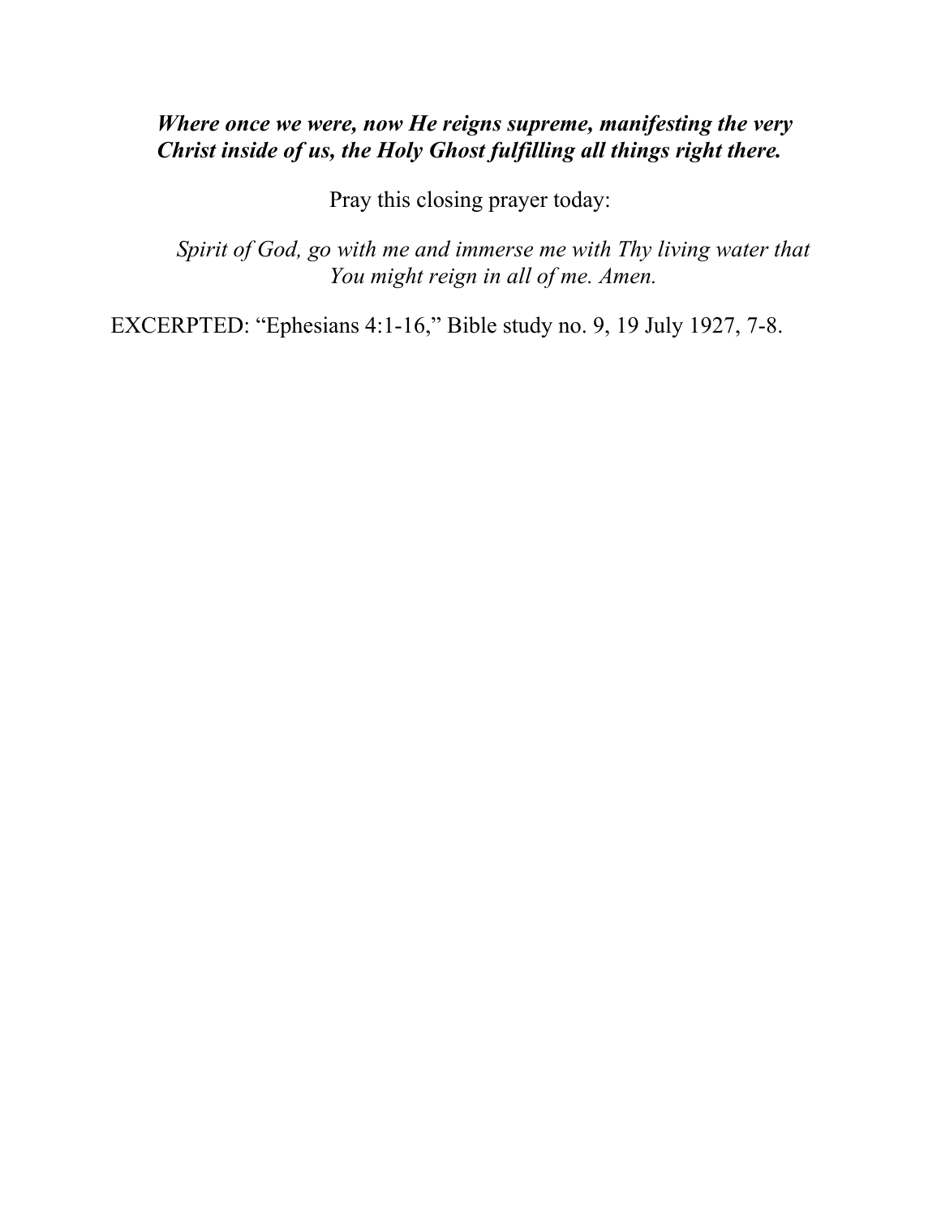***Where once we were, now He reigns supreme, manifesting the very Christ inside of us, the Holy Ghost fulfilling all things right there.***

Pray this closing prayer today:

*Spirit of God, go with me and immerse me with Thy living water that You might reign in all of me. Amen.*

EXCERPTED: "Ephesians 4:1-16," Bible study no. 9, 19 July 1927, 7-8.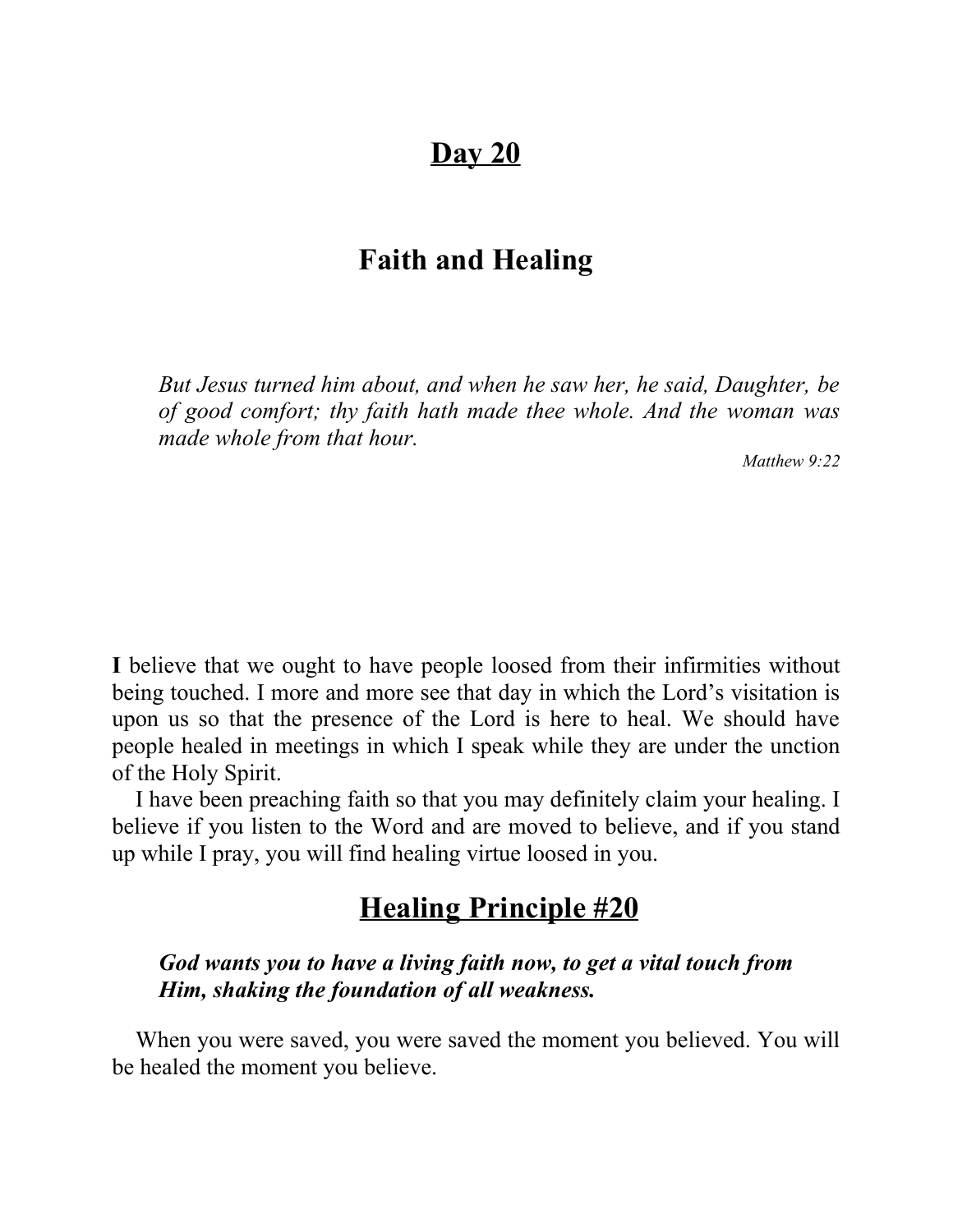# Day 20

## Faith and Healing

> *But Jesus turned him about, and when he saw her, he said, Daughter, be of good comfort; thy faith hath made thee whole. And the woman was made whole from that hour.*
>
> *Matthew 9:22*

**I** believe that we ought to have people loosed from their infirmities without being touched. I more and more see that day in which the Lord's visitation is upon us so that the presence of the Lord is here to heal. We should have people healed in meetings in which I speak while they are under the unction of the Holy Spirit.

I have been preaching faith so that you may definitely claim your healing. I believe if you listen to the Word and are moved to believe, and if you stand up while I pray, you will find healing virtue loosed in you.

## Healing Principle #20

> ***God wants you to have a living faith now, to get a vital touch from Him, shaking the foundation of all weakness.***

When you were saved, you were saved the moment you believed. You will be healed the moment you believe.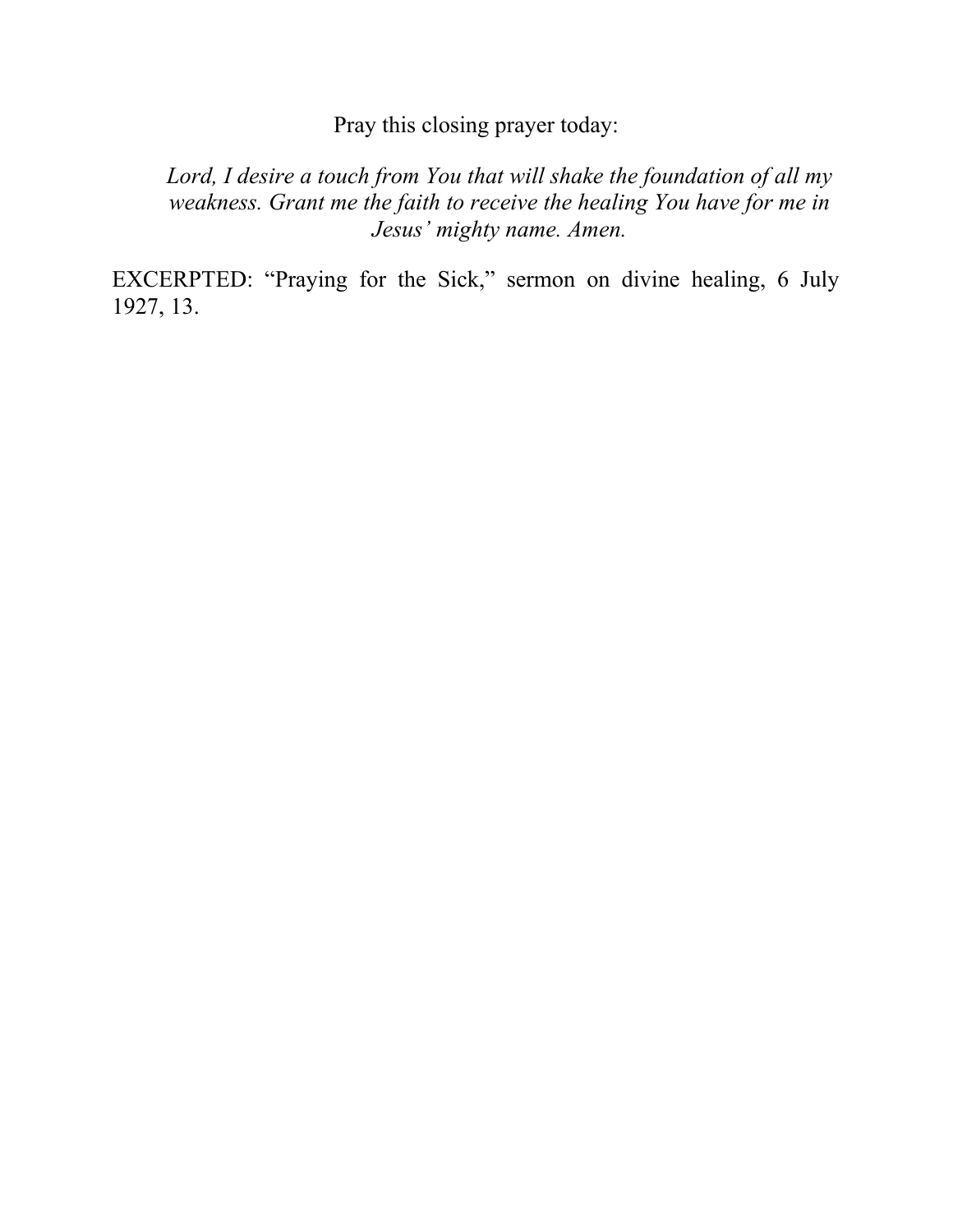Pray this closing prayer today:

> *Lord, I desire a touch from You that will shake the foundation of all my weakness. Grant me the faith to receive the healing You have for me in Jesus' mighty name. Amen.*

EXCERPTED: "Praying for the Sick," sermon on divine healing, 6 July 1927, 13.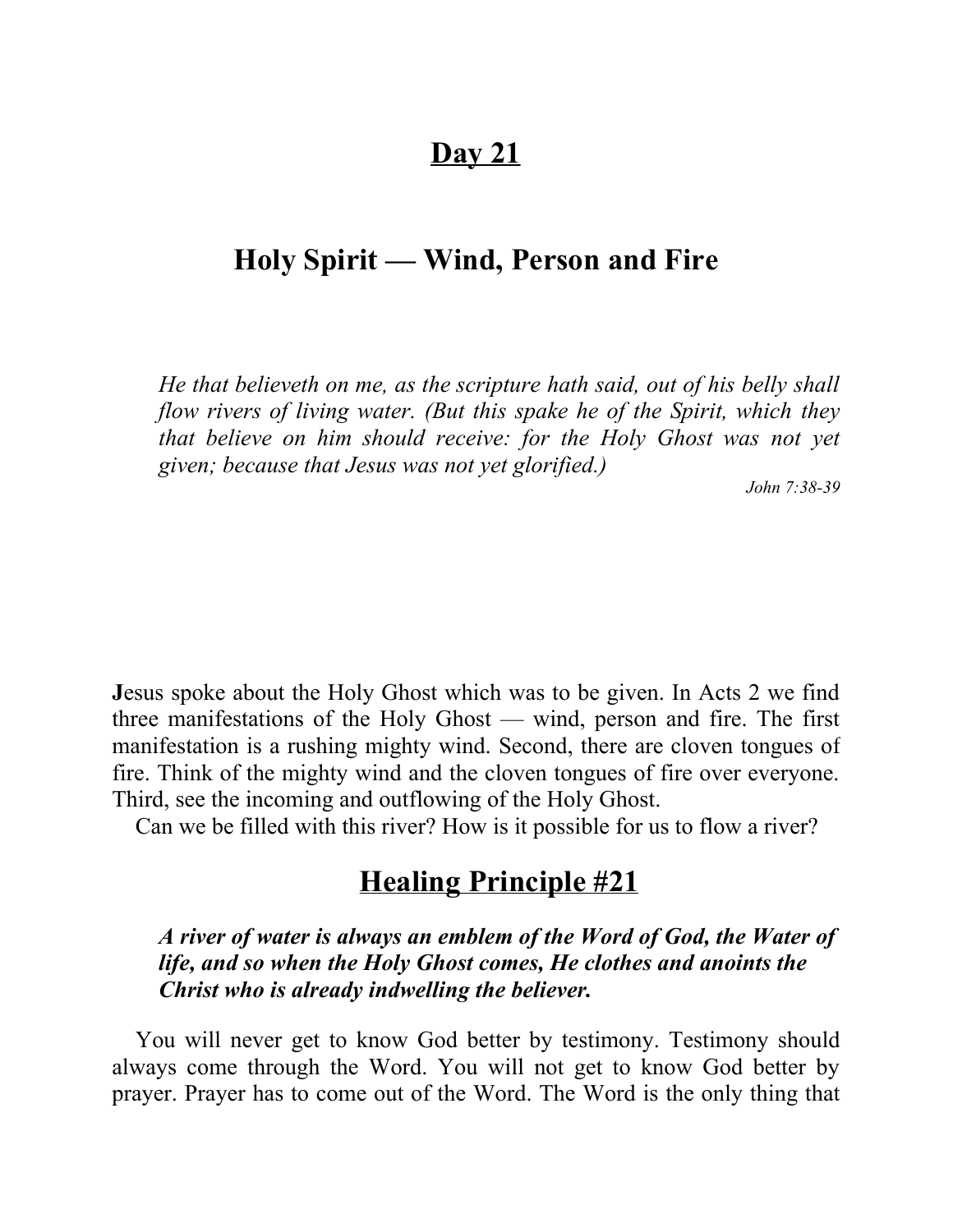# Day 21

## Holy Spirit — Wind, Person and Fire

> *He that believeth on me, as the scripture hath said, out of his belly shall flow rivers of living water. (But this spake he of the Spirit, which they that believe on him should receive: for the Holy Ghost was not yet given; because that Jesus was not yet glorified.)*
>
> *John 7:38-39*

**J**esus spoke about the Holy Ghost which was to be given. In Acts 2 we find three manifestations of the Holy Ghost — wind, person and fire. The first manifestation is a rushing mighty wind. Second, there are cloven tongues of fire. Think of the mighty wind and the cloven tongues of fire over everyone. Third, see the incoming and outflowing of the Holy Ghost.

Can we be filled with this river? How is it possible for us to flow a river?

## Healing Principle #21

> ***A river of water is always an emblem of the Word of God, the Water of life, and so when the Holy Ghost comes, He clothes and anoints the Christ who is already indwelling the believer.***

You will never get to know God better by testimony. Testimony should always come through the Word. You will not get to know God better by prayer. Prayer has to come out of the Word. The Word is the only thing that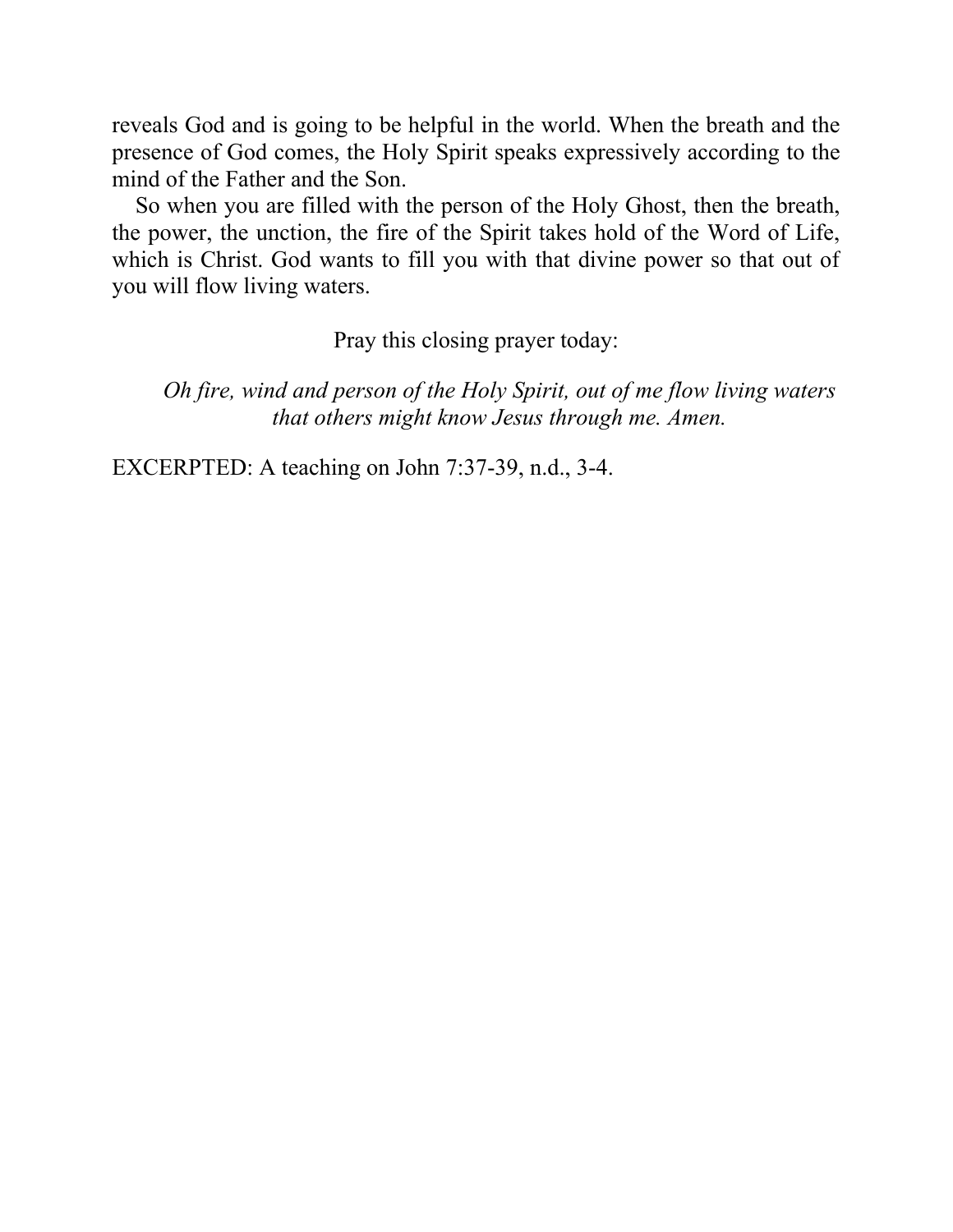reveals God and is going to be helpful in the world. When the breath and the presence of God comes, the Holy Spirit speaks expressively according to the mind of the Father and the Son.

So when you are filled with the person of the Holy Ghost, then the breath, the power, the unction, the fire of the Spirit takes hold of the Word of Life, which is Christ. God wants to fill you with that divine power so that out of you will flow living waters.

Pray this closing prayer today:

*Oh fire, wind and person of the Holy Spirit, out of me flow living waters that others might know Jesus through me. Amen.*

EXCERPTED: A teaching on John 7:37-39, n.d., 3-4.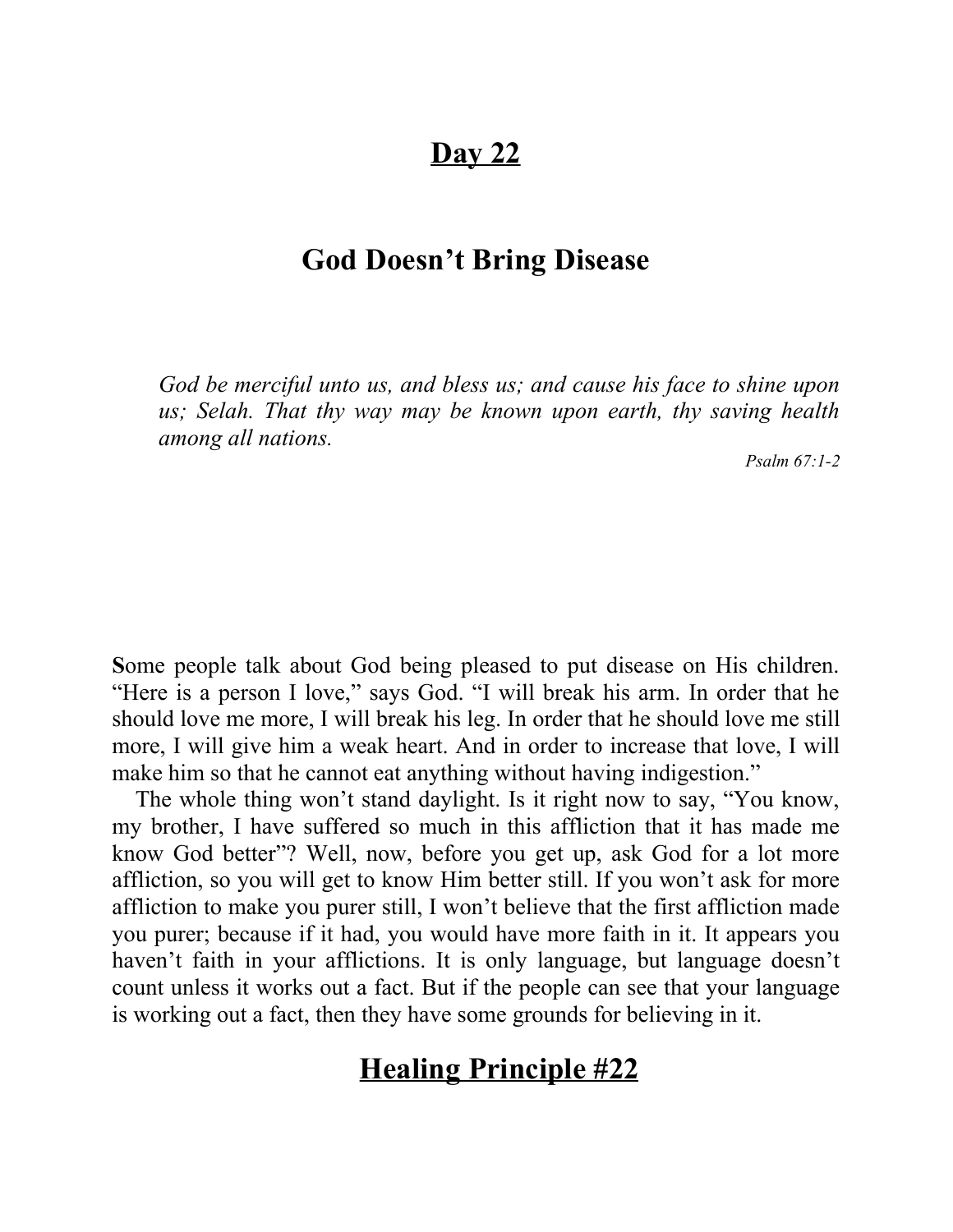# Day 22

## God Doesn't Bring Disease

> *God be merciful unto us, and bless us; and cause his face to shine upon us; Selah. That thy way may be known upon earth, thy saving health among all nations.*
>
> *Psalm 67:1-2*

**S**ome people talk about God being pleased to put disease on His children. "Here is a person I love," says God. "I will break his arm. In order that he should love me more, I will break his leg. In order that he should love me still more, I will give him a weak heart. And in order to increase that love, I will make him so that he cannot eat anything without having indigestion."

The whole thing won't stand daylight. Is it right now to say, "You know, my brother, I have suffered so much in this affliction that it has made me know God better"? Well, now, before you get up, ask God for a lot more affliction, so you will get to know Him better still. If you won't ask for more affliction to make you purer still, I won't believe that the first affliction made you purer; because if it had, you would have more faith in it. It appears you haven't faith in your afflictions. It is only language, but language doesn't count unless it works out a fact. But if the people can see that your language is working out a fact, then they have some grounds for believing in it.

## Healing Principle #22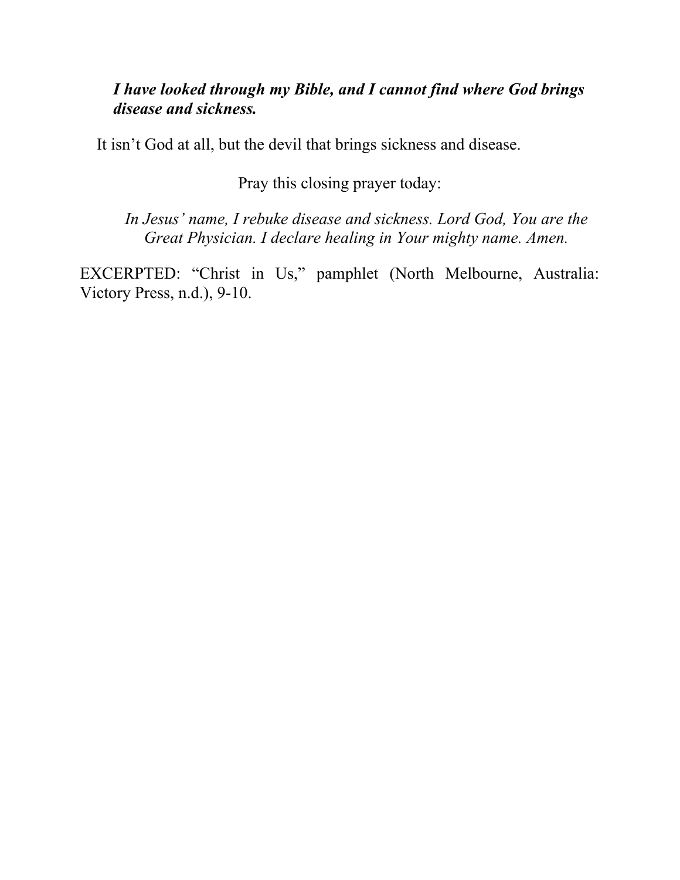***I have looked through my Bible, and I cannot find where God brings disease and sickness.***

It isn't God at all, but the devil that brings sickness and disease.

Pray this closing prayer today:

*In Jesus' name, I rebuke disease and sickness. Lord God, You are the Great Physician. I declare healing in Your mighty name. Amen.*

EXCERPTED: "Christ in Us," pamphlet (North Melbourne, Australia: Victory Press, n.d.), 9-10.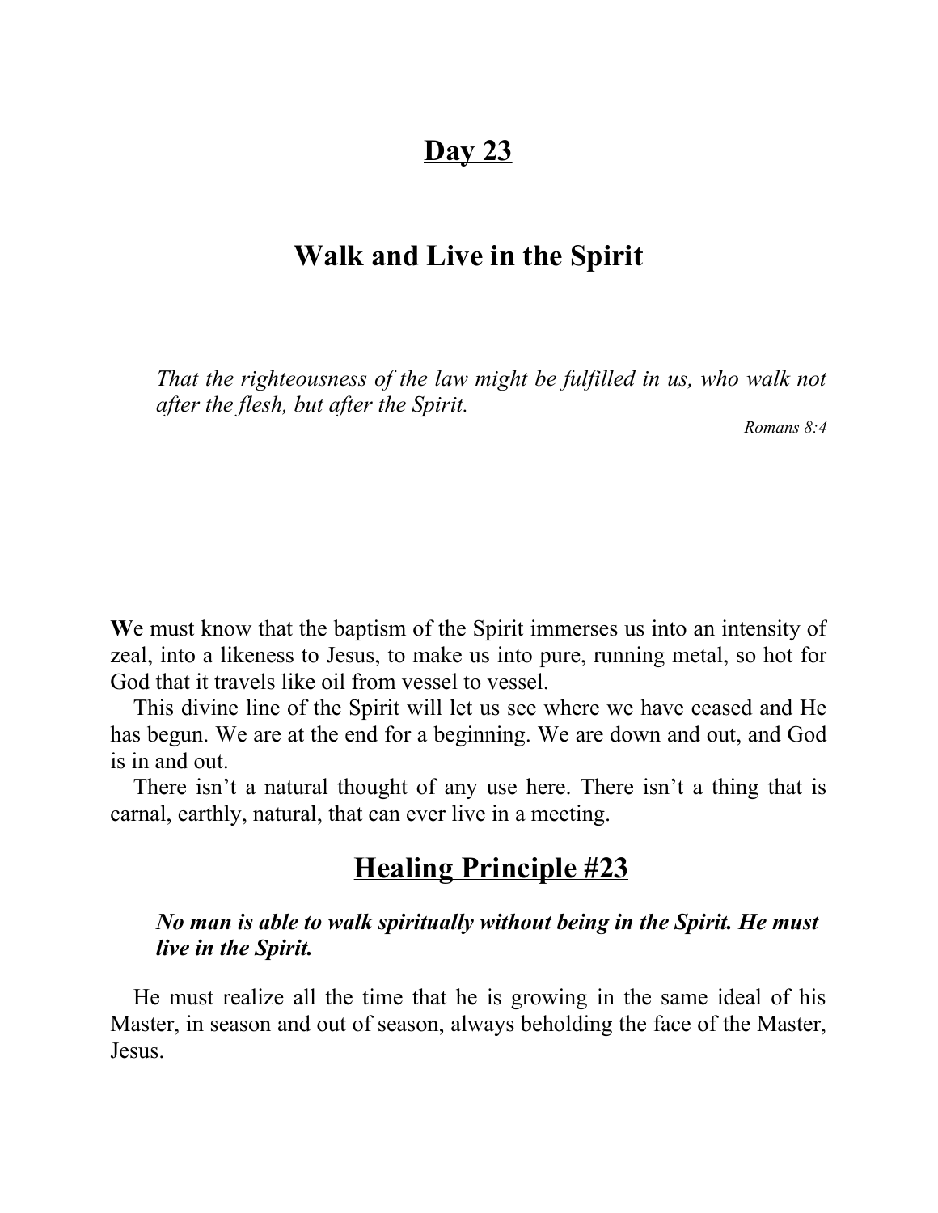# Day 23

## Walk and Live in the Spirit

> *That the righteousness of the law might be fulfilled in us, who walk not after the flesh, but after the Spirit.*
>
> *Romans 8:4*

**W**e must know that the baptism of the Spirit immerses us into an intensity of zeal, into a likeness to Jesus, to make us into pure, running metal, so hot for God that it travels like oil from vessel to vessel.

This divine line of the Spirit will let us see where we have ceased and He has begun. We are at the end for a beginning. We are down and out, and God is in and out.

There isn't a natural thought of any use here. There isn't a thing that is carnal, earthly, natural, that can ever live in a meeting.

## Healing Principle #23

> ***No man is able to walk spiritually without being in the Spirit. He must live in the Spirit.***

He must realize all the time that he is growing in the same ideal of his Master, in season and out of season, always beholding the face of the Master, Jesus.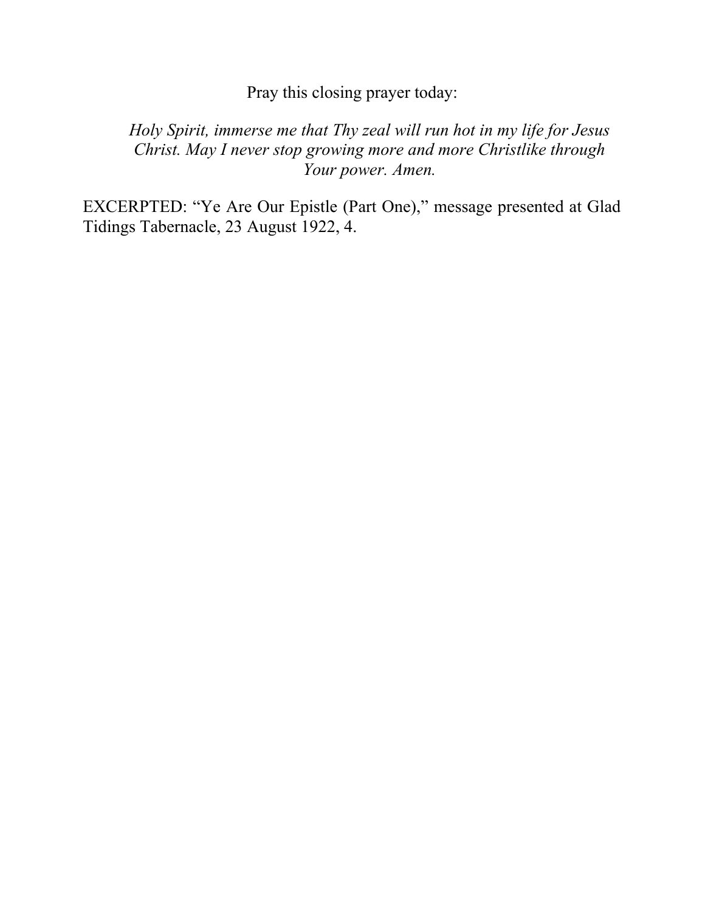Pray this closing prayer today:

> *Holy Spirit, immerse me that Thy zeal will run hot in my life for Jesus Christ. May I never stop growing more and more Christlike through Your power. Amen.*

EXCERPTED: “Ye Are Our Epistle (Part One),” message presented at Glad Tidings Tabernacle, 23 August 1922, 4.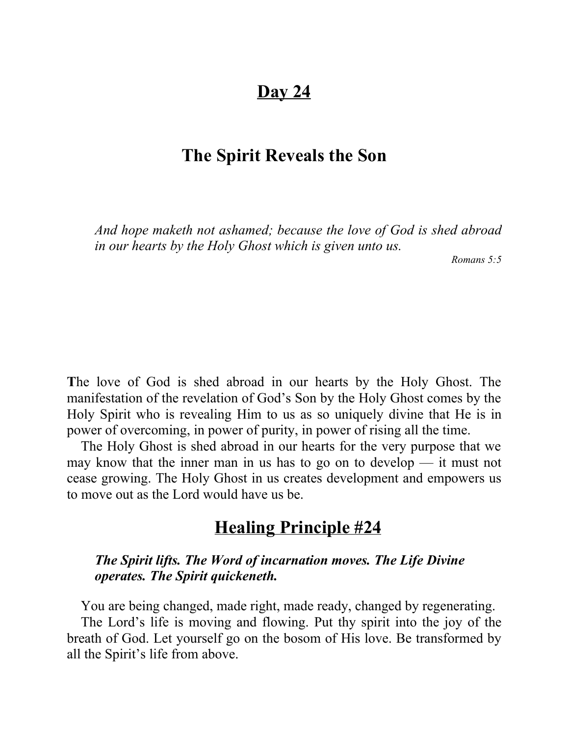# Day 24

## The Spirit Reveals the Son

> *And hope maketh not ashamed; because the love of God is shed abroad in our hearts by the Holy Ghost which is given unto us.*
>
> *Romans 5:5*

**T**he love of God is shed abroad in our hearts by the Holy Ghost. The manifestation of the revelation of God's Son by the Holy Ghost comes by the Holy Spirit who is revealing Him to us as so uniquely divine that He is in power of overcoming, in power of purity, in power of rising all the time.

The Holy Ghost is shed abroad in our hearts for the very purpose that we may know that the inner man in us has to go on to develop — it must not cease growing. The Holy Ghost in us creates development and empowers us to move out as the Lord would have us be.

## Healing Principle #24

> ***The Spirit lifts. The Word of incarnation moves. The Life Divine operates. The Spirit quickeneth.***

You are being changed, made right, made ready, changed by regenerating.

The Lord's life is moving and flowing. Put thy spirit into the joy of the breath of God. Let yourself go on the bosom of His love. Be transformed by all the Spirit's life from above.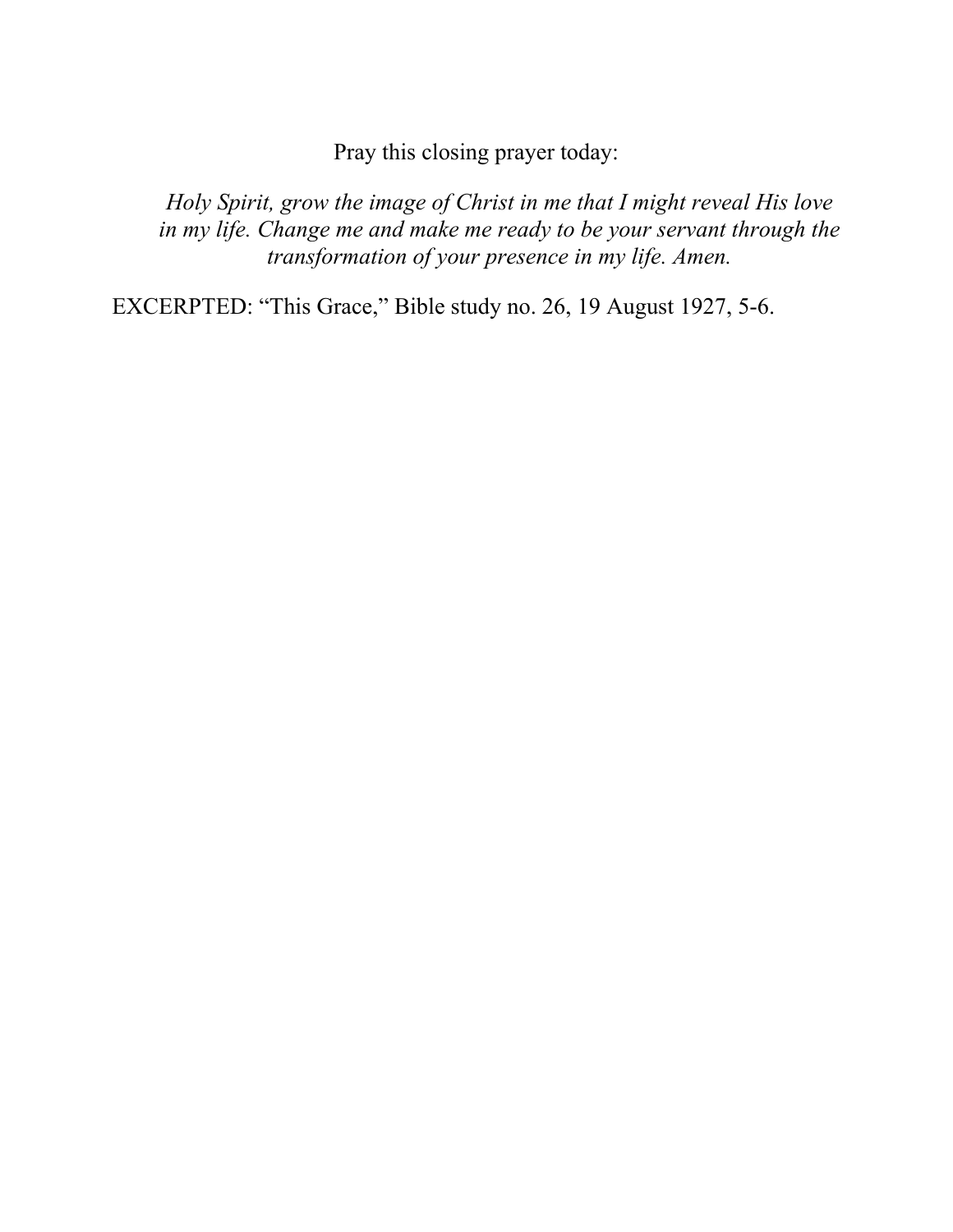Pray this closing prayer today:

*Holy Spirit, grow the image of Christ in me that I might reveal His love in my life. Change me and make me ready to be your servant through the transformation of your presence in my life. Amen.*

EXCERPTED: "This Grace," Bible study no. 26, 19 August 1927, 5-6.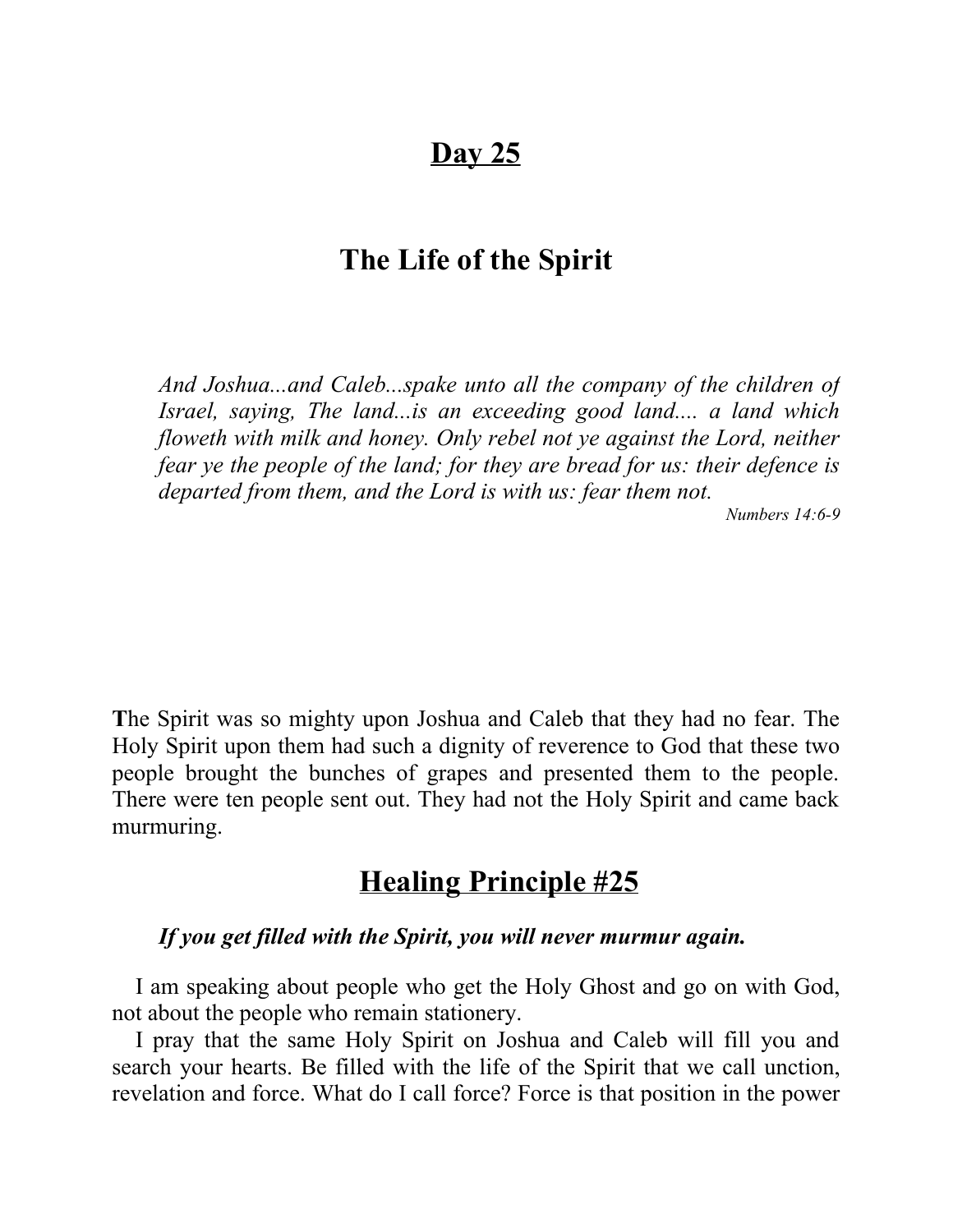# Day 25

## The Life of the Spirit

> *And Joshua...and Caleb...spake unto all the company of the children of Israel, saying, The land...is an exceeding good land.... a land which floweth with milk and honey. Only rebel not ye against the Lord, neither fear ye the people of the land; for they are bread for us: their defence is departed from them, and the Lord is with us: fear them not.*
>
> Numbers 14:6-9

**T**he Spirit was so mighty upon Joshua and Caleb that they had no fear. The Holy Spirit upon them had such a dignity of reverence to God that these two people brought the bunches of grapes and presented them to the people. There were ten people sent out. They had not the Holy Spirit and came back murmuring.

## Healing Principle #25

***If you get filled with the Spirit, you will never murmur again.***

I am speaking about people who get the Holy Ghost and go on with God, not about the people who remain stationery.

I pray that the same Holy Spirit on Joshua and Caleb will fill you and search your hearts. Be filled with the life of the Spirit that we call unction, revelation and force. What do I call force? Force is that position in the power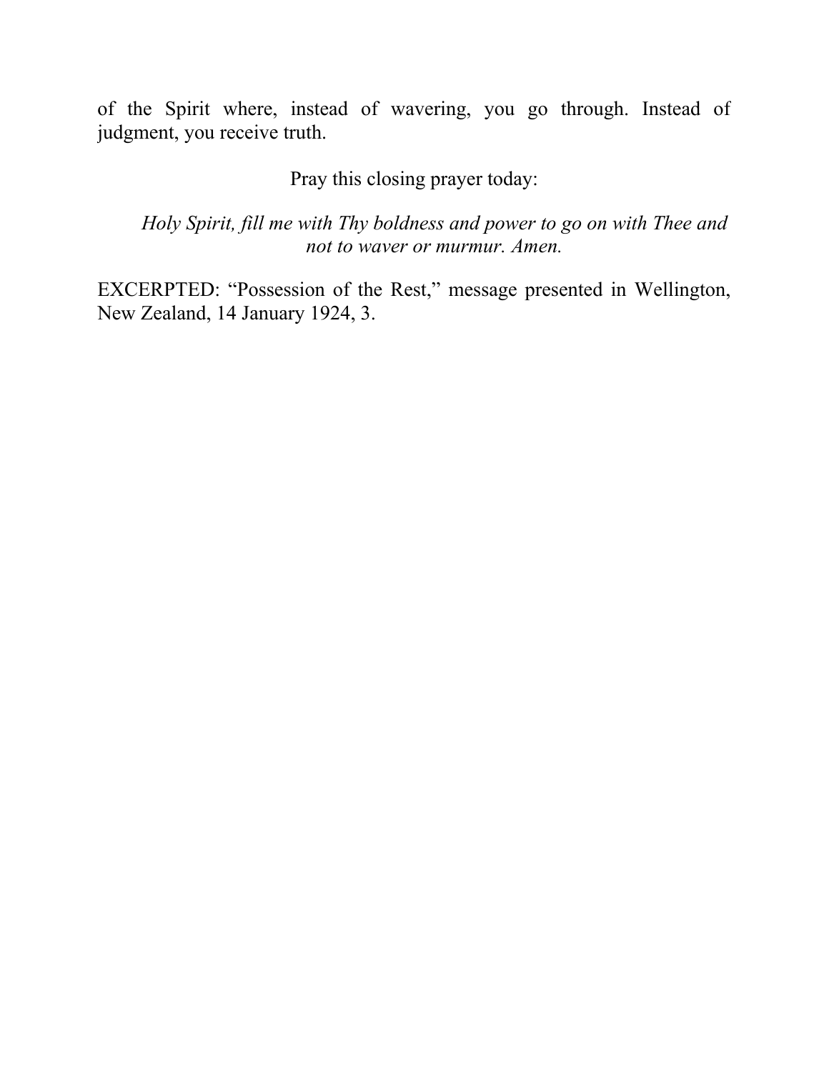of the Spirit where, instead of wavering, you go through. Instead of judgment, you receive truth.

Pray this closing prayer today:

*Holy Spirit, fill me with Thy boldness and power to go on with Thee and not to waver or murmur. Amen.*

EXCERPTED: "Possession of the Rest," message presented in Wellington, New Zealand, 14 January 1924, 3.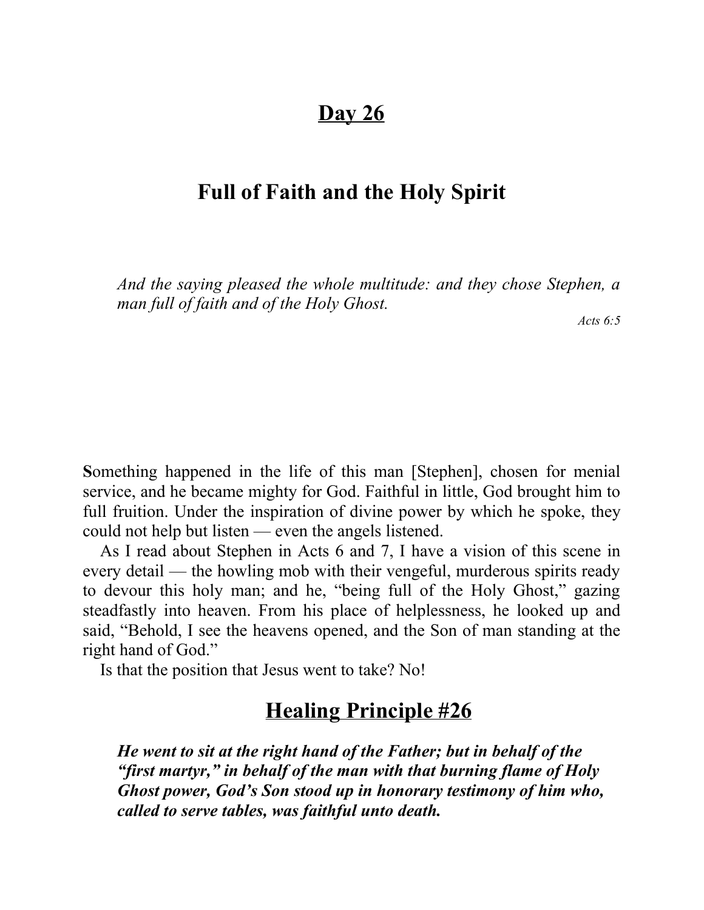# Day 26

## Full of Faith and the Holy Spirit

*And the saying pleased the whole multitude: and they chose Stephen, a man full of faith and of the Holy Ghost.*

*Acts 6:5*

**S**omething happened in the life of this man [Stephen], chosen for menial service, and he became mighty for God. Faithful in little, God brought him to full fruition. Under the inspiration of divine power by which he spoke, they could not help but listen — even the angels listened.

As I read about Stephen in Acts 6 and 7, I have a vision of this scene in every detail — the howling mob with their vengeful, murderous spirits ready to devour this holy man; and he, "being full of the Holy Ghost," gazing steadfastly into heaven. From his place of helplessness, he looked up and said, "Behold, I see the heavens opened, and the Son of man standing at the right hand of God."

Is that the position that Jesus went to take? No!

## Healing Principle #26

***He went to sit at the right hand of the Father; but in behalf of the "first martyr," in behalf of the man with that burning flame of Holy Ghost power, God's Son stood up in honorary testimony of him who, called to serve tables, was faithful unto death.***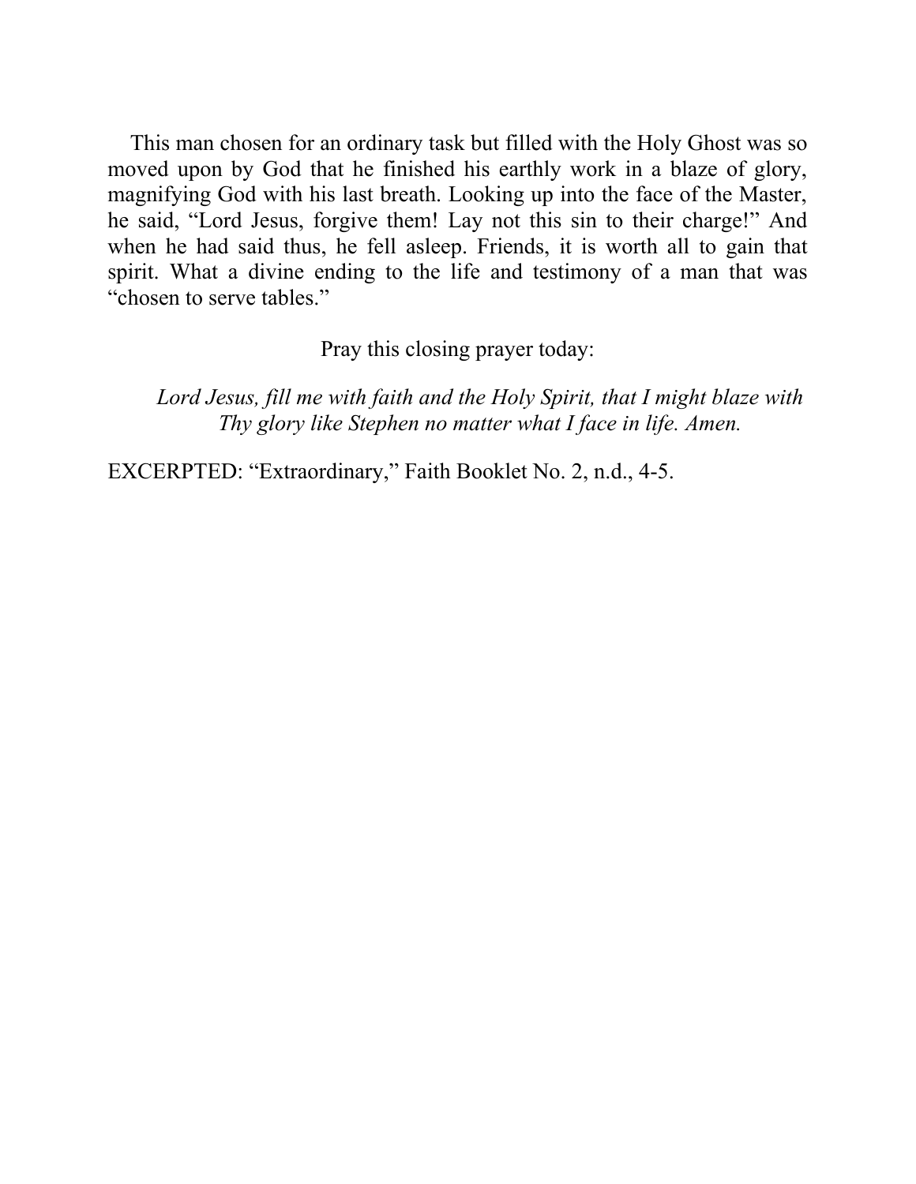This man chosen for an ordinary task but filled with the Holy Ghost was so moved upon by God that he finished his earthly work in a blaze of glory, magnifying God with his last breath. Looking up into the face of the Master, he said, “Lord Jesus, forgive them! Lay not this sin to their charge!” And when he had said thus, he fell asleep. Friends, it is worth all to gain that spirit. What a divine ending to the life and testimony of a man that was “chosen to serve tables.”

Pray this closing prayer today:

*Lord Jesus, fill me with faith and the Holy Spirit, that I might blaze with Thy glory like Stephen no matter what I face in life. Amen.*

EXCERPTED: “Extraordinary,” Faith Booklet No. 2, n.d., 4-5.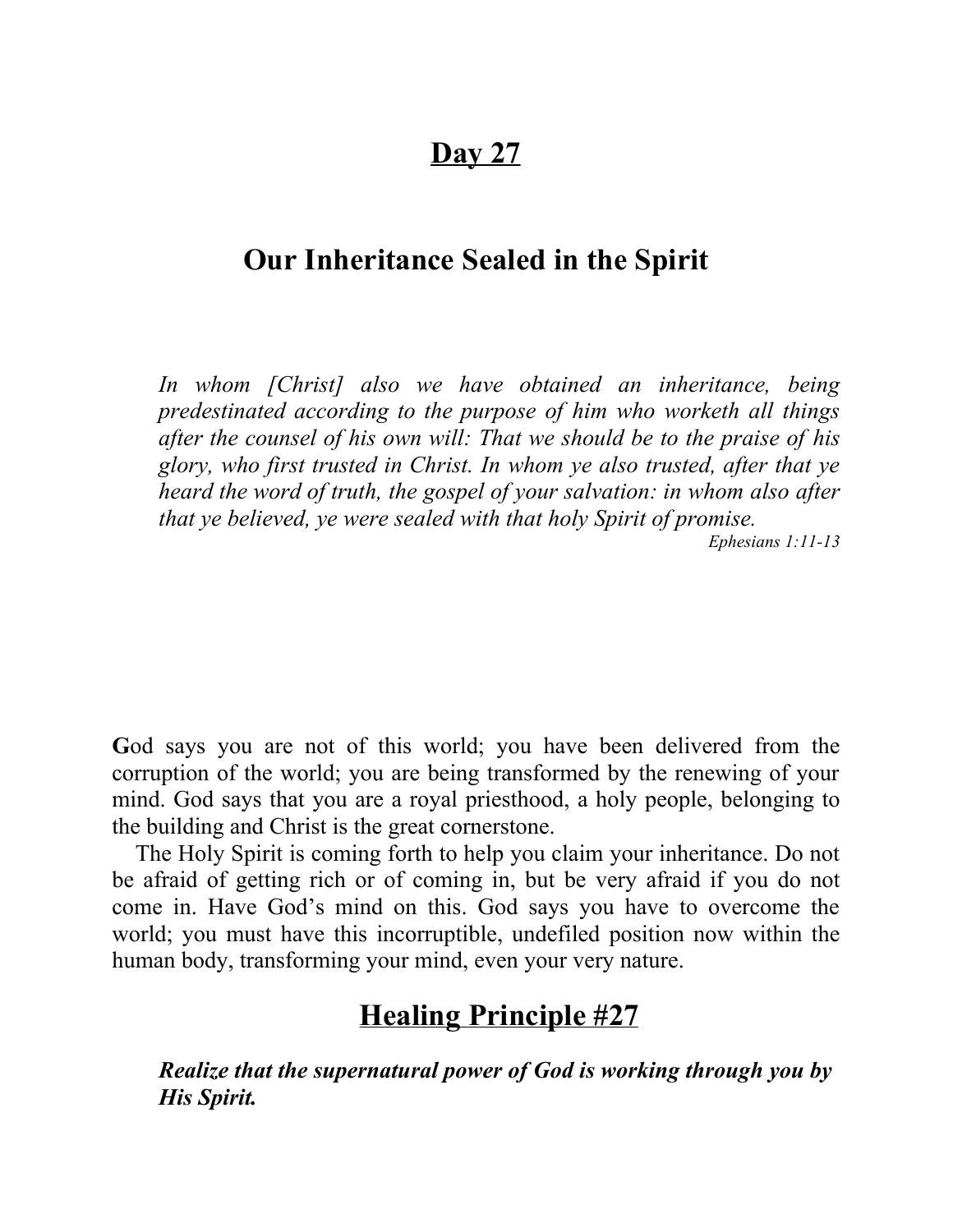# Day 27

## Our Inheritance Sealed in the Spirit

> *In whom [Christ] also we have obtained an inheritance, being predestinated according to the purpose of him who worketh all things after the counsel of his own will: That we should be to the praise of his glory, who first trusted in Christ. In whom ye also trusted, after that ye heard the word of truth, the gospel of your salvation: in whom also after that ye believed, ye were sealed with that holy Spirit of promise.*
>
> *Ephesians 1:11-13*

**G**od says you are not of this world; you have been delivered from the corruption of the world; you are being transformed by the renewing of your mind. God says that you are a royal priesthood, a holy people, belonging to the building and Christ is the great cornerstone.

The Holy Spirit is coming forth to help you claim your inheritance. Do not be afraid of getting rich or of coming in, but be very afraid if you do not come in. Have God's mind on this. God says you have to overcome the world; you must have this incorruptible, undefiled position now within the human body, transforming your mind, even your very nature.

## Healing Principle #27

***Realize that the supernatural power of God is working through you by His Spirit.***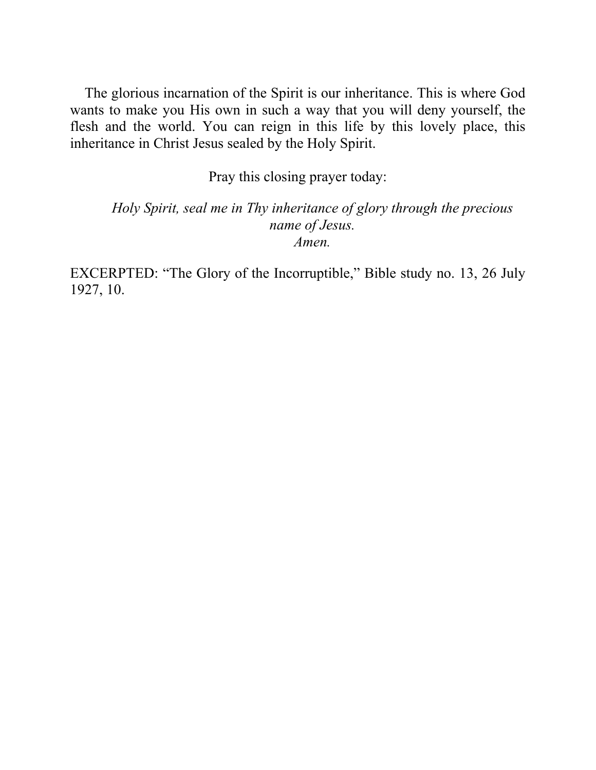The glorious incarnation of the Spirit is our inheritance. This is where God wants to make you His own in such a way that you will deny yourself, the flesh and the world. You can reign in this life by this lovely place, this inheritance in Christ Jesus sealed by the Holy Spirit.

Pray this closing prayer today:

*Holy Spirit, seal me in Thy inheritance of glory through the precious name of Jesus.*
*Amen.*

EXCERPTED: “The Glory of the Incorruptible,” Bible study no. 13, 26 July 1927, 10.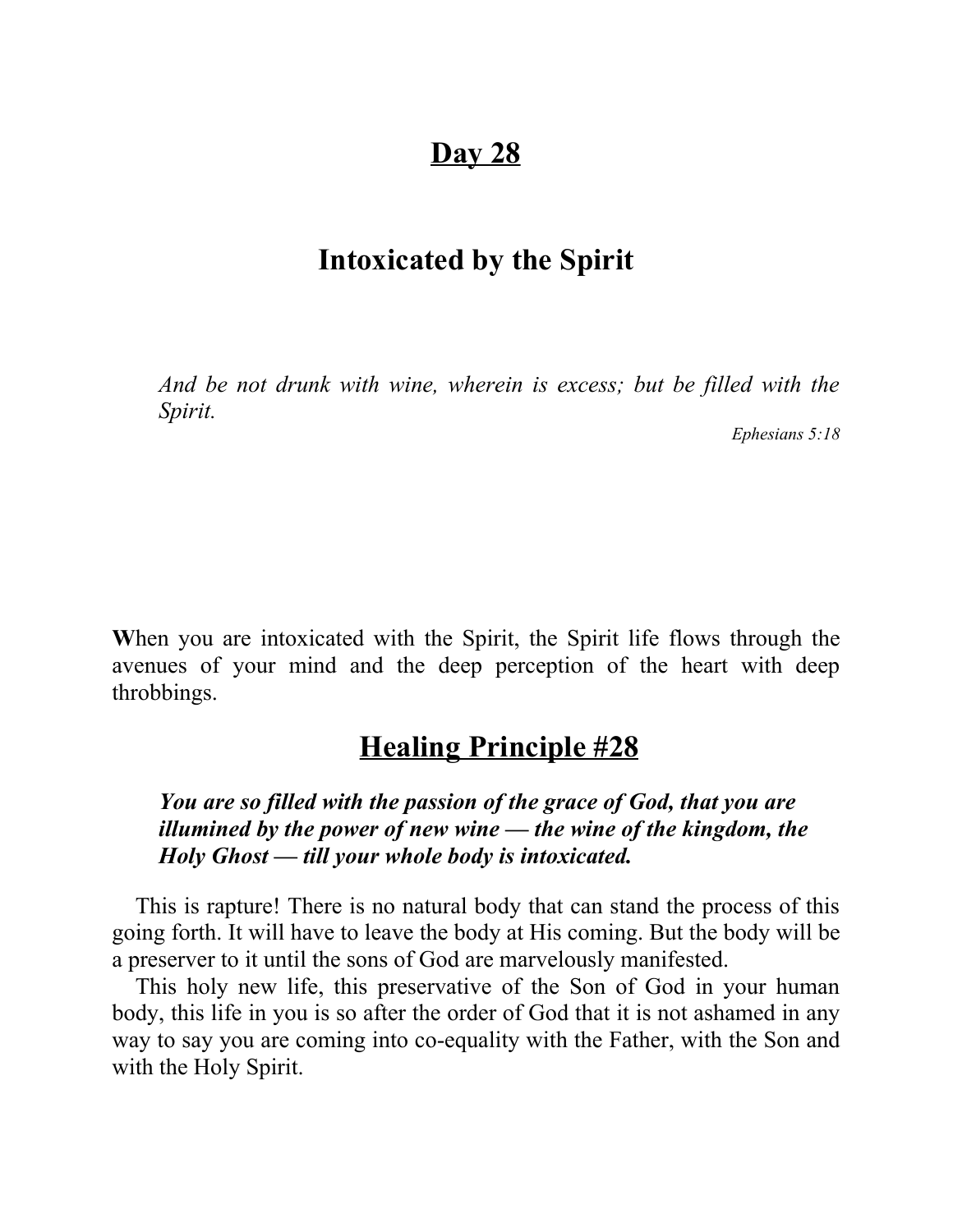# Day 28

## Intoxicated by the Spirit

> *And be not drunk with wine, wherein is excess; but be filled with the Spirit.*
>
> *Ephesians 5:18*

**W**hen you are intoxicated with the Spirit, the Spirit life flows through the avenues of your mind and the deep perception of the heart with deep throbbings.

## Healing Principle #28

> ***You are so filled with the passion of the grace of God, that you are illumined by the power of new wine — the wine of the kingdom, the Holy Ghost — till your whole body is intoxicated.***

This is rapture! There is no natural body that can stand the process of this going forth. It will have to leave the body at His coming. But the body will be a preserver to it until the sons of God are marvelously manifested.

This holy new life, this preservative of the Son of God in your human body, this life in you is so after the order of God that it is not ashamed in any way to say you are coming into co-equality with the Father, with the Son and with the Holy Spirit.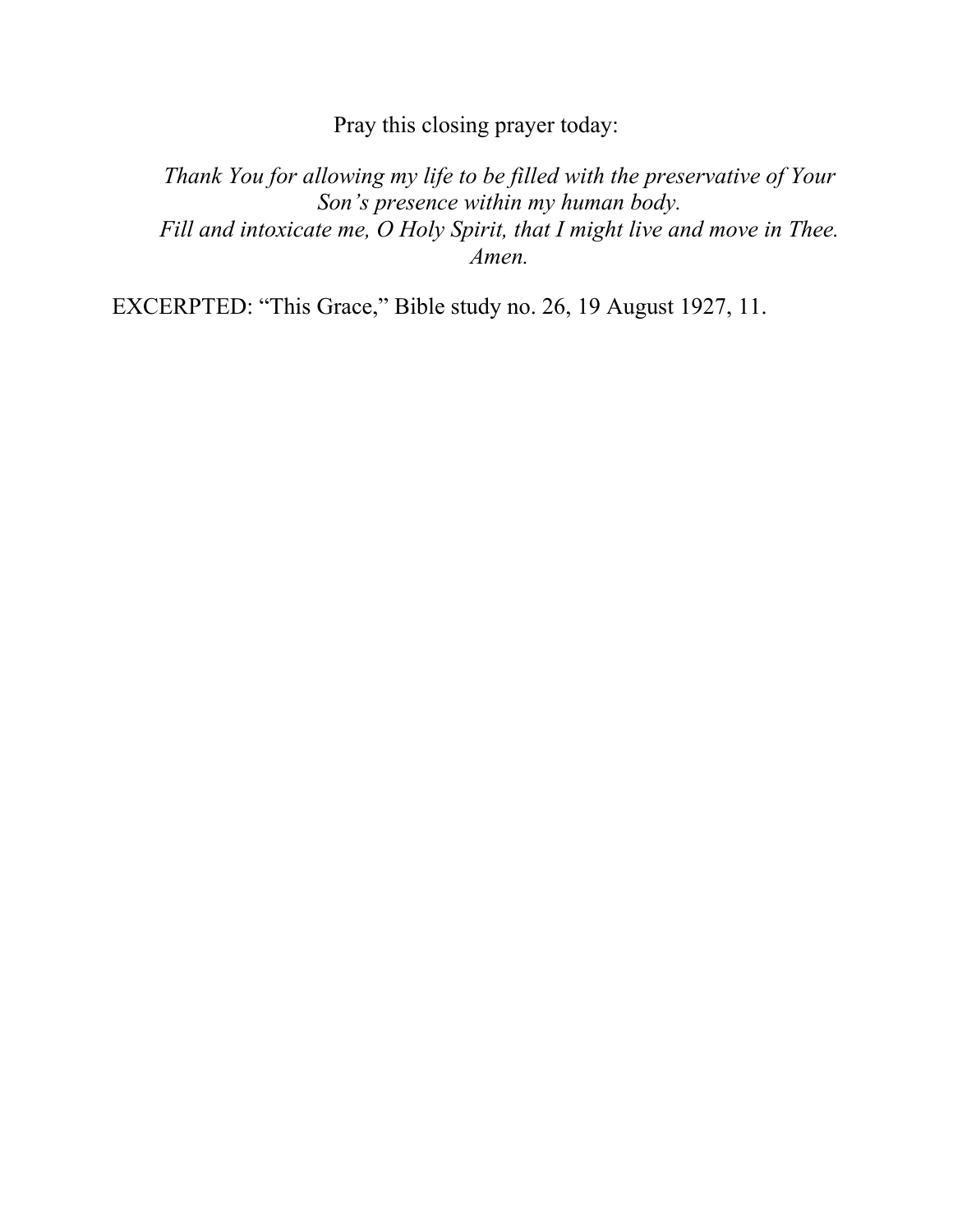Pray this closing prayer today:

*Thank You for allowing my life to be filled with the preservative of Your Son's presence within my human body.*
*Fill and intoxicate me, O Holy Spirit, that I might live and move in Thee. Amen.*

EXCERPTED: "This Grace," Bible study no. 26, 19 August 1927, 11.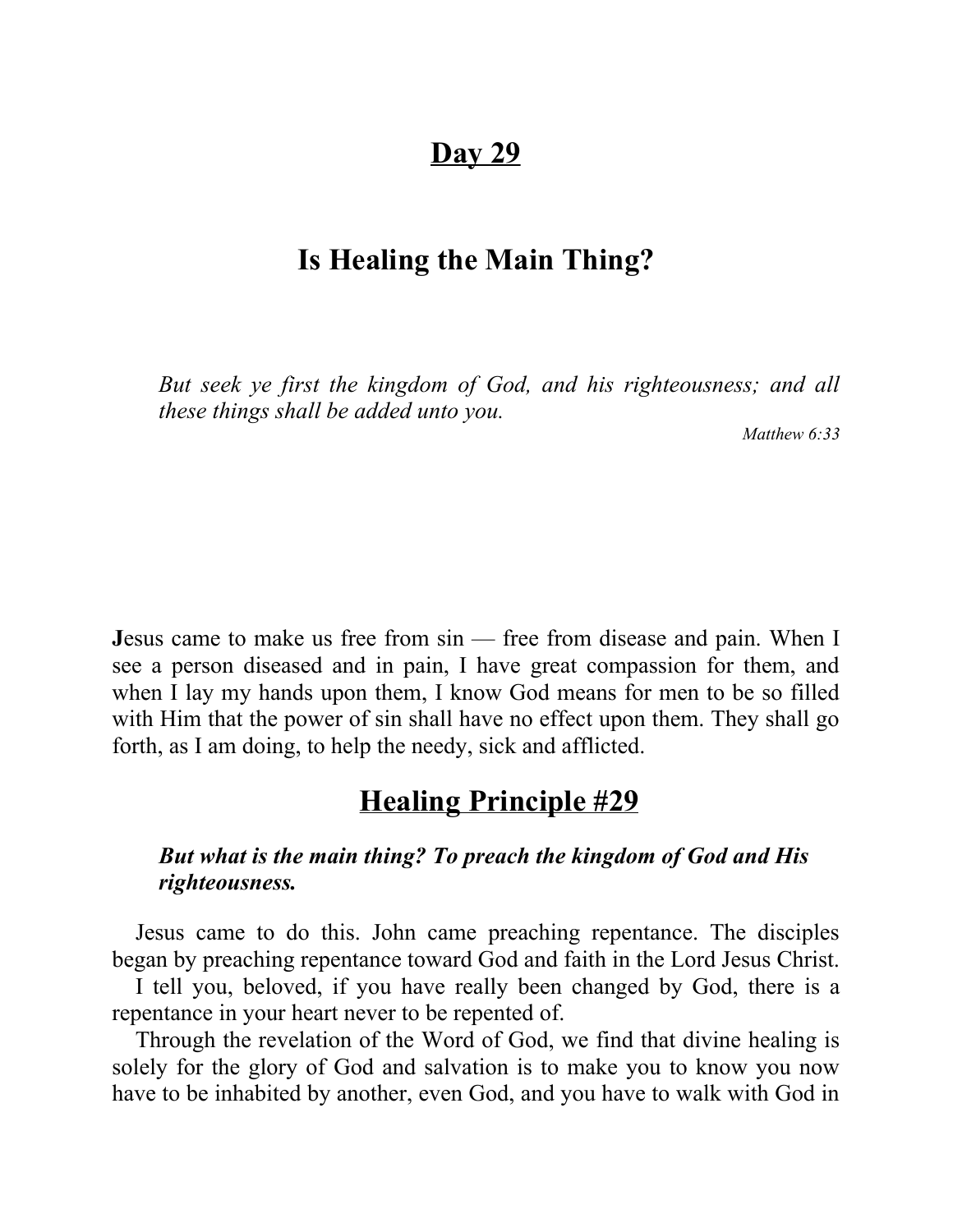# Day 29

## Is Healing the Main Thing?

> *But seek ye first the kingdom of God, and his righteousness; and all these things shall be added unto you.*
>
> *Matthew 6:33*

**J**esus came to make us free from sin — free from disease and pain. When I see a person diseased and in pain, I have great compassion for them, and when I lay my hands upon them, I know God means for men to be so filled with Him that the power of sin shall have no effect upon them. They shall go forth, as I am doing, to help the needy, sick and afflicted.

## Healing Principle #29

> ***But what is the main thing? To preach the kingdom of God and His righteousness.***

Jesus came to do this. John came preaching repentance. The disciples began by preaching repentance toward God and faith in the Lord Jesus Christ.

I tell you, beloved, if you have really been changed by God, there is a repentance in your heart never to be repented of.

Through the revelation of the Word of God, we find that divine healing is solely for the glory of God and salvation is to make you to know you now have to be inhabited by another, even God, and you have to walk with God in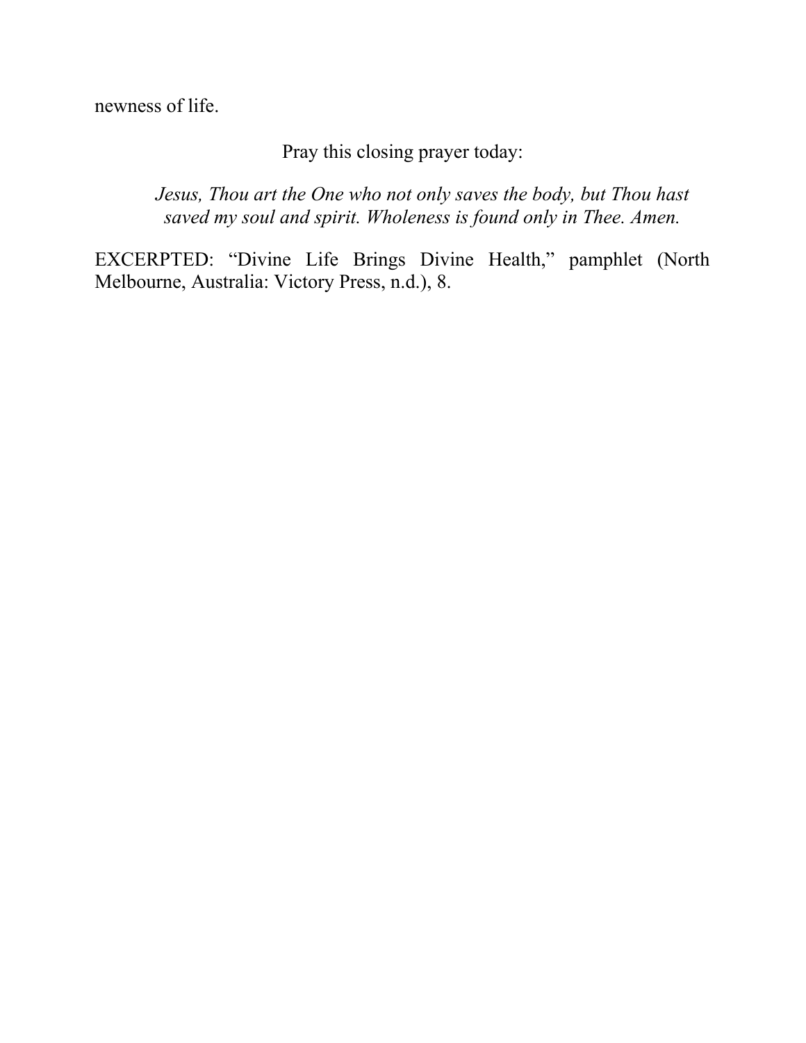newness of life.

Pray this closing prayer today:

*Jesus, Thou art the One who not only saves the body, but Thou hast saved my soul and spirit. Wholeness is found only in Thee. Amen.*

EXCERPTED: “Divine Life Brings Divine Health,” pamphlet (North Melbourne, Australia: Victory Press, n.d.), 8.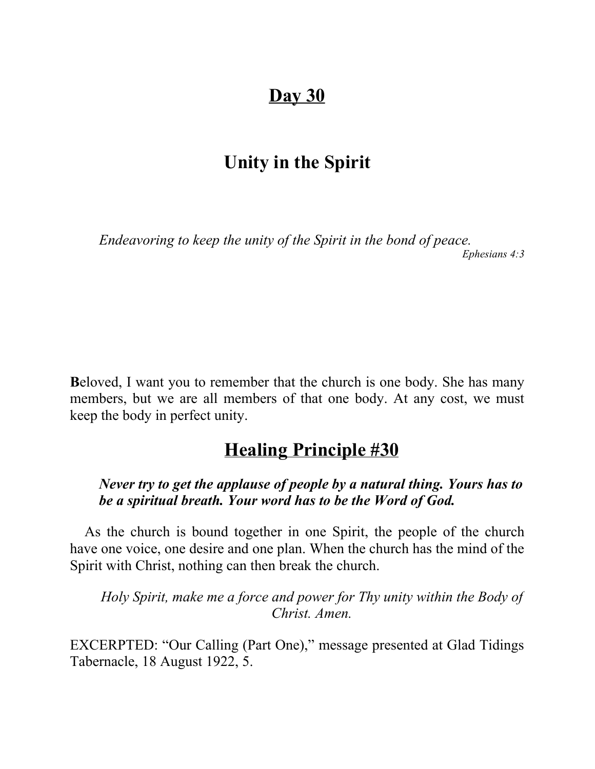# Day 30

## Unity in the Spirit

*Endeavoring to keep the unity of the Spirit in the bond of peace.*
*Ephesians 4:3*

**B**eloved, I want you to remember that the church is one body. She has many members, but we are all members of that one body. At any cost, we must keep the body in perfect unity.

## Healing Principle #30

***Never try to get the applause of people by a natural thing. Yours has to be a spiritual breath. Your word has to be the Word of God.***

As the church is bound together in one Spirit, the people of the church have one voice, one desire and one plan. When the church has the mind of the Spirit with Christ, nothing can then break the church.

*Holy Spirit, make me a force and power for Thy unity within the Body of Christ. Amen.*

EXCERPTED: "Our Calling (Part One)," message presented at Glad Tidings Tabernacle, 18 August 1922, 5.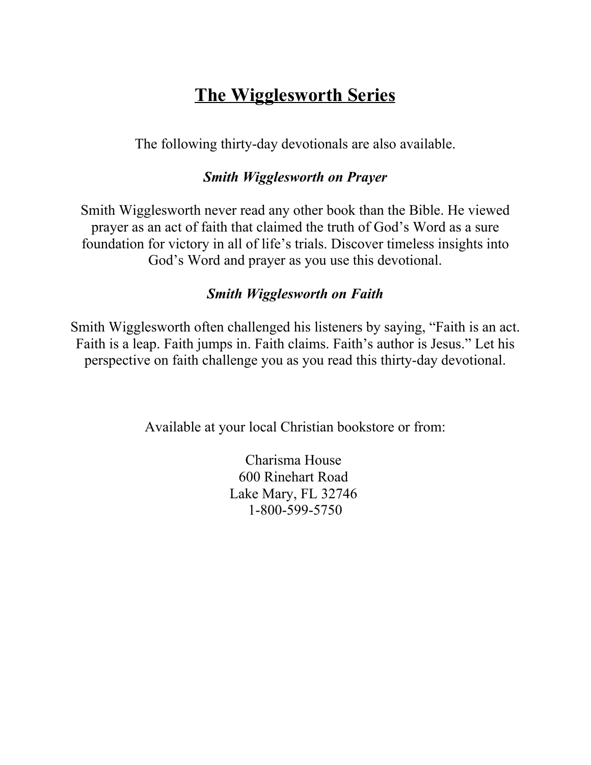# The Wigglesworth Series

The following thirty-day devotionals are also available.

***Smith Wigglesworth on Prayer***

Smith Wigglesworth never read any other book than the Bible. He viewed prayer as an act of faith that claimed the truth of God's Word as a sure foundation for victory in all of life's trials. Discover timeless insights into God's Word and prayer as you use this devotional.

***Smith Wigglesworth on Faith***

Smith Wigglesworth often challenged his listeners by saying, "Faith is an act. Faith is a leap. Faith jumps in. Faith claims. Faith's author is Jesus." Let his perspective on faith challenge you as you read this thirty-day devotional.

Available at your local Christian bookstore or from:

Charisma House
600 Rinehart Road
Lake Mary, FL 32746
1-800-599-5750